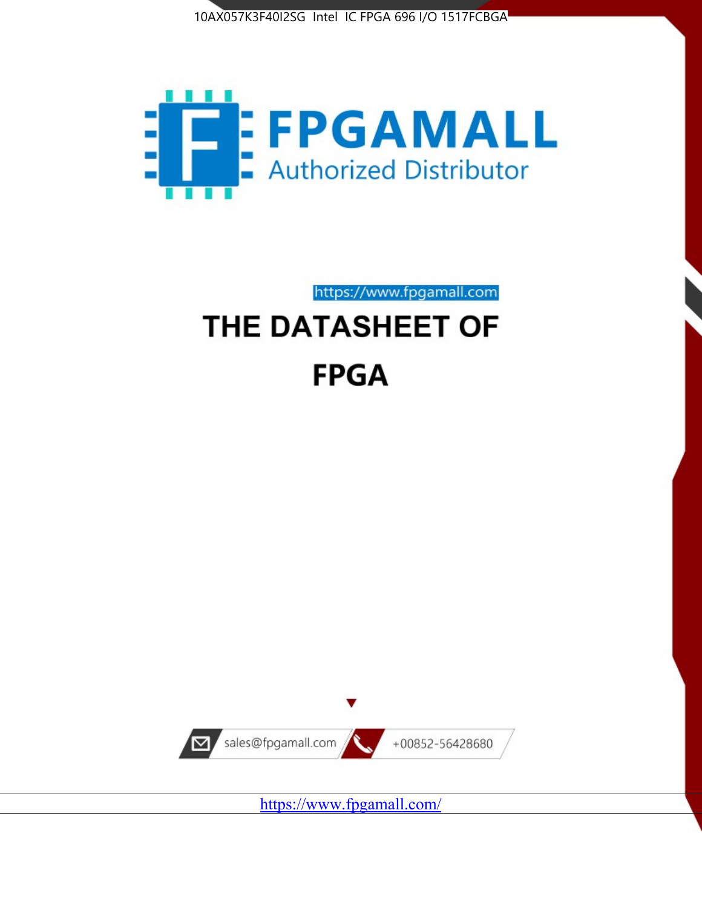10AX057K3F40I2SG Intel IC FPGA 696 I/O 1517FCBGA

FPGAMALL

Authorized Distributor

https://www.fpgamall.com

# THE DATASHEET OF

# FPGA

sales@fpgamall.com

+00852-56428680

https://www.fpgamall.com/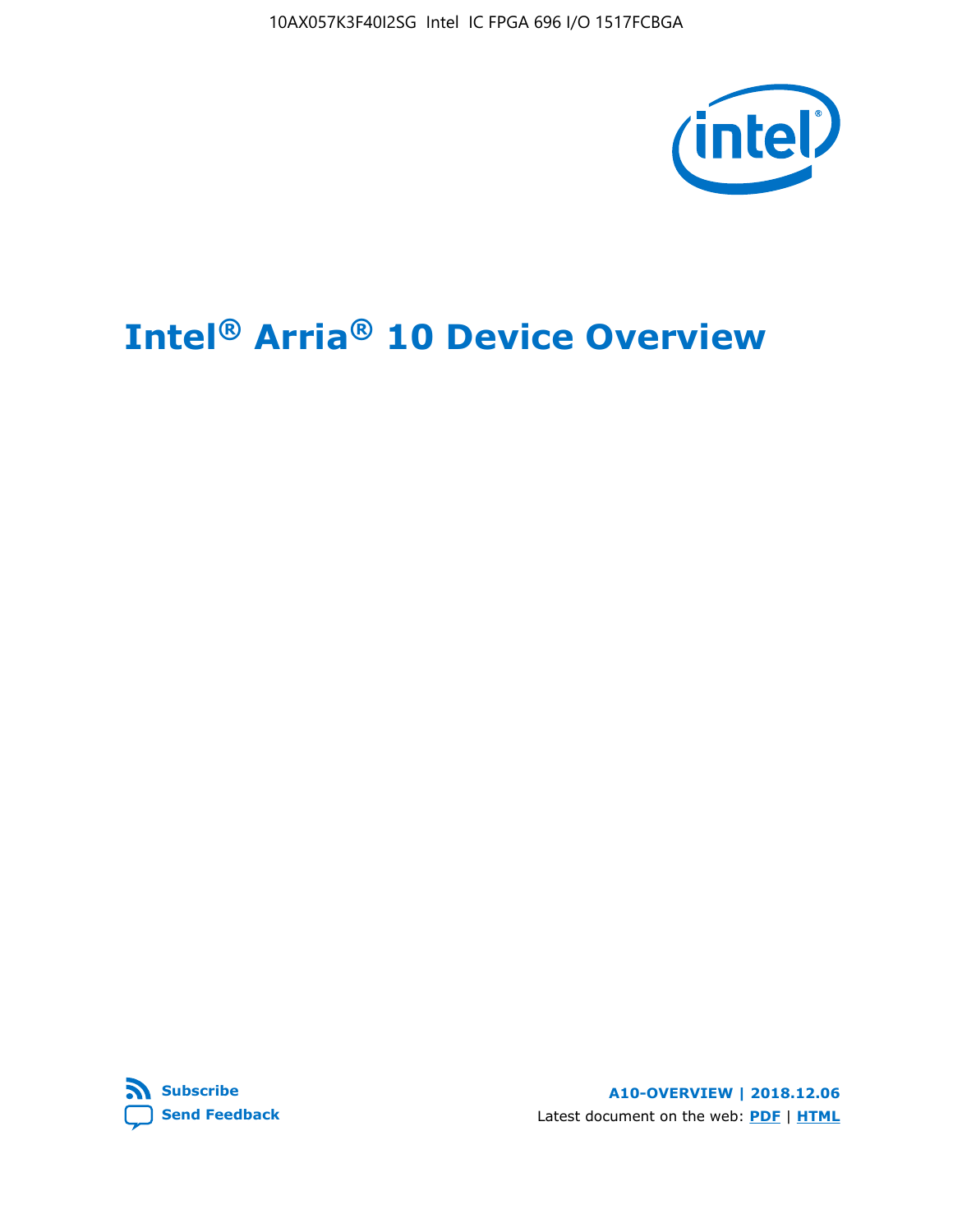# Intel® Arria® 10 Device Overview

A10-OVERVIEW | 2018.12.06

Subscribe

Send Feedback

Latest document on the web: PDF | HTML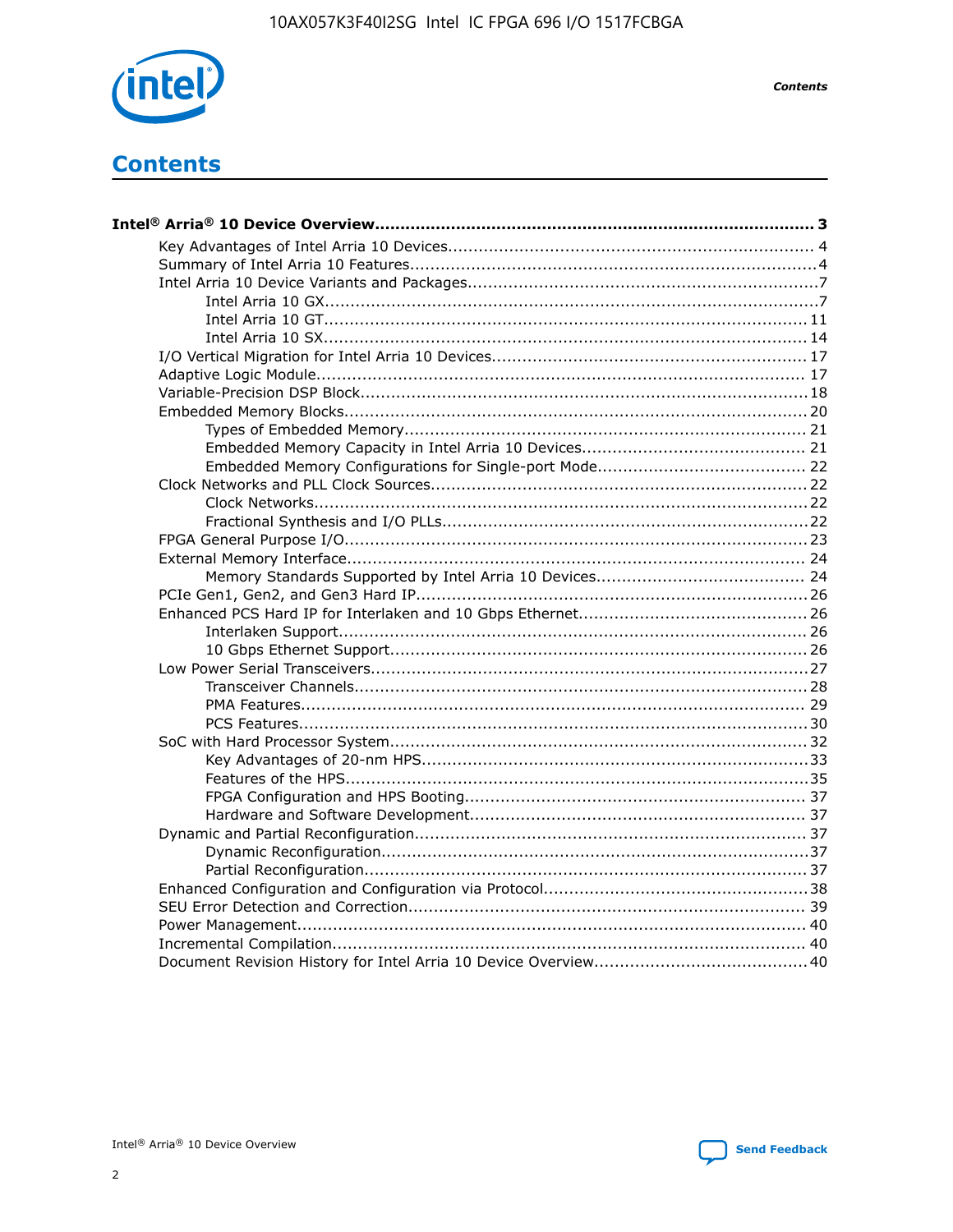# Contents

**Intel® Arria® 10 Device Overview....................................................................................... 3**

- Key Advantages of Intel Arria 10 Devices........................................................................ 4
- Summary of Intel Arria 10 Features................................................................................4
- Intel Arria 10 Device Variants and Packages.....................................................................7
  - Intel Arria 10 GX.................................................................................................7
  - Intel Arria 10 GT............................................................................................... 11
  - Intel Arria 10 SX............................................................................................... 14
- I/O Vertical Migration for Intel Arria 10 Devices.............................................................. 17
- Adaptive Logic Module................................................................................................ 17
- Variable-Precision DSP Block.......................................................................................18
- Embedded Memory Blocks...........................................................................................20
  - Types of Embedded Memory............................................................................... 21
  - Embedded Memory Capacity in Intel Arria 10 Devices............................................ 21
  - Embedded Memory Configurations for Single-port Mode......................................... 22
- Clock Networks and PLL Clock Sources.........................................................................22
  - Clock Networks.................................................................................................22
  - Fractional Synthesis and I/O PLLs........................................................................22
- FPGA General Purpose I/O..........................................................................................23
- External Memory Interface.......................................................................................... 24
  - Memory Standards Supported by Intel Arria 10 Devices......................................... 24
- PCIe Gen1, Gen2, and Gen3 Hard IP.............................................................................26
- Enhanced PCS Hard IP for Interlaken and 10 Gbps Ethernet.............................................26
  - Interlaken Support............................................................................................ 26
  - 10 Gbps Ethernet Support.................................................................................. 26
- Low Power Serial Transceivers.....................................................................................27
  - Transceiver Channels.........................................................................................28
  - PMA Features................................................................................................... 29
  - PCS Features....................................................................................................30
- SoC with Hard Processor System..................................................................................32
  - Key Advantages of 20-nm HPS............................................................................33
  - Features of the HPS...........................................................................................35
  - FPGA Configuration and HPS Booting................................................................... 37
  - Hardware and Software Development.................................................................. 37
- Dynamic and Partial Reconfiguration.............................................................................37
  - Dynamic Reconfiguration....................................................................................37
  - Partial Reconfiguration.......................................................................................37
- Enhanced Configuration and Configuration via Protocol....................................................38
- SEU Error Detection and Correction.............................................................................. 39
- Power Management................................................................................................... 40
- Incremental Compilation............................................................................................ 40
- Document Revision History for Intel Arria 10 Device Overview.......................................... 40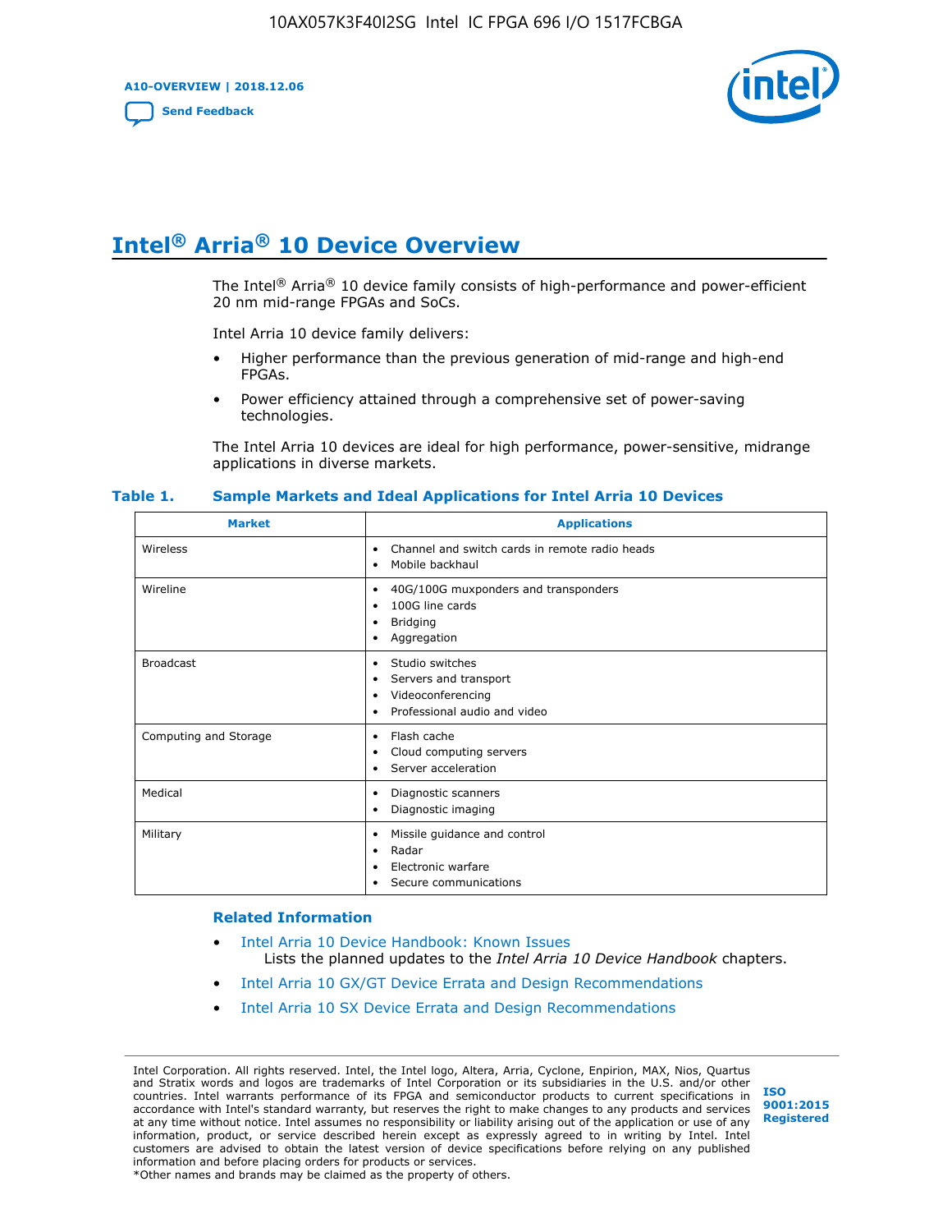# Intel® Arria® 10 Device Overview

The Intel® Arria® 10 device family consists of high-performance and power-efficient 20 nm mid-range FPGAs and SoCs.

Intel Arria 10 device family delivers:

- Higher performance than the previous generation of mid-range and high-end FPGAs.
- Power efficiency attained through a comprehensive set of power-saving technologies.

The Intel Arria 10 devices are ideal for high performance, power-sensitive, midrange applications in diverse markets.

**Table 1. Sample Markets and Ideal Applications for Intel Arria 10 Devices**

| Market | Applications |
|---|---|
| Wireless | • Channel and switch cards in remote radio heads<br>• Mobile backhaul |
| Wireline | • 40G/100G muxponders and transponders<br>• 100G line cards<br>• Bridging<br>• Aggregation |
| Broadcast | • Studio switches<br>• Servers and transport<br>• Videoconferencing<br>• Professional audio and video |
| Computing and Storage | • Flash cache<br>• Cloud computing servers<br>• Server acceleration |
| Medical | • Diagnostic scanners<br>• Diagnostic imaging |
| Military | • Missile guidance and control<br>• Radar<br>• Electronic warfare<br>• Secure communications |

### Related Information

- Intel Arria 10 Device Handbook: Known Issues
  Lists the planned updates to the *Intel Arria 10 Device Handbook* chapters.
- Intel Arria 10 GX/GT Device Errata and Design Recommendations
- Intel Arria 10 SX Device Errata and Design Recommendations

Intel Corporation. All rights reserved. Intel, the Intel logo, Altera, Arria, Cyclone, Enpirion, MAX, Nios, Quartus and Stratix words and logos are trademarks of Intel Corporation or its subsidiaries in the U.S. and/or other countries. Intel warrants performance of its FPGA and semiconductor products to current specifications in accordance with Intel's standard warranty, but reserves the right to make changes to any products and services at any time without notice. Intel assumes no responsibility or liability arising out of the application or use of any information, product, or service described herein except as expressly agreed to in writing by Intel. Intel customers are advised to obtain the latest version of device specifications before relying on any published information and before placing orders for products or services.
*Other names and brands may be claimed as the property of others.

ISO 9001:2015 Registered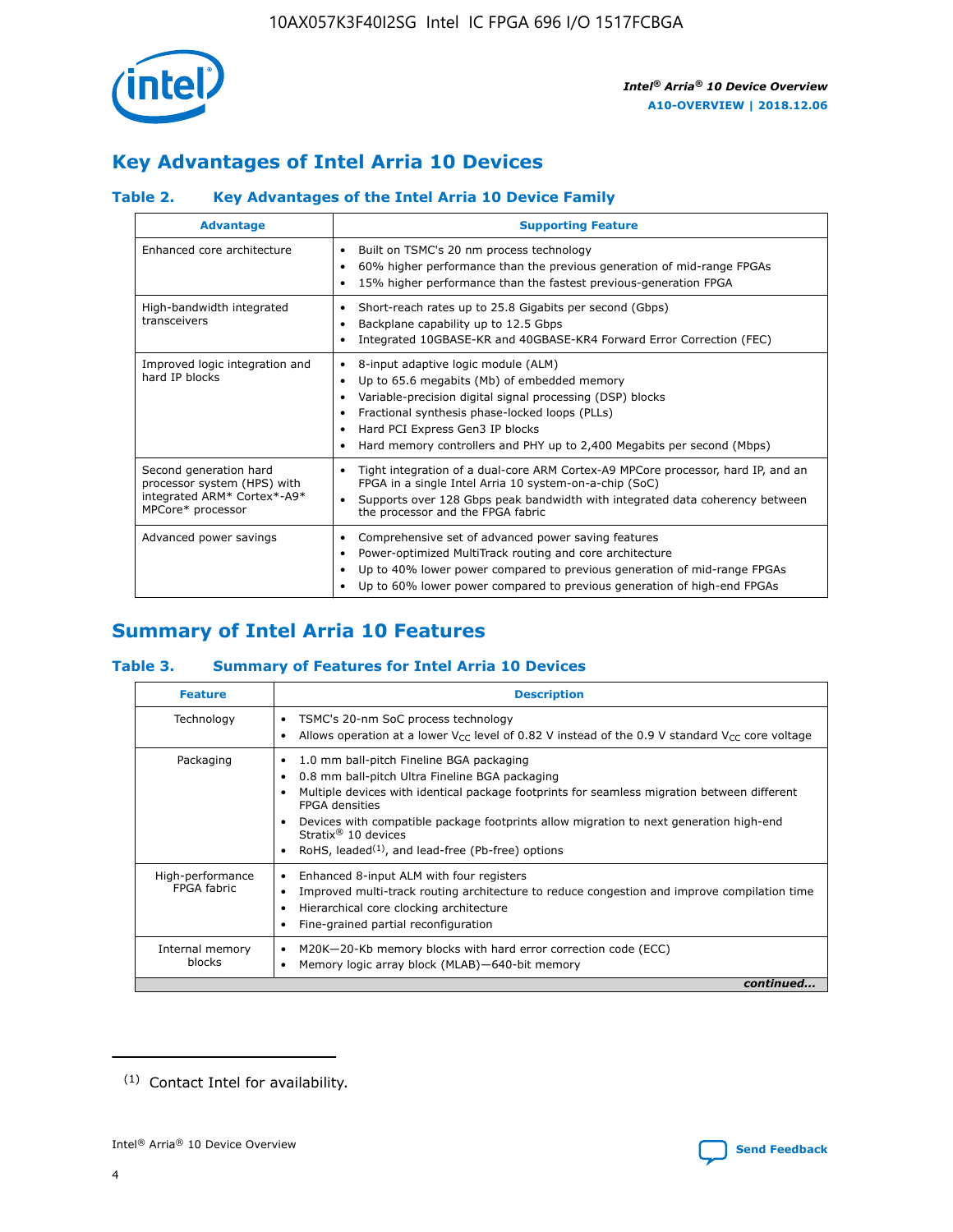## Key Advantages of Intel Arria 10 Devices

### Table 2. Key Advantages of the Intel Arria 10 Device Family

| Advantage | Supporting Feature |
|---|---|
| Enhanced core architecture | • Built on TSMC's 20 nm process technology<br>• 60% higher performance than the previous generation of mid-range FPGAs<br>• 15% higher performance than the fastest previous-generation FPGA |
| High-bandwidth integrated transceivers | • Short-reach rates up to 25.8 Gigabits per second (Gbps)<br>• Backplane capability up to 12.5 Gbps<br>• Integrated 10GBASE-KR and 40GBASE-KR4 Forward Error Correction (FEC) |
| Improved logic integration and hard IP blocks | • 8-input adaptive logic module (ALM)<br>• Up to 65.6 megabits (Mb) of embedded memory<br>• Variable-precision digital signal processing (DSP) blocks<br>• Fractional synthesis phase-locked loops (PLLs)<br>• Hard PCI Express Gen3 IP blocks<br>• Hard memory controllers and PHY up to 2,400 Megabits per second (Mbps) |
| Second generation hard processor system (HPS) with integrated ARM* Cortex*-A9* MPCore* processor | • Tight integration of a dual-core ARM Cortex-A9 MPCore processor, hard IP, and an FPGA in a single Intel Arria 10 system-on-a-chip (SoC)<br>• Supports over 128 Gbps peak bandwidth with integrated data coherency between the processor and the FPGA fabric |
| Advanced power savings | • Comprehensive set of advanced power saving features<br>• Power-optimized MultiTrack routing and core architecture<br>• Up to 40% lower power compared to previous generation of mid-range FPGAs<br>• Up to 60% lower power compared to previous generation of high-end FPGAs |

## Summary of Intel Arria 10 Features

### Table 3. Summary of Features for Intel Arria 10 Devices

| Feature | Description |
|---|---|
| Technology | • TSMC's 20-nm SoC process technology<br>• Allows operation at a lower $V_{CC}$ level of 0.82 V instead of the 0.9 V standard $V_{CC}$ core voltage |
| Packaging | • 1.0 mm ball-pitch Fineline BGA packaging<br>• 0.8 mm ball-pitch Ultra Fineline BGA packaging<br>• Multiple devices with identical package footprints for seamless migration between different FPGA densities<br>• Devices with compatible package footprints allow migration to next generation high-end Stratix® 10 devices<br>• RoHS, leaded(1), and lead-free (Pb-free) options |
| High-performance FPGA fabric | • Enhanced 8-input ALM with four registers<br>• Improved multi-track routing architecture to reduce congestion and improve compilation time<br>• Hierarchical core clocking architecture<br>• Fine-grained partial reconfiguration |
| Internal memory blocks | • M20K—20-Kb memory blocks with hard error correction code (ECC)<br>• Memory logic array block (MLAB)—640-bit memory |

*continued...*

(1) Contact Intel for availability.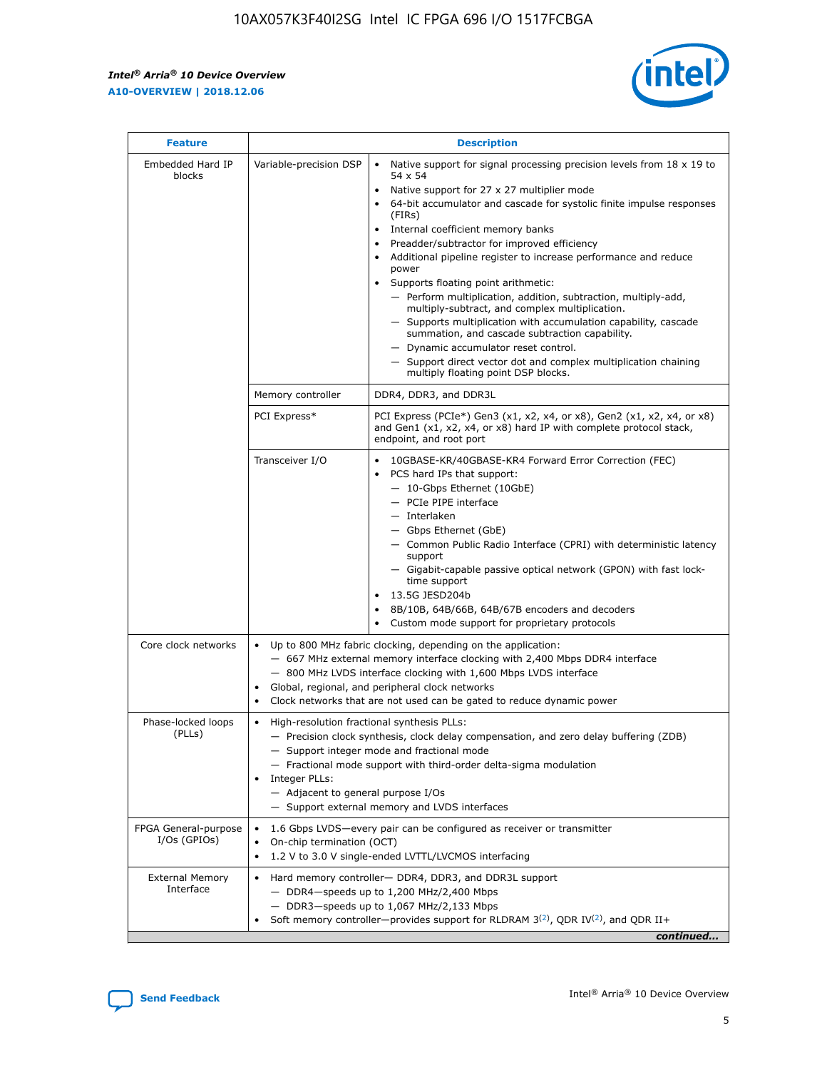| Feature | Description | |
|---|---|---|
| Embedded Hard IP blocks | Variable-precision DSP | • Native support for signal processing precision levels from 18 x 19 to 54 x 54<br>• Native support for 27 x 27 multiplier mode<br>• 64-bit accumulator and cascade for systolic finite impulse responses (FIRs)<br>• Internal coefficient memory banks<br>• Preadder/subtractor for improved efficiency<br>• Additional pipeline register to increase performance and reduce power<br>• Supports floating point arithmetic:<br>— Perform multiplication, addition, subtraction, multiply-add, multiply-subtract, and complex multiplication.<br>— Supports multiplication with accumulation capability, cascade summation, and cascade subtraction capability.<br>— Dynamic accumulator reset control.<br>— Support direct vector dot and complex multiplication chaining multiply floating point DSP blocks. |
| | Memory controller | DDR4, DDR3, and DDR3L |
| | PCI Express* | PCI Express (PCIe*) Gen3 (x1, x2, x4, or x8), Gen2 (x1, x2, x4, or x8) and Gen1 (x1, x2, x4, or x8) hard IP with complete protocol stack, endpoint, and root port |
| | Transceiver I/O | • 10GBASE-KR/40GBASE-KR4 Forward Error Correction (FEC)<br>• PCS hard IPs that support:<br>— 10-Gbps Ethernet (10GbE)<br>— PCIe PIPE interface<br>— Interlaken<br>— Gbps Ethernet (GbE)<br>— Common Public Radio Interface (CPRI) with deterministic latency support<br>— Gigabit-capable passive optical network (GPON) with fast lock-time support<br>• 13.5G JESD204b<br>• 8B/10B, 64B/66B, 64B/67B encoders and decoders<br>• Custom mode support for proprietary protocols |
| Core clock networks | • Up to 800 MHz fabric clocking, depending on the application:<br>— 667 MHz external memory interface clocking with 2,400 Mbps DDR4 interface<br>— 800 MHz LVDS interface clocking with 1,600 Mbps LVDS interface<br>• Global, regional, and peripheral clock networks<br>• Clock networks that are not used can be gated to reduce dynamic power | |
| Phase-locked loops (PLLs) | • High-resolution fractional synthesis PLLs:<br>— Precision clock synthesis, clock delay compensation, and zero delay buffering (ZDB)<br>— Support integer mode and fractional mode<br>— Fractional mode support with third-order delta-sigma modulation<br>• Integer PLLs:<br>— Adjacent to general purpose I/Os<br>— Support external memory and LVDS interfaces | |
| FPGA General-purpose I/Os (GPIOs) | • 1.6 Gbps LVDS—every pair can be configured as receiver or transmitter<br>• On-chip termination (OCT)<br>• 1.2 V to 3.0 V single-ended LVTTL/LVCMOS interfacing | |
| External Memory Interface | • Hard memory controller— DDR4, DDR3, and DDR3L support<br>— DDR4—speeds up to 1,200 MHz/2,400 Mbps<br>— DDR3—speeds up to 1,067 MHz/2,133 Mbps<br>• Soft memory controller—provides support for RLDRAM 3[2], QDR IV[2], and QDR II+ | |

*continued...*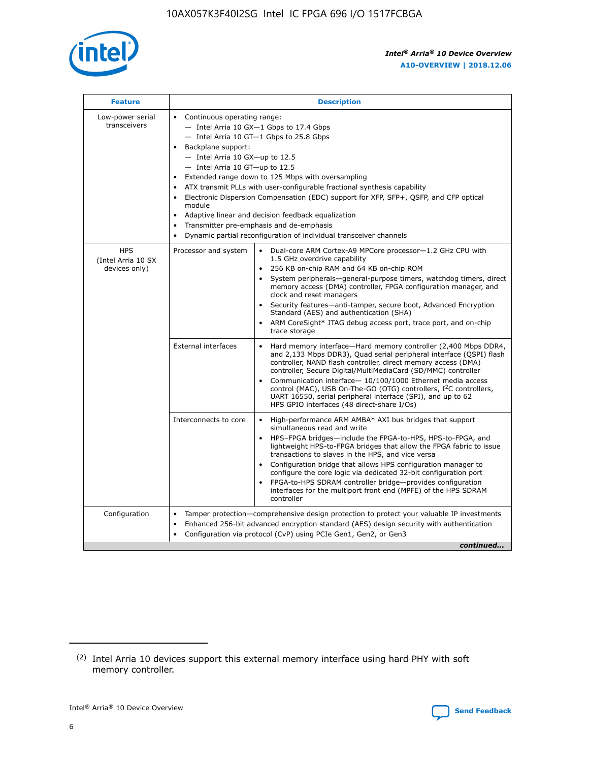| Feature | Description | |
|---|---|---|
| Low-power serial transceivers | • Continuous operating range:<br>— Intel Arria 10 GX—1 Gbps to 17.4 Gbps<br>— Intel Arria 10 GT—1 Gbps to 25.8 Gbps<br>• Backplane support:<br>— Intel Arria 10 GX—up to 12.5<br>— Intel Arria 10 GT—up to 12.5<br>• Extended range down to 125 Mbps with oversampling<br>• ATX transmit PLLs with user-configurable fractional synthesis capability<br>• Electronic Dispersion Compensation (EDC) support for XFP, SFP+, QSFP, and CFP optical module<br>• Adaptive linear and decision feedback equalization<br>• Transmitter pre-emphasis and de-emphasis<br>• Dynamic partial reconfiguration of individual transceiver channels | |
| HPS (Intel Arria 10 SX devices only) | Processor and system | • Dual-core ARM Cortex-A9 MPCore processor—1.2 GHz CPU with 1.5 GHz overdrive capability<br>• 256 KB on-chip RAM and 64 KB on-chip ROM<br>• System peripherals—general-purpose timers, watchdog timers, direct memory access (DMA) controller, FPGA configuration manager, and clock and reset managers<br>• Security features—anti-tamper, secure boot, Advanced Encryption Standard (AES) and authentication (SHA)<br>• ARM CoreSight* JTAG debug access port, trace port, and on-chip trace storage |
| | External interfaces | • Hard memory interface—Hard memory controller (2,400 Mbps DDR4, and 2,133 Mbps DDR3), Quad serial peripheral interface (QSPI) flash controller, NAND flash controller, direct memory access (DMA) controller, Secure Digital/MultiMediaCard (SD/MMC) controller<br>• Communication interface— 10/100/1000 Ethernet media access control (MAC), USB On-The-GO (OTG) controllers, I²C controllers, UART 16550, serial peripheral interface (SPI), and up to 62 HPS GPIO interfaces (48 direct-share I/Os) |
| | Interconnects to core | • High-performance ARM AMBA* AXI bus bridges that support simultaneous read and write<br>• HPS–FPGA bridges—include the FPGA-to-HPS, HPS-to-FPGA, and lightweight HPS-to-FPGA bridges that allow the FPGA fabric to issue transactions to slaves in the HPS, and vice versa<br>• Configuration bridge that allows HPS configuration manager to configure the core logic via dedicated 32-bit configuration port<br>• FPGA-to-HPS SDRAM controller bridge—provides configuration interfaces for the multiport front end (MPFE) of the HPS SDRAM controller |
| Configuration | • Tamper protection—comprehensive design protection to protect your valuable IP investments<br>• Enhanced 256-bit advanced encryption standard (AES) design security with authentication<br>• Configuration via protocol (CvP) using PCIe Gen1, Gen2, or Gen3 | |

*continued...*

(2) Intel Arria 10 devices support this external memory interface using hard PHY with soft memory controller.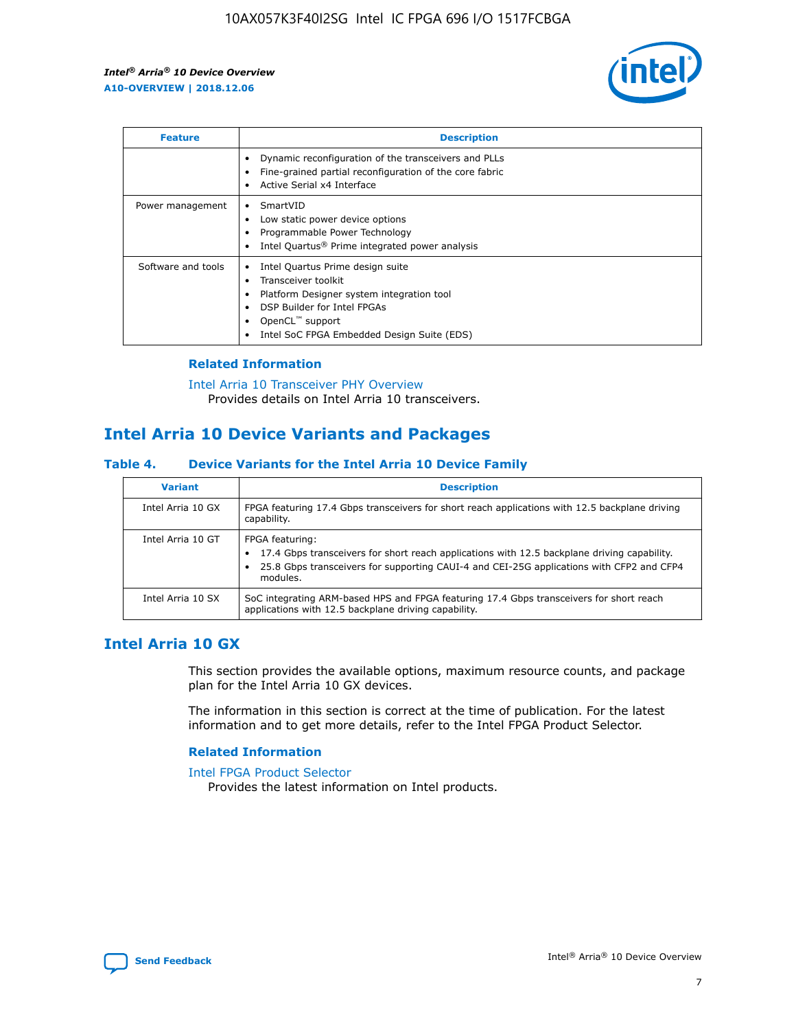| Feature | Description |
| --- | --- |
|  | • Dynamic reconfiguration of the transceivers and PLLs<br>• Fine-grained partial reconfiguration of the core fabric<br>• Active Serial x4 Interface |
| Power management | • SmartVID<br>• Low static power device options<br>• Programmable Power Technology<br>• Intel Quartus® Prime integrated power analysis |
| Software and tools | • Intel Quartus Prime design suite<br>• Transceiver toolkit<br>• Platform Designer system integration tool<br>• DSP Builder for Intel FPGAs<br>• OpenCL™ support<br>• Intel SoC FPGA Embedded Design Suite (EDS) |

### Related Information

Intel Arria 10 Transceiver PHY Overview
Provides details on Intel Arria 10 transceivers.

## Intel Arria 10 Device Variants and Packages

### Table 4. Device Variants for the Intel Arria 10 Device Family

| Variant | Description |
| --- | --- |
| Intel Arria 10 GX | FPGA featuring 17.4 Gbps transceivers for short reach applications with 12.5 backplane driving capability. |
| Intel Arria 10 GT | FPGA featuring:<br>• 17.4 Gbps transceivers for short reach applications with 12.5 backplane driving capability.<br>• 25.8 Gbps transceivers for supporting CAUI-4 and CEI-25G applications with CFP2 and CFP4 modules. |
| Intel Arria 10 SX | SoC integrating ARM-based HPS and FPGA featuring 17.4 Gbps transceivers for short reach applications with 12.5 backplane driving capability. |

## Intel Arria 10 GX

This section provides the available options, maximum resource counts, and package plan for the Intel Arria 10 GX devices.

The information in this section is correct at the time of publication. For the latest information and to get more details, refer to the Intel FPGA Product Selector.

### Related Information

Intel FPGA Product Selector
Provides the latest information on Intel products.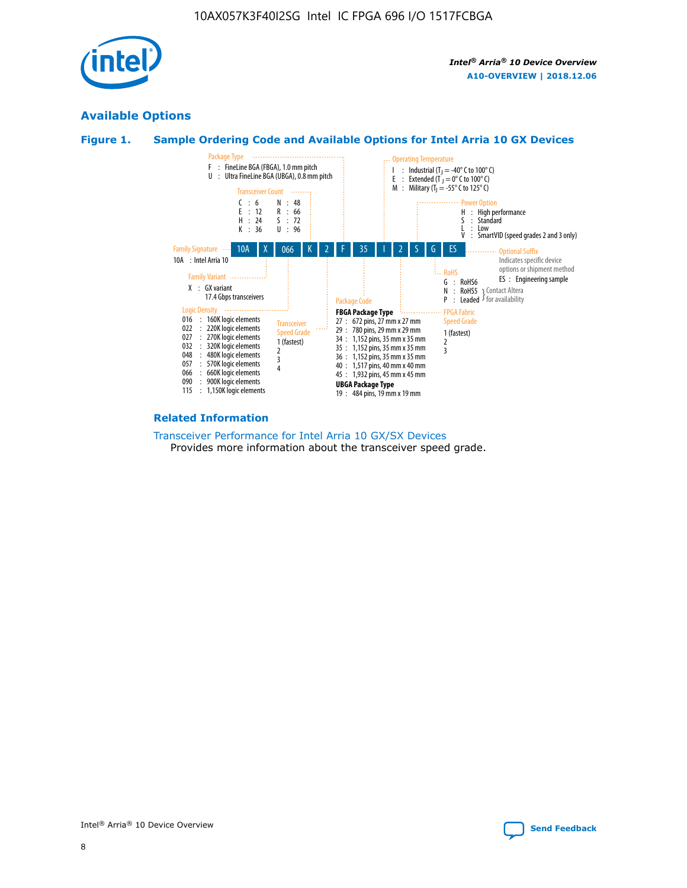## Available Options

### Figure 1. Sample Ordering Code and Available Options for Intel Arria 10 GX Devices

**Sample ordering code:** 10A X 066 K 2 F 35 I 2 S G ES

**Family Signature**
- 10A : Intel Arria 10

**Family Variant**
- X : GX variant, 17.4 Gbps transceivers

**Logic Density**
- 016 : 160K logic elements
- 022 : 220K logic elements
- 027 : 270K logic elements
- 032 : 320K logic elements
- 048 : 480K logic elements
- 057 : 570K logic elements
- 066 : 660K logic elements
- 090 : 900K logic elements
- 115 : 1,150K logic elements

**Transceiver Count**
- C : 6
- E : 12
- H : 24
- K : 36
- N : 48
- R : 66
- S : 72
- U : 96

**Transceiver Speed Grade**
- 1 (fastest)
- 2
- 3
- 4

**Package Type**
- F : FineLine BGA (FBGA), 1.0 mm pitch
- U : Ultra FineLine BGA (UBGA), 0.8 mm pitch

**Package Code**

FBGA Package Type
- 27 : 672 pins, 27 mm x 27 mm
- 29 : 780 pins, 29 mm x 29 mm
- 34 : 1,152 pins, 35 mm x 35 mm
- 35 : 1,152 pins, 35 mm x 35 mm
- 36 : 1,152 pins, 35 mm x 35 mm
- 40 : 1,517 pins, 40 mm x 40 mm
- 45 : 1,932 pins, 45 mm x 45 mm

UBGA Package Type
- 19 : 484 pins, 19 mm x 19 mm

**Operating Temperature**
- I : Industrial ($T_J$ = -40° C to 100° C)
- E : Extended ($T_J$ = 0° C to 100° C)
- M : Military ($T_J$ = -55° C to 125° C)

**FPGA Fabric Speed Grade**
- 1 (fastest)
- 2
- 3

**Power Option**
- H : High performance
- S : Standard
- L : Low
- V : SmartVID (speed grades 2 and 3 only)

**RoHS**
- G : RoHS6
- N : RoHS5 (Contact Altera for availability)
- P : Leaded (Contact Altera for availability)

**Optional Suffix**

Indicates specific device options or shipment method
- ES : Engineering sample

### Related Information

Transceiver Performance for Intel Arria 10 GX/SX Devices

Provides more information about the transceiver speed grade.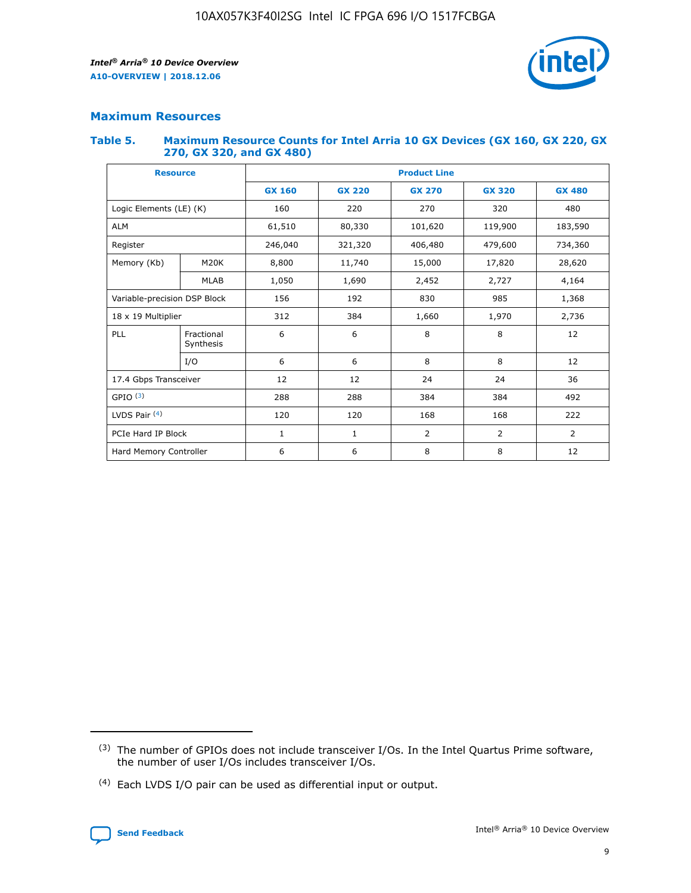## Maximum Resources

### Table 5. Maximum Resource Counts for Intel Arria 10 GX Devices (GX 160, GX 220, GX 270, GX 320, and GX 480)

| Resource | | Product Line | | | | |
|---|---|---|---|---|---|---|
| | | GX 160 | GX 220 | GX 270 | GX 320 | GX 480 |
| Logic Elements (LE) (K) | | 160 | 220 | 270 | 320 | 480 |
| ALM | | 61,510 | 80,330 | 101,620 | 119,900 | 183,590 |
| Register | | 246,040 | 321,320 | 406,480 | 479,600 | 734,360 |
| Memory (Kb) | M20K | 8,800 | 11,740 | 15,000 | 17,820 | 28,620 |
| | MLAB | 1,050 | 1,690 | 2,452 | 2,727 | 4,164 |
| Variable-precision DSP Block | | 156 | 192 | 830 | 985 | 1,368 |
| 18 x 19 Multiplier | | 312 | 384 | 1,660 | 1,970 | 2,736 |
| PLL | Fractional Synthesis | 6 | 6 | 8 | 8 | 12 |
| | I/O | 6 | 6 | 8 | 8 | 12 |
| 17.4 Gbps Transceiver | | 12 | 12 | 24 | 24 | 36 |
| GPIO [3] | | 288 | 288 | 384 | 384 | 492 |
| LVDS Pair [4] | | 120 | 120 | 168 | 168 | 222 |
| PCIe Hard IP Block | | 1 | 1 | 2 | 2 | 2 |
| Hard Memory Controller | | 6 | 6 | 8 | 8 | 12 |

[3] The number of GPIOs does not include transceiver I/Os. In the Intel Quartus Prime software, the number of user I/Os includes transceiver I/Os.

[4] Each LVDS I/O pair can be used as differential input or output.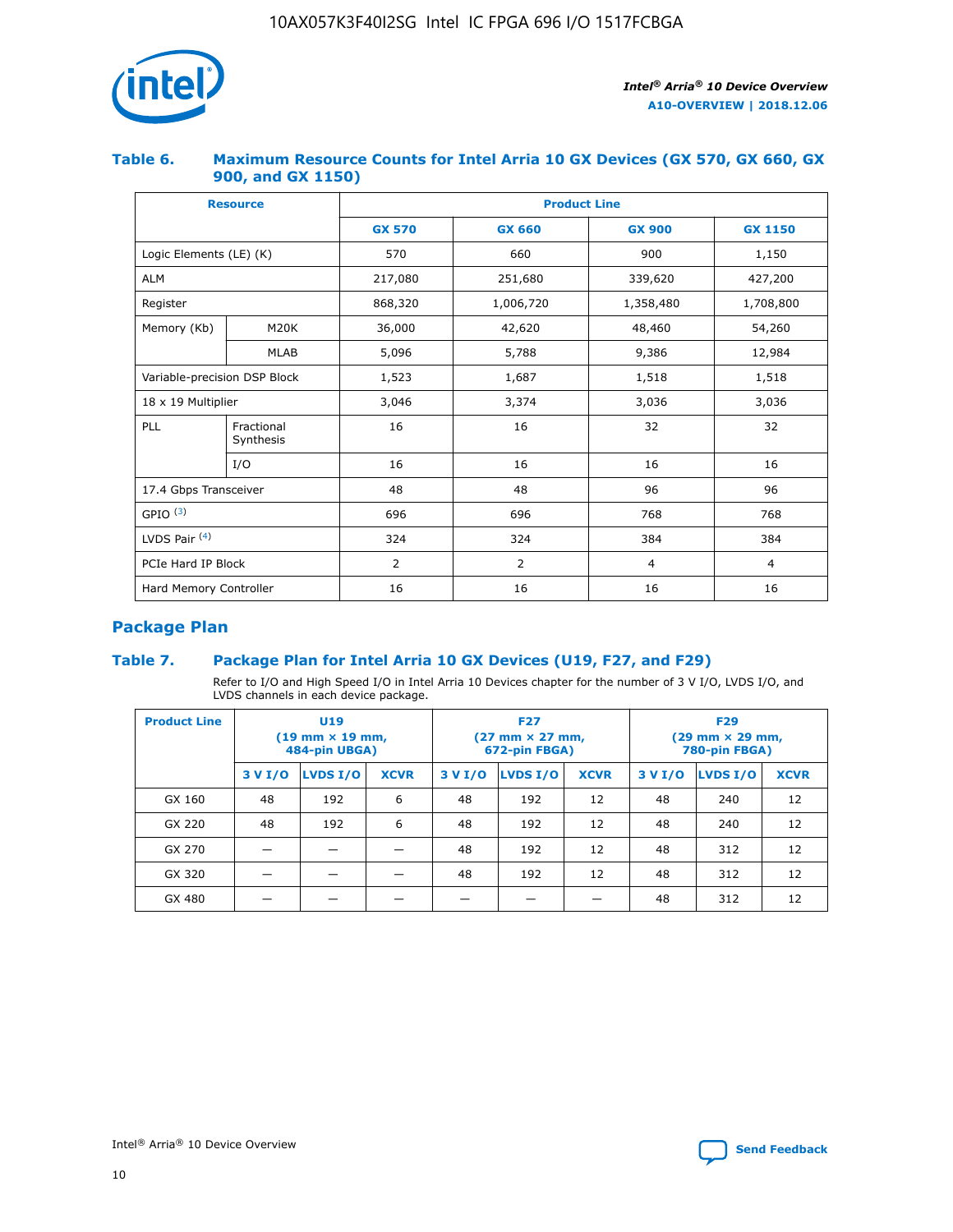#### Table 6. Maximum Resource Counts for Intel Arria 10 GX Devices (GX 570, GX 660, GX 900, and GX 1150)

| Resource | | Product Line | | | |
|---|---|---|---|---|---|
| | | GX 570 | GX 660 | GX 900 | GX 1150 |
| Logic Elements (LE) (K) | | 570 | 660 | 900 | 1,150 |
| ALM | | 217,080 | 251,680 | 339,620 | 427,200 |
| Register | | 868,320 | 1,006,720 | 1,358,480 | 1,708,800 |
| Memory (Kb) | M20K | 36,000 | 42,620 | 48,460 | 54,260 |
| | MLAB | 5,096 | 5,788 | 9,386 | 12,984 |
| Variable-precision DSP Block | | 1,523 | 1,687 | 1,518 | 1,518 |
| 18 x 19 Multiplier | | 3,046 | 3,374 | 3,036 | 3,036 |
| PLL | Fractional Synthesis | 16 | 16 | 32 | 32 |
| | I/O | 16 | 16 | 16 | 16 |
| 17.4 Gbps Transceiver | | 48 | 48 | 96 | 96 |
| GPIO [(3)] | | 696 | 696 | 768 | 768 |
| LVDS Pair [(4)] | | 324 | 324 | 384 | 384 |
| PCIe Hard IP Block | | 2 | 2 | 4 | 4 |
| Hard Memory Controller | | 16 | 16 | 16 | 16 |

## Package Plan

#### Table 7. Package Plan for Intel Arria 10 GX Devices (U19, F27, and F29)

Refer to I/O and High Speed I/O in Intel Arria 10 Devices chapter for the number of 3 V I/O, LVDS I/O, and LVDS channels in each device package.

| Product Line | U19 (19 mm × 19 mm, 484-pin UBGA) | | | F27 (27 mm × 27 mm, 672-pin FBGA) | | | F29 (29 mm × 29 mm, 780-pin FBGA) | | |
|---|---|---|---|---|---|---|---|---|---|
| | 3 V I/O | LVDS I/O | XCVR | 3 V I/O | LVDS I/O | XCVR | 3 V I/O | LVDS I/O | XCVR |
| GX 160 | 48 | 192 | 6 | 48 | 192 | 12 | 48 | 240 | 12 |
| GX 220 | 48 | 192 | 6 | 48 | 192 | 12 | 48 | 240 | 12 |
| GX 270 | — | — | — | 48 | 192 | 12 | 48 | 312 | 12 |
| GX 320 | — | — | — | 48 | 192 | 12 | 48 | 312 | 12 |
| GX 480 | — | — | — | — | — | — | 48 | 312 | 12 |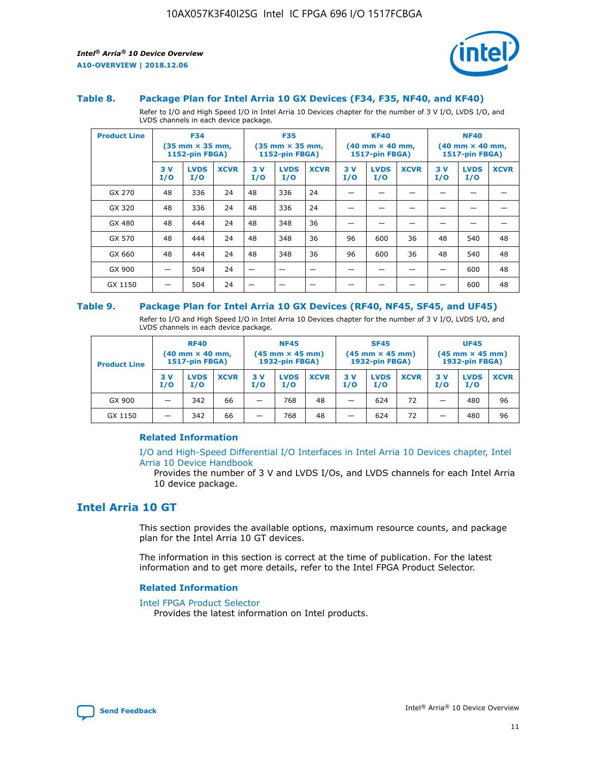### Table 8. Package Plan for Intel Arria 10 GX Devices (F34, F35, NF40, and KF40)

Refer to I/O and High Speed I/O in Intel Arria 10 Devices chapter for the number of 3 V I/O, LVDS I/O, and LVDS channels in each device package.

| Product Line | F34 (35 mm × 35 mm, 1152-pin FBGA) | | | F35 (35 mm × 35 mm, 1152-pin FBGA) | | | KF40 (40 mm × 40 mm, 1517-pin FBGA) | | | NF40 (40 mm × 40 mm, 1517-pin FBGA) | | |
|---|---|---|---|---|---|---|---|---|---|---|---|---|
| | 3 V I/O | LVDS I/O | XCVR | 3 V I/O | LVDS I/O | XCVR | 3 V I/O | LVDS I/O | XCVR | 3 V I/O | LVDS I/O | XCVR |
| GX 270 | 48 | 336 | 24 | 48 | 336 | 24 | — | — | — | — | — | — |
| GX 320 | 48 | 336 | 24 | 48 | 336 | 24 | — | — | — | — | — | — |
| GX 480 | 48 | 444 | 24 | 48 | 348 | 36 | — | — | — | — | — | — |
| GX 570 | 48 | 444 | 24 | 48 | 348 | 36 | 96 | 600 | 36 | 48 | 540 | 48 |
| GX 660 | 48 | 444 | 24 | 48 | 348 | 36 | 96 | 600 | 36 | 48 | 540 | 48 |
| GX 900 | — | 504 | 24 | — | — | — | — | — | — | — | 600 | 48 |
| GX 1150 | — | 504 | 24 | — | — | — | — | — | — | — | 600 | 48 |

### Table 9. Package Plan for Intel Arria 10 GX Devices (RF40, NF45, SF45, and UF45)

Refer to I/O and High Speed I/O in Intel Arria 10 Devices chapter for the number of 3 V I/O, LVDS I/O, and LVDS channels in each device package.

| Product Line | RF40 (40 mm × 40 mm, 1517-pin FBGA) | | | NF45 (45 mm × 45 mm) 1932-pin FBGA) | | | SF45 (45 mm × 45 mm) 1932-pin FBGA) | | | UF45 (45 mm × 45 mm) 1932-pin FBGA) | | |
|---|---|---|---|---|---|---|---|---|---|---|---|---|
| | 3 V I/O | LVDS I/O | XCVR | 3 V I/O | LVDS I/O | XCVR | 3 V I/O | LVDS I/O | XCVR | 3 V I/O | LVDS I/O | XCVR |
| GX 900 | — | 342 | 66 | — | 768 | 48 | — | 624 | 72 | — | 480 | 96 |
| GX 1150 | — | 342 | 66 | — | 768 | 48 | — | 624 | 72 | — | 480 | 96 |

#### Related Information

I/O and High-Speed Differential I/O Interfaces in Intel Arria 10 Devices chapter, Intel Arria 10 Device Handbook

Provides the number of 3 V and LVDS I/Os, and LVDS channels for each Intel Arria 10 device package.

## Intel Arria 10 GT

This section provides the available options, maximum resource counts, and package plan for the Intel Arria 10 GT devices.

The information in this section is correct at the time of publication. For the latest information and to get more details, refer to the Intel FPGA Product Selector.

#### Related Information

Intel FPGA Product Selector

Provides the latest information on Intel products.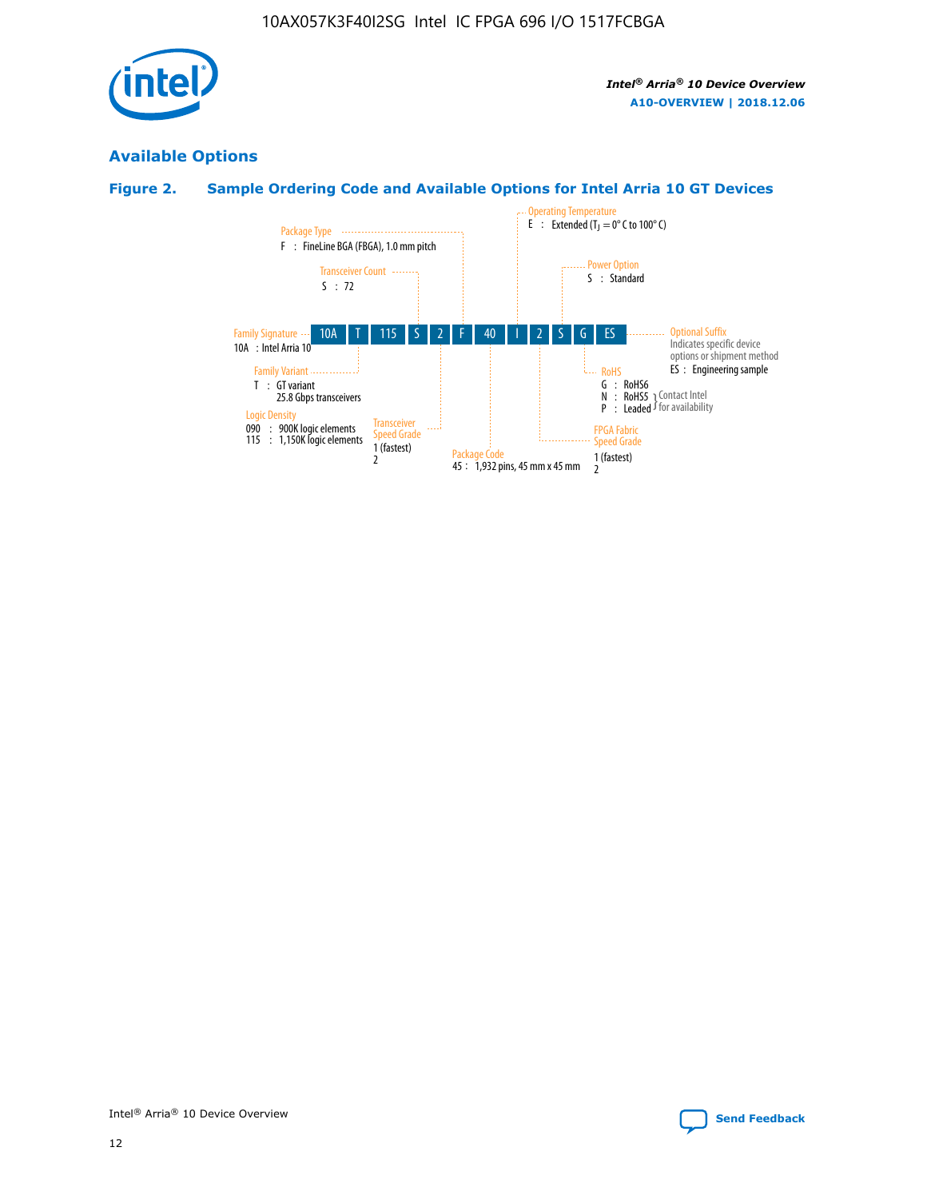## Available Options

### Figure 2. Sample Ordering Code and Available Options for Intel Arria 10 GT Devices

Sample ordering code: 10A T 115 S 2 F 40 I 2 S G ES

**Family Signature**
10A : Intel Arria 10

**Family Variant**
T : GT variant
25.8 Gbps transceivers

**Logic Density**
090 : 900K logic elements
115 : 1,150K logic elements

**Transceiver Count**
S : 72

**Transceiver Speed Grade**
1 (fastest)
2

**Package Type**
F : FineLine BGA (FBGA), 1.0 mm pitch

**Package Code**
45 : 1,932 pins, 45 mm x 45 mm

**Operating Temperature**
E : Extended ($T_J$ = 0° C to 100° C)

**FPGA Fabric Speed Grade**
1 (fastest)
2

**Power Option**
S : Standard

**RoHS**
G : RoHS6
N : RoHS5 } Contact Intel for availability
P : Leaded } Contact Intel for availability

**Optional Suffix**
Indicates specific device options or shipment method
ES : Engineering sample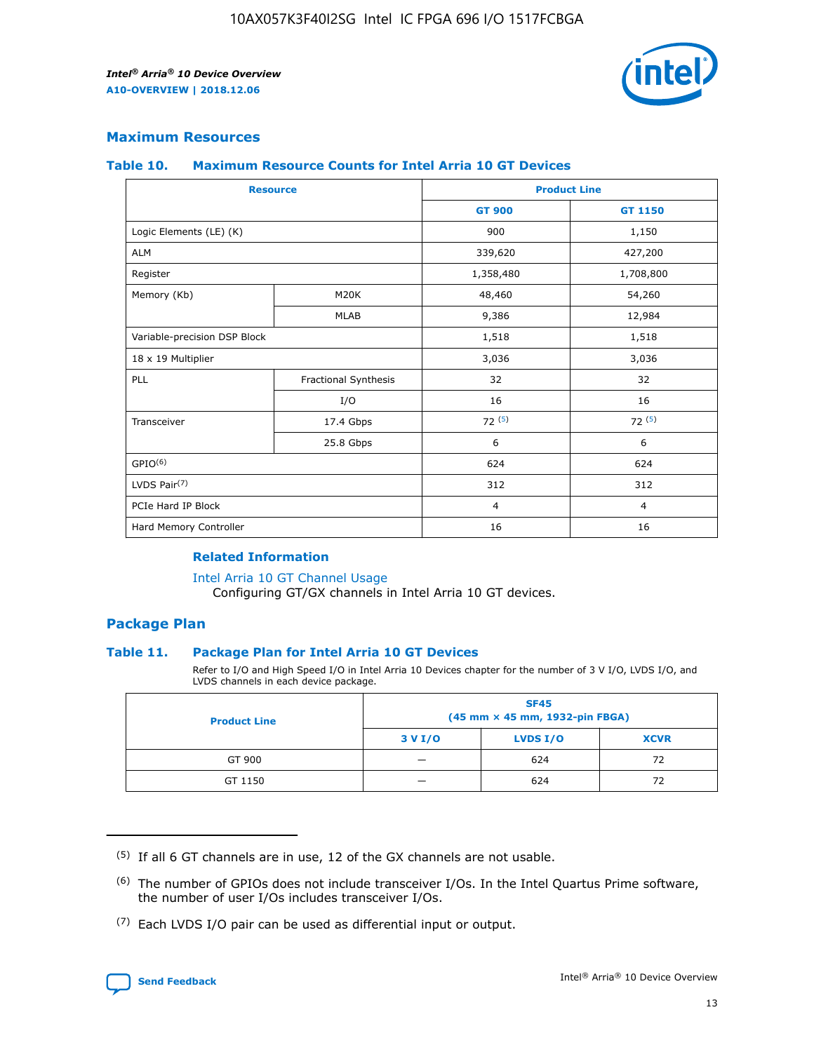## Maximum Resources

### Table 10. Maximum Resource Counts for Intel Arria 10 GT Devices

| Resource | | Product Line | |
|---|---|---|---|
| | | GT 900 | GT 1150 |
| Logic Elements (LE) (K) | | 900 | 1,150 |
| ALM | | 339,620 | 427,200 |
| Register | | 1,358,480 | 1,708,800 |
| Memory (Kb) | M20K | 48,460 | 54,260 |
| | MLAB | 9,386 | 12,984 |
| Variable-precision DSP Block | | 1,518 | 1,518 |
| 18 x 19 Multiplier | | 3,036 | 3,036 |
| PLL | Fractional Synthesis | 32 | 32 |
| | I/O | 16 | 16 |
| Transceiver | 17.4 Gbps | 72 (5) | 72 (5) |
| | 25.8 Gbps | 6 | 6 |
| GPIO(6) | | 624 | 624 |
| LVDS Pair(7) | | 312 | 312 |
| PCIe Hard IP Block | | 4 | 4 |
| Hard Memory Controller | | 16 | 16 |

#### Related Information

Intel Arria 10 GT Channel Usage

Configuring GT/GX channels in Intel Arria 10 GT devices.

## Package Plan

### Table 11. Package Plan for Intel Arria 10 GT Devices

Refer to I/O and High Speed I/O in Intel Arria 10 Devices chapter for the number of 3 V I/O, LVDS I/O, and LVDS channels in each device package.

| Product Line | SF45 (45 mm × 45 mm, 1932-pin FBGA) | | |
|---|---|---|---|
| | 3 V I/O | LVDS I/O | XCVR |
| GT 900 | — | 624 | 72 |
| GT 1150 | — | 624 | 72 |

(5) If all 6 GT channels are in use, 12 of the GX channels are not usable.

(6) The number of GPIOs does not include transceiver I/Os. In the Intel Quartus Prime software, the number of user I/Os includes transceiver I/Os.

(7) Each LVDS I/O pair can be used as differential input or output.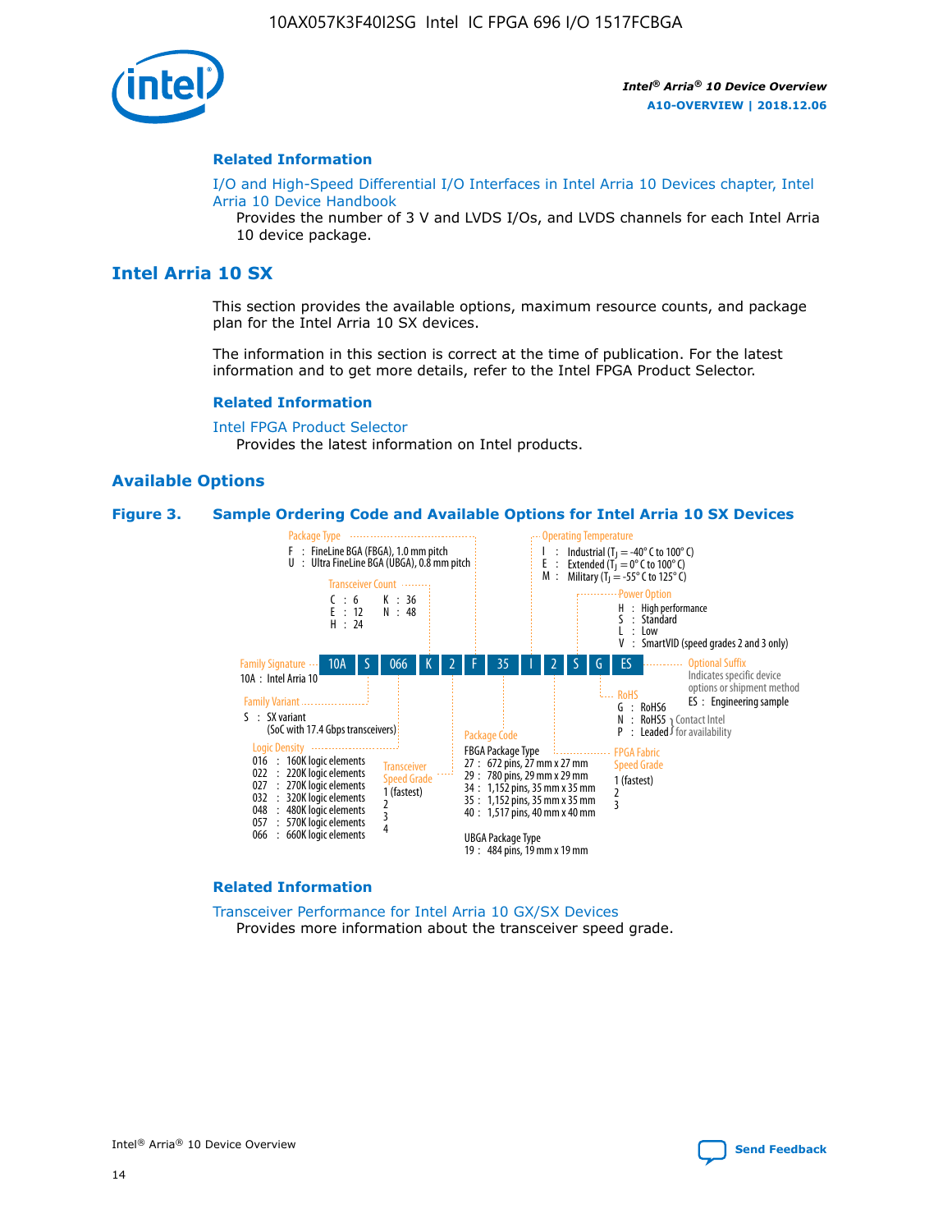#### Related Information

I/O and High-Speed Differential I/O Interfaces in Intel Arria 10 Devices chapter, Intel Arria 10 Device Handbook
Provides the number of 3 V and LVDS I/Os, and LVDS channels for each Intel Arria 10 device package.

## Intel Arria 10 SX

This section provides the available options, maximum resource counts, and package plan for the Intel Arria 10 SX devices.

The information in this section is correct at the time of publication. For the latest information and to get more details, refer to the Intel FPGA Product Selector.

#### Related Information

Intel FPGA Product Selector
Provides the latest information on Intel products.

### Available Options

**Figure 3. Sample Ordering Code and Available Options for Intel Arria 10 SX Devices**

Sample ordering code: 10A S 066 K 2 F 35 I 2 S G ES

- **Family Signature**
  - 10A : Intel Arria 10
- **Family Variant**
  - S : SX variant (SoC with 17.4 Gbps transceivers)
- **Logic Density**
  - 016 : 160K logic elements
  - 022 : 220K logic elements
  - 027 : 270K logic elements
  - 032 : 320K logic elements
  - 048 : 480K logic elements
  - 057 : 570K logic elements
  - 066 : 660K logic elements
- **Transceiver Count**
  - C : 6
  - E : 12
  - H : 24
  - K : 36
  - N : 48
- **Transceiver Speed Grade**
  - 1 (fastest)
  - 2
  - 3
  - 4
- **Package Type**
  - F : FineLine BGA (FBGA), 1.0 mm pitch
  - U : Ultra FineLine BGA (UBGA), 0.8 mm pitch
- **Package Code**
  - FBGA Package Type
    - 27 : 672 pins, 27 mm x 27 mm
    - 29 : 780 pins, 29 mm x 29 mm
    - 34 : 1,152 pins, 35 mm x 35 mm
    - 35 : 1,152 pins, 35 mm x 35 mm
    - 40 : 1,517 pins, 40 mm x 40 mm
  - UBGA Package Type
    - 19 : 484 pins, 19 mm x 19 mm
- **Operating Temperature**
  - I : Industrial ($T_J$ = -40° C to 100° C)
  - E : Extended ($T_J$ = 0° C to 100° C)
  - M : Military ($T_J$ = -55° C to 125° C)
- **FPGA Fabric Speed Grade**
  - 1 (fastest)
  - 2
  - 3
- **Power Option**
  - H : High performance
  - S : Standard
  - L : Low
  - V : SmartVID (speed grades 2 and 3 only)
- **RoHS**
  - G : RoHS6
  - N : RoHS5 (Contact Intel for availability)
  - P : Leaded (Contact Intel for availability)
- **Optional Suffix**
  - Indicates specific device options or shipment method
  - ES : Engineering sample

#### Related Information

Transceiver Performance for Intel Arria 10 GX/SX Devices
Provides more information about the transceiver speed grade.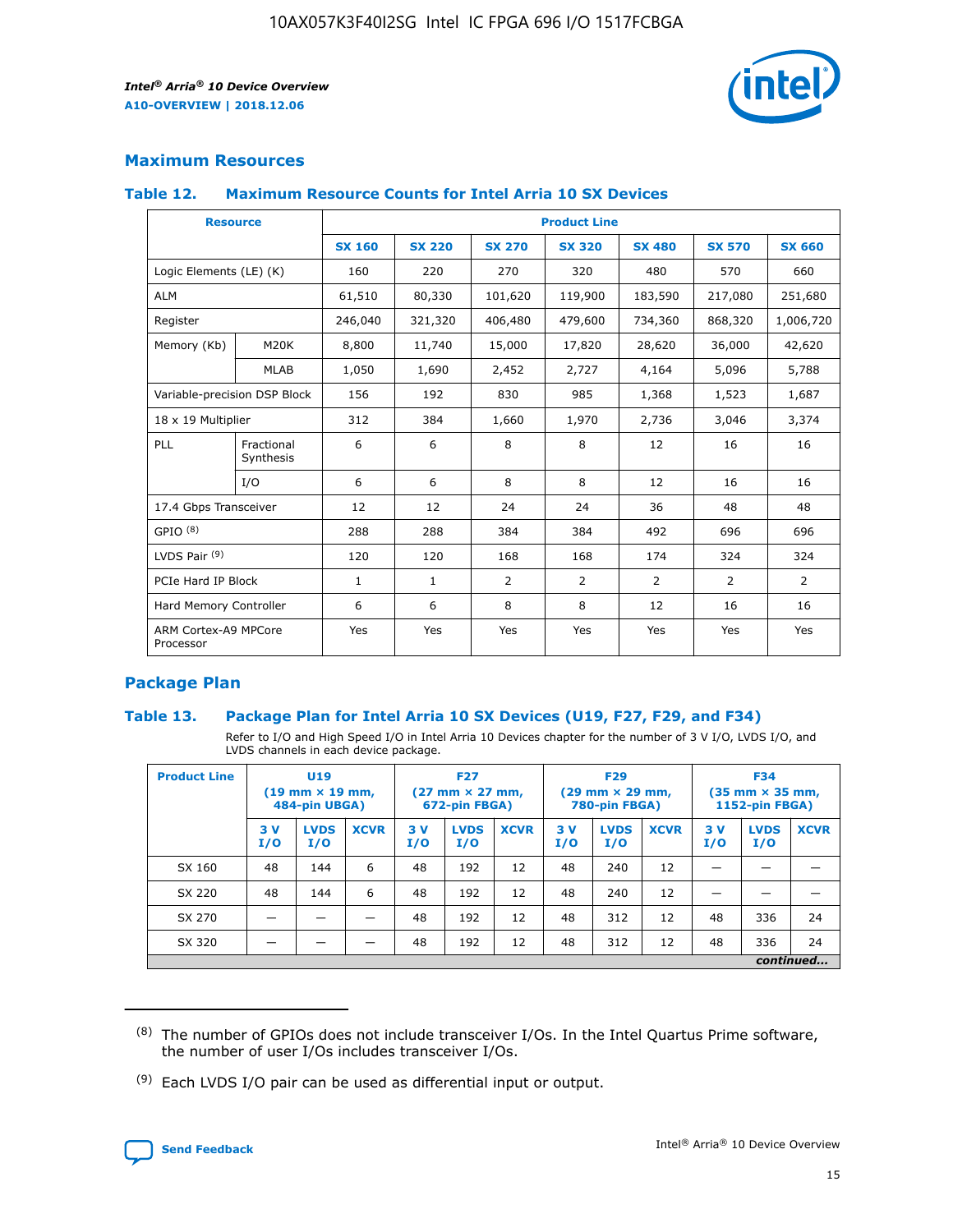## Maximum Resources

### Table 12. Maximum Resource Counts for Intel Arria 10 SX Devices

| Resource | | Product Line | | | | | | |
|---|---|---|---|---|---|---|---|---|
| | | SX 160 | SX 220 | SX 270 | SX 320 | SX 480 | SX 570 | SX 660 |
| Logic Elements (LE) (K) | | 160 | 220 | 270 | 320 | 480 | 570 | 660 |
| ALM | | 61,510 | 80,330 | 101,620 | 119,900 | 183,590 | 217,080 | 251,680 |
| Register | | 246,040 | 321,320 | 406,480 | 479,600 | 734,360 | 868,320 | 1,006,720 |
| Memory (Kb) | M20K | 8,800 | 11,740 | 15,000 | 17,820 | 28,620 | 36,000 | 42,620 |
| | MLAB | 1,050 | 1,690 | 2,452 | 2,727 | 4,164 | 5,096 | 5,788 |
| Variable-precision DSP Block | | 156 | 192 | 830 | 985 | 1,368 | 1,523 | 1,687 |
| 18 x 19 Multiplier | | 312 | 384 | 1,660 | 1,970 | 2,736 | 3,046 | 3,374 |
| PLL | Fractional Synthesis | 6 | 6 | 8 | 8 | 12 | 16 | 16 |
| | I/O | 6 | 6 | 8 | 8 | 12 | 16 | 16 |
| 17.4 Gbps Transceiver | | 12 | 12 | 24 | 24 | 36 | 48 | 48 |
| GPIO [8] | | 288 | 288 | 384 | 384 | 492 | 696 | 696 |
| LVDS Pair [9] | | 120 | 120 | 168 | 168 | 174 | 324 | 324 |
| PCIe Hard IP Block | | 1 | 1 | 2 | 2 | 2 | 2 | 2 |
| Hard Memory Controller | | 6 | 6 | 8 | 8 | 12 | 16 | 16 |
| ARM Cortex-A9 MPCore Processor | | Yes | Yes | Yes | Yes | Yes | Yes | Yes |

## Package Plan

### Table 13. Package Plan for Intel Arria 10 SX Devices (U19, F27, F29, and F34)

Refer to I/O and High Speed I/O in Intel Arria 10 Devices chapter for the number of 3 V I/O, LVDS I/O, and LVDS channels in each device package.

| Product Line | U19 (19 mm × 19 mm, 484-pin UBGA) | | | F27 (27 mm × 27 mm, 672-pin FBGA) | | | F29 (29 mm × 29 mm, 780-pin FBGA) | | | F34 (35 mm × 35 mm, 1152-pin FBGA) | | |
|---|---|---|---|---|---|---|---|---|---|---|---|---|
| | 3 V I/O | LVDS I/O | XCVR | 3 V I/O | LVDS I/O | XCVR | 3 V I/O | LVDS I/O | XCVR | 3 V I/O | LVDS I/O | XCVR |
| SX 160 | 48 | 144 | 6 | 48 | 192 | 12 | 48 | 240 | 12 | — | — | — |
| SX 220 | 48 | 144 | 6 | 48 | 192 | 12 | 48 | 240 | 12 | — | — | — |
| SX 270 | — | — | — | 48 | 192 | 12 | 48 | 312 | 12 | 48 | 336 | 24 |
| SX 320 | — | — | — | 48 | 192 | 12 | 48 | 312 | 12 | 48 | 336 | 24 |

*continued...*

(8) The number of GPIOs does not include transceiver I/Os. In the Intel Quartus Prime software, the number of user I/Os includes transceiver I/Os.

(9) Each LVDS I/O pair can be used as differential input or output.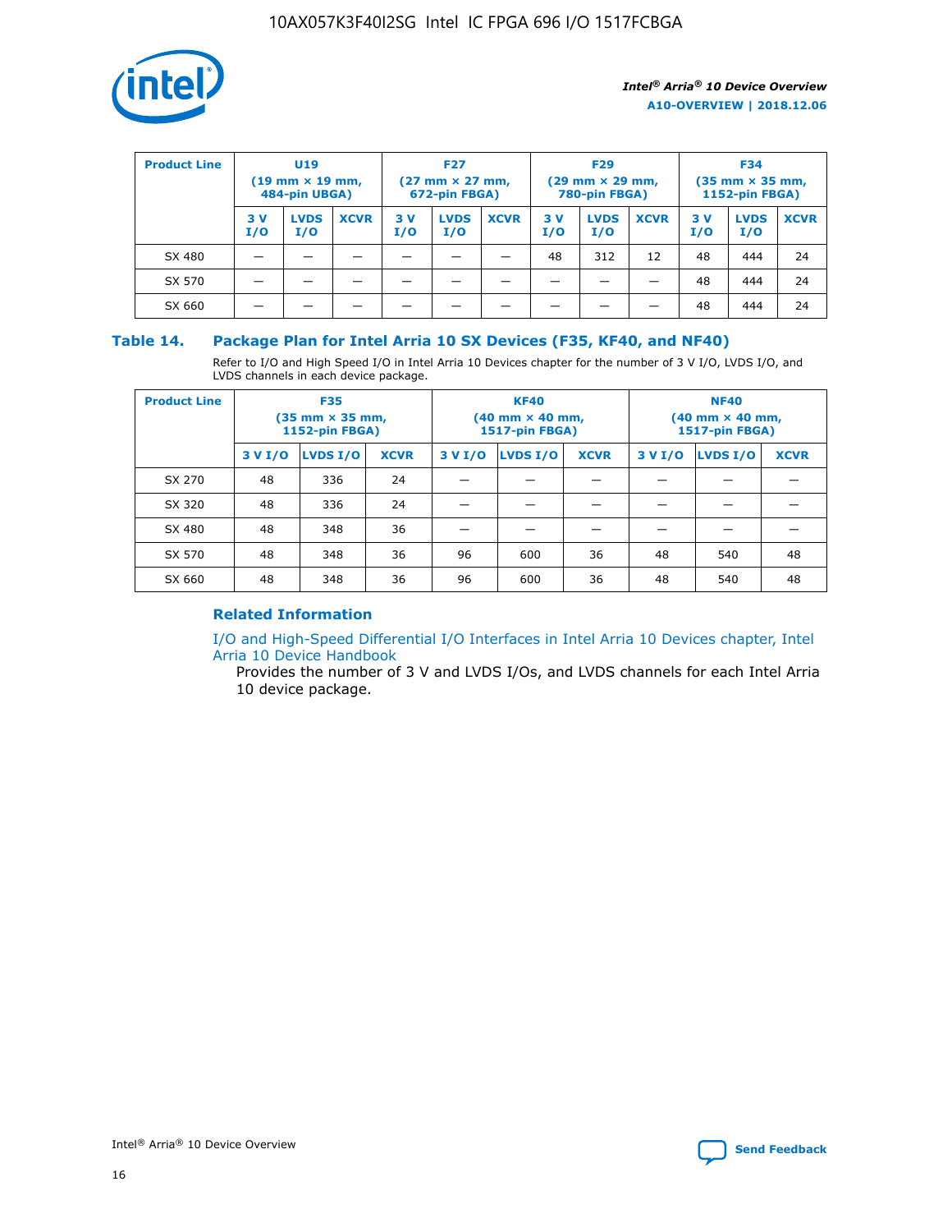| Product Line | U19 (19 mm × 19 mm, 484-pin UBGA) | | | F27 (27 mm × 27 mm, 672-pin FBGA) | | | F29 (29 mm × 29 mm, 780-pin FBGA) | | | F34 (35 mm × 35 mm, 1152-pin FBGA) | | |
|---|---|---|---|---|---|---|---|---|---|---|---|---|
| | 3 V I/O | LVDS I/O | XCVR | 3 V I/O | LVDS I/O | XCVR | 3 V I/O | LVDS I/O | XCVR | 3 V I/O | LVDS I/O | XCVR |
| SX 480 | — | — | — | — | — | — | 48 | 312 | 12 | 48 | 444 | 24 |
| SX 570 | — | — | — | — | — | — | — | — | — | 48 | 444 | 24 |
| SX 660 | — | — | — | — | — | — | — | — | — | 48 | 444 | 24 |

## Table 14. Package Plan for Intel Arria 10 SX Devices (F35, KF40, and NF40)

Refer to I/O and High Speed I/O in Intel Arria 10 Devices chapter for the number of 3 V I/O, LVDS I/O, and LVDS channels in each device package.

| Product Line | F35 (35 mm × 35 mm, 1152-pin FBGA) | | | KF40 (40 mm × 40 mm, 1517-pin FBGA) | | | NF40 (40 mm × 40 mm, 1517-pin FBGA) | | |
|---|---|---|---|---|---|---|---|---|---|
| | 3 V I/O | LVDS I/O | XCVR | 3 V I/O | LVDS I/O | XCVR | 3 V I/O | LVDS I/O | XCVR |
| SX 270 | 48 | 336 | 24 | — | — | — | — | — | — |
| SX 320 | 48 | 336 | 24 | — | — | — | — | — | — |
| SX 480 | 48 | 348 | 36 | — | — | — | — | — | — |
| SX 570 | 48 | 348 | 36 | 96 | 600 | 36 | 48 | 540 | 48 |
| SX 660 | 48 | 348 | 36 | 96 | 600 | 36 | 48 | 540 | 48 |

### Related Information

I/O and High-Speed Differential I/O Interfaces in Intel Arria 10 Devices chapter, Intel Arria 10 Device Handbook

Provides the number of 3 V and LVDS I/Os, and LVDS channels for each Intel Arria 10 device package.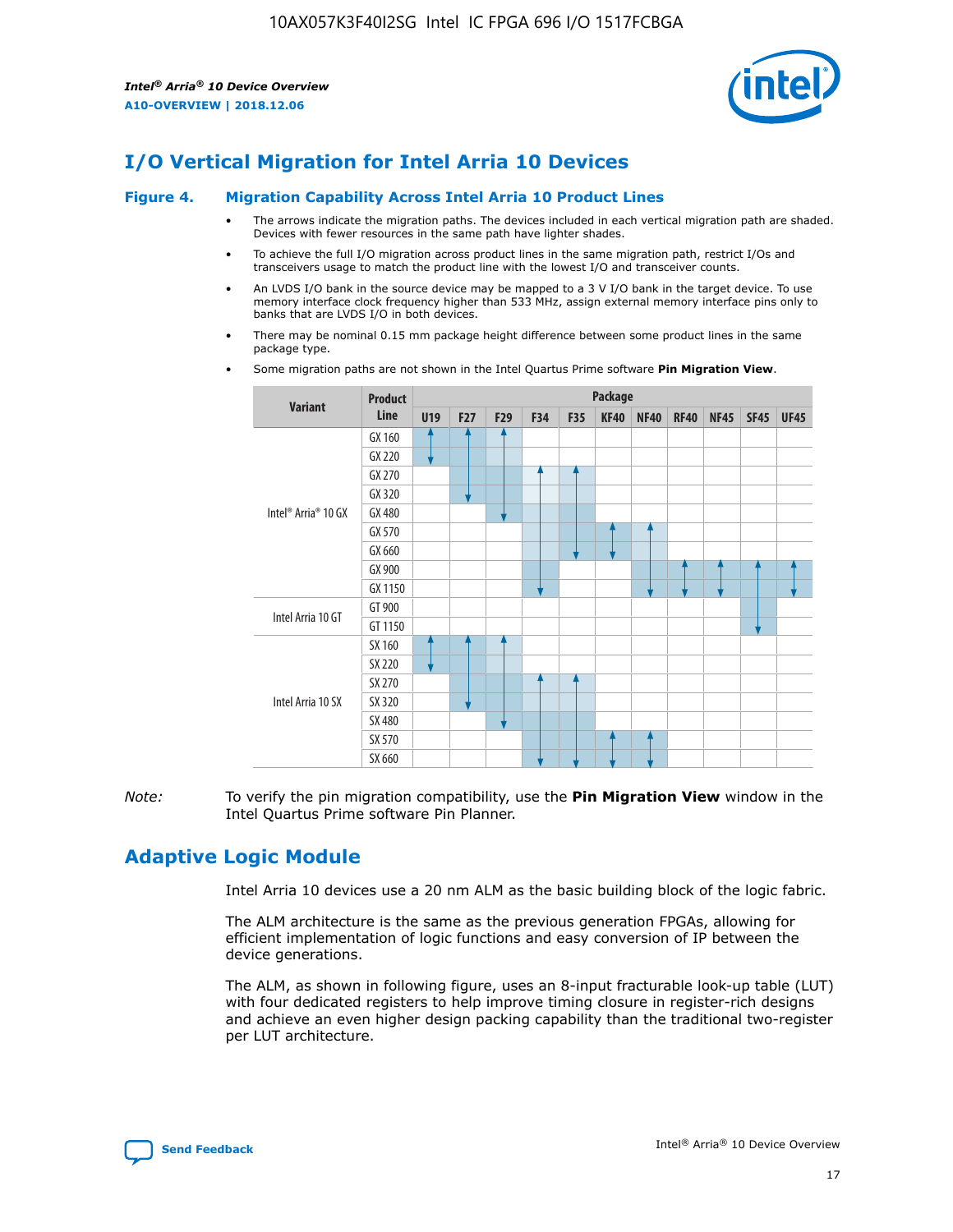# I/O Vertical Migration for Intel Arria 10 Devices

**Figure 4. Migration Capability Across Intel Arria 10 Product Lines**

- The arrows indicate the migration paths. The devices included in each vertical migration path are shaded. Devices with fewer resources in the same path have lighter shades.
- To achieve the full I/O migration across product lines in the same migration path, restrict I/Os and transceivers usage to match the product line with the lowest I/O and transceiver counts.
- An LVDS I/O bank in the source device may be mapped to a 3 V I/O bank in the target device. To use memory interface clock frequency higher than 533 MHz, assign external memory interface pins only to banks that are LVDS I/O in both devices.
- There may be nominal 0.15 mm package height difference between some product lines in the same package type.
- Some migration paths are not shown in the Intel Quartus Prime software **Pin Migration View**.

| Variant | Product Line | Package | | | | | | | | | | |
|---|---|---|---|---|---|---|---|---|---|---|---|---|
| | | U19 | F27 | F29 | F34 | F35 | KF40 | NF40 | RF40 | NF45 | SF45 | UF45 |
| Intel® Arria® 10 GX | GX 160 | | | | | | | | | | | |
| | GX 220 | | | | | | | | | | | |
| | GX 270 | | | | | | | | | | | |
| | GX 320 | | | | | | | | | | | |
| | GX 480 | | | | | | | | | | | |
| | GX 570 | | | | | | | | | | | |
| | GX 660 | | | | | | | | | | | |
| | GX 900 | | | | | | | | | | | |
| | GX 1150 | | | | | | | | | | | |
| Intel Arria 10 GT | GT 900 | | | | | | | | | | | |
| | GT 1150 | | | | | | | | | | | |
| Intel Arria 10 SX | SX 160 | | | | | | | | | | | |
| | SX 220 | | | | | | | | | | | |
| | SX 270 | | | | | | | | | | | |
| | SX 320 | | | | | | | | | | | |
| | SX 480 | | | | | | | | | | | |
| | SX 570 | | | | | | | | | | | |
| | SX 660 | | | | | | | | | | | |

*Note:* To verify the pin migration compatibility, use the **Pin Migration View** window in the Intel Quartus Prime software Pin Planner.

# Adaptive Logic Module

Intel Arria 10 devices use a 20 nm ALM as the basic building block of the logic fabric.

The ALM architecture is the same as the previous generation FPGAs, allowing for efficient implementation of logic functions and easy conversion of IP between the device generations.

The ALM, as shown in following figure, uses an 8-input fracturable look-up table (LUT) with four dedicated registers to help improve timing closure in register-rich designs and achieve an even higher design packing capability than the traditional two-register per LUT architecture.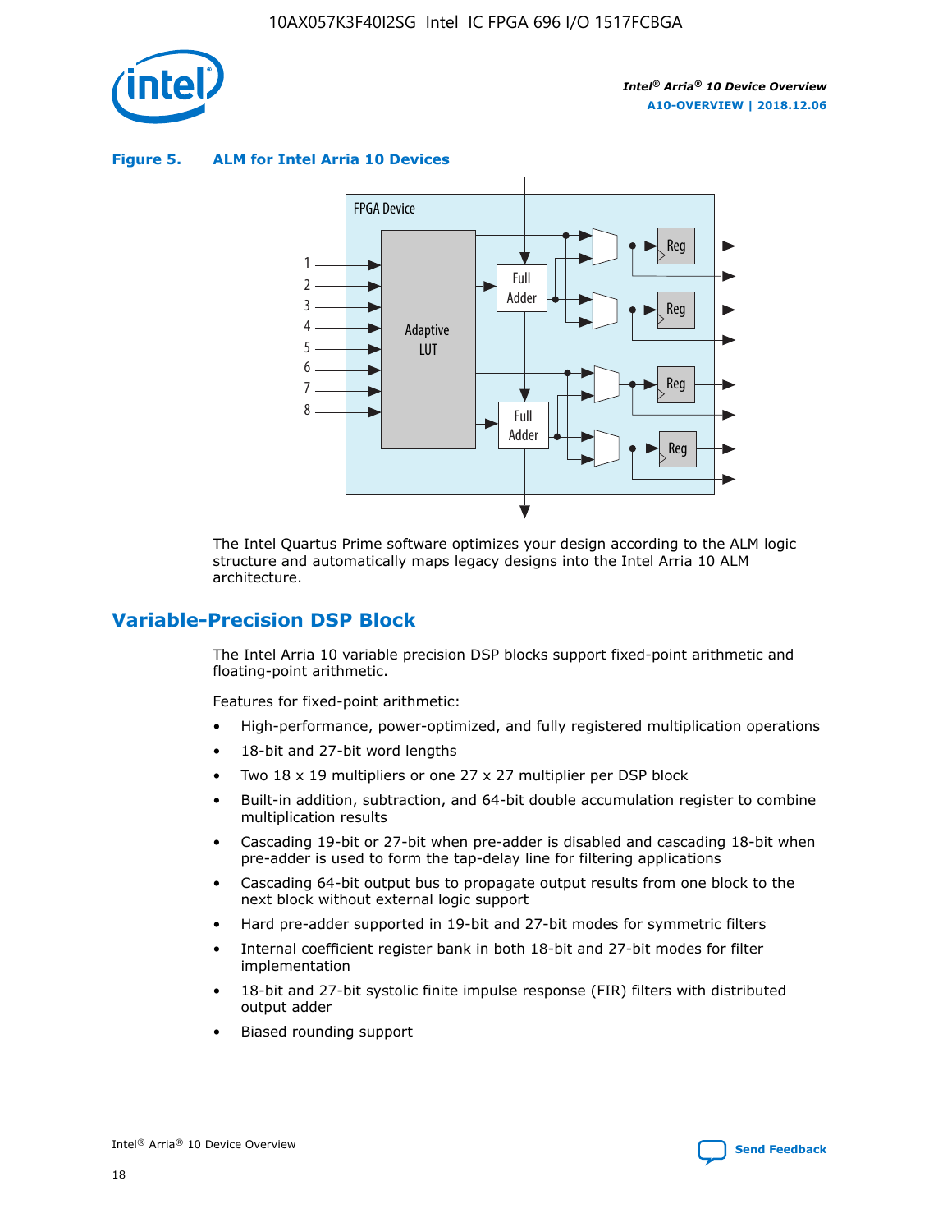**Figure 5. ALM for Intel Arria 10 Devices**

The Intel Quartus Prime software optimizes your design according to the ALM logic structure and automatically maps legacy designs into the Intel Arria 10 ALM architecture.

## Variable-Precision DSP Block

The Intel Arria 10 variable precision DSP blocks support fixed-point arithmetic and floating-point arithmetic.

Features for fixed-point arithmetic:

- High-performance, power-optimized, and fully registered multiplication operations
- 18-bit and 27-bit word lengths
- Two 18 x 19 multipliers or one 27 x 27 multiplier per DSP block
- Built-in addition, subtraction, and 64-bit double accumulation register to combine multiplication results
- Cascading 19-bit or 27-bit when pre-adder is disabled and cascading 18-bit when pre-adder is used to form the tap-delay line for filtering applications
- Cascading 64-bit output bus to propagate output results from one block to the next block without external logic support
- Hard pre-adder supported in 19-bit and 27-bit modes for symmetric filters
- Internal coefficient register bank in both 18-bit and 27-bit modes for filter implementation
- 18-bit and 27-bit systolic finite impulse response (FIR) filters with distributed output adder
- Biased rounding support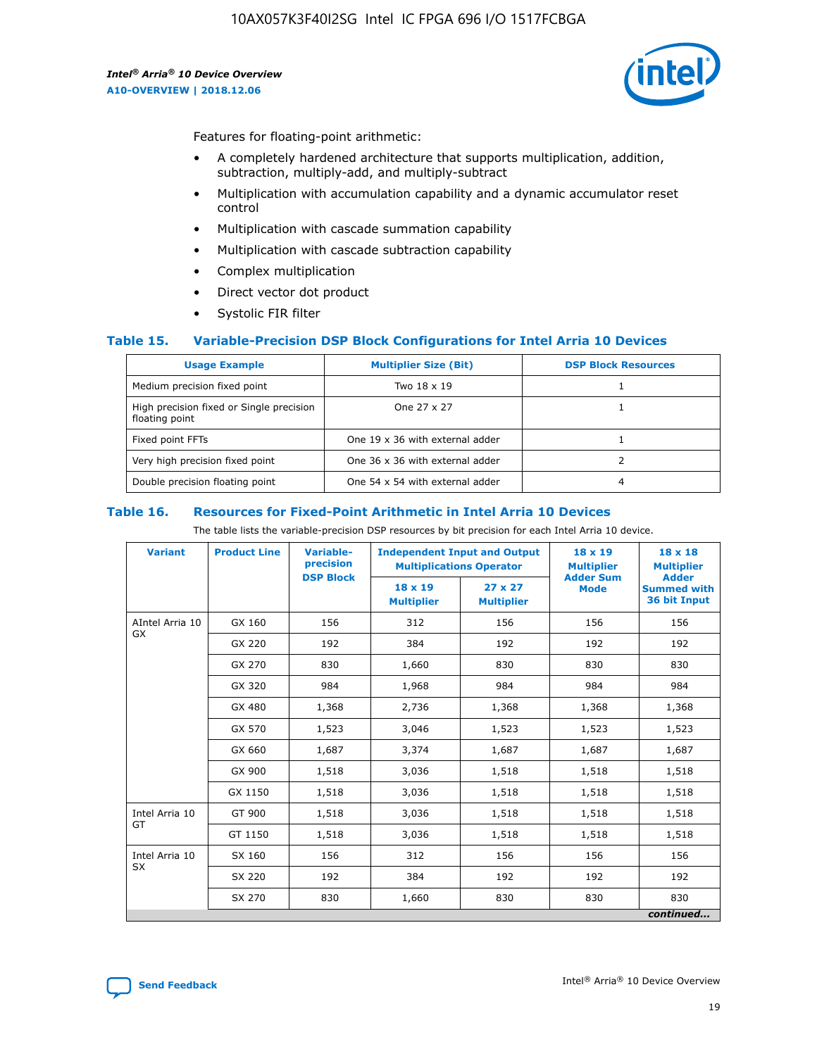Features for floating-point arithmetic:

- A completely hardened architecture that supports multiplication, addition, subtraction, multiply-add, and multiply-subtract
- Multiplication with accumulation capability and a dynamic accumulator reset control
- Multiplication with cascade summation capability
- Multiplication with cascade subtraction capability
- Complex multiplication
- Direct vector dot product
- Systolic FIR filter

### Table 15. Variable-Precision DSP Block Configurations for Intel Arria 10 Devices

| Usage Example | Multiplier Size (Bit) | DSP Block Resources |
|---|---|---|
| Medium precision fixed point | Two 18 x 19 | 1 |
| High precision fixed or Single precision floating point | One 27 x 27 | 1 |
| Fixed point FFTs | One 19 x 36 with external adder | 1 |
| Very high precision fixed point | One 36 x 36 with external adder | 2 |
| Double precision floating point | One 54 x 54 with external adder | 4 |

### Table 16. Resources for Fixed-Point Arithmetic in Intel Arria 10 Devices

The table lists the variable-precision DSP resources by bit precision for each Intel Arria 10 device.

| Variant | Product Line | Variable-precision DSP Block | Independent Input and Output Multiplications Operator | | 18 x 19 Multiplier Adder Sum Mode | 18 x 18 Multiplier Adder Summed with 36 bit Input |
|---|---|---|---|---|---|---|
| | | | 18 x 19 Multiplier | 27 x 27 Multiplier | | |
| AIntel Arria 10 GX | GX 160 | 156 | 312 | 156 | 156 | 156 |
| | GX 220 | 192 | 384 | 192 | 192 | 192 |
| | GX 270 | 830 | 1,660 | 830 | 830 | 830 |
| | GX 320 | 984 | 1,968 | 984 | 984 | 984 |
| | GX 480 | 1,368 | 2,736 | 1,368 | 1,368 | 1,368 |
| | GX 570 | 1,523 | 3,046 | 1,523 | 1,523 | 1,523 |
| | GX 660 | 1,687 | 3,374 | 1,687 | 1,687 | 1,687 |
| | GX 900 | 1,518 | 3,036 | 1,518 | 1,518 | 1,518 |
| | GX 1150 | 1,518 | 3,036 | 1,518 | 1,518 | 1,518 |
| Intel Arria 10 GT | GT 900 | 1,518 | 3,036 | 1,518 | 1,518 | 1,518 |
| | GT 1150 | 1,518 | 3,036 | 1,518 | 1,518 | 1,518 |
| Intel Arria 10 SX | SX 160 | 156 | 312 | 156 | 156 | 156 |
| | SX 220 | 192 | 384 | 192 | 192 | 192 |
| | SX 270 | 830 | 1,660 | 830 | 830 | 830 |

*continued...*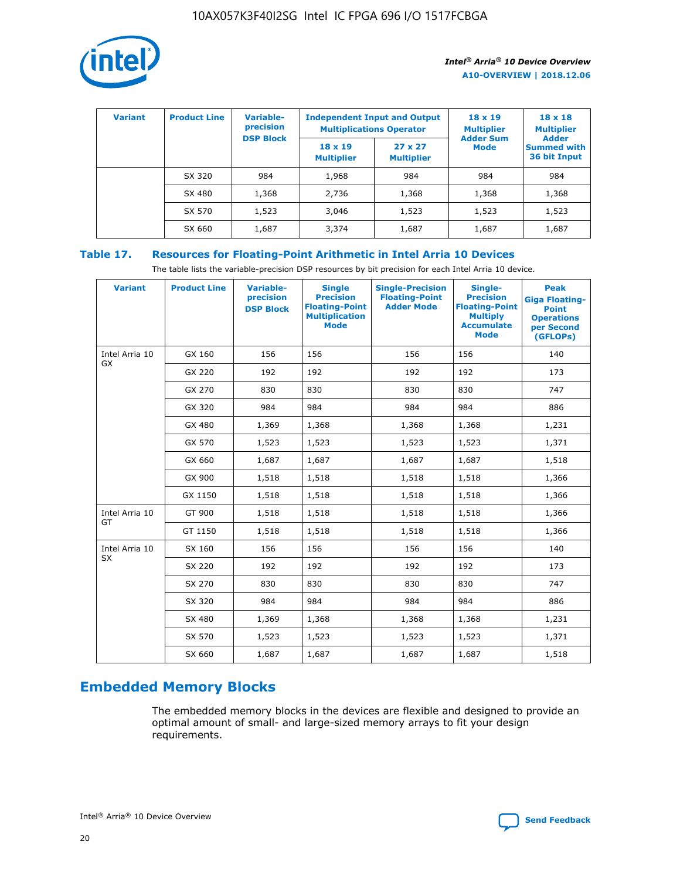| Variant | Product Line | Variable-precision DSP Block | Independent Input and Output Multiplications Operator | | 18 x 19 Multiplier Adder Sum Mode | 18 x 18 Multiplier Adder Summed with 36 bit Input |
|---|---|---|---|---|---|---|
| | | | 18 x 19 Multiplier | 27 x 27 Multiplier | | |
| | SX 320 | 984 | 1,968 | 984 | 984 | 984 |
| | SX 480 | 1,368 | 2,736 | 1,368 | 1,368 | 1,368 |
| | SX 570 | 1,523 | 3,046 | 1,523 | 1,523 | 1,523 |
| | SX 660 | 1,687 | 3,374 | 1,687 | 1,687 | 1,687 |

### Table 17. Resources for Floating-Point Arithmetic in Intel Arria 10 Devices

The table lists the variable-precision DSP resources by bit precision for each Intel Arria 10 device.

| Variant | Product Line | Variable-precision DSP Block | Single Precision Floating-Point Multiplication Mode | Single-Precision Floating-Point Adder Mode | Single-Precision Floating-Point Multiply Accumulate Mode | Peak Giga Floating-Point Operations per Second (GFLOPs) |
|---|---|---|---|---|---|---|
| Intel Arria 10 GX | GX 160 | 156 | 156 | 156 | 156 | 140 |
| | GX 220 | 192 | 192 | 192 | 192 | 173 |
| | GX 270 | 830 | 830 | 830 | 830 | 747 |
| | GX 320 | 984 | 984 | 984 | 984 | 886 |
| | GX 480 | 1,369 | 1,368 | 1,368 | 1,368 | 1,231 |
| | GX 570 | 1,523 | 1,523 | 1,523 | 1,523 | 1,371 |
| | GX 660 | 1,687 | 1,687 | 1,687 | 1,687 | 1,518 |
| | GX 900 | 1,518 | 1,518 | 1,518 | 1,518 | 1,366 |
| | GX 1150 | 1,518 | 1,518 | 1,518 | 1,518 | 1,366 |
| Intel Arria 10 GT | GT 900 | 1,518 | 1,518 | 1,518 | 1,518 | 1,366 |
| | GT 1150 | 1,518 | 1,518 | 1,518 | 1,518 | 1,366 |
| Intel Arria 10 SX | SX 160 | 156 | 156 | 156 | 156 | 140 |
| | SX 220 | 192 | 192 | 192 | 192 | 173 |
| | SX 270 | 830 | 830 | 830 | 830 | 747 |
| | SX 320 | 984 | 984 | 984 | 984 | 886 |
| | SX 480 | 1,369 | 1,368 | 1,368 | 1,368 | 1,231 |
| | SX 570 | 1,523 | 1,523 | 1,523 | 1,523 | 1,371 |
| | SX 660 | 1,687 | 1,687 | 1,687 | 1,687 | 1,518 |

## Embedded Memory Blocks

The embedded memory blocks in the devices are flexible and designed to provide an optimal amount of small- and large-sized memory arrays to fit your design requirements.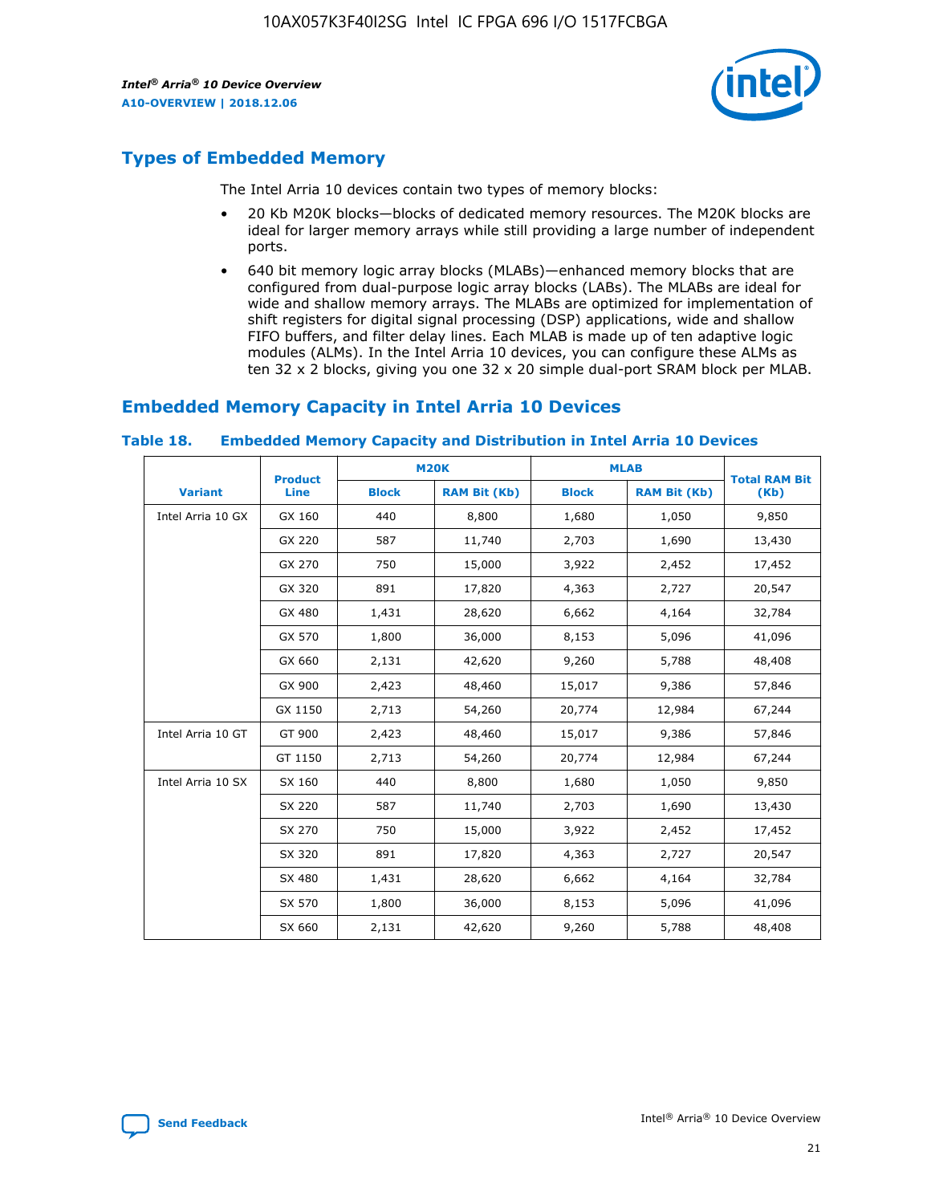## Types of Embedded Memory

The Intel Arria 10 devices contain two types of memory blocks:

- 20 Kb M20K blocks—blocks of dedicated memory resources. The M20K blocks are ideal for larger memory arrays while still providing a large number of independent ports.
- 640 bit memory logic array blocks (MLABs)—enhanced memory blocks that are configured from dual-purpose logic array blocks (LABs). The MLABs are ideal for wide and shallow memory arrays. The MLABs are optimized for implementation of shift registers for digital signal processing (DSP) applications, wide and shallow FIFO buffers, and filter delay lines. Each MLAB is made up of ten adaptive logic modules (ALMs). In the Intel Arria 10 devices, you can configure these ALMs as ten 32 x 2 blocks, giving you one 32 x 20 simple dual-port SRAM block per MLAB.

## Embedded Memory Capacity in Intel Arria 10 Devices

**Table 18. Embedded Memory Capacity and Distribution in Intel Arria 10 Devices**

| Variant | Product Line | M20K | | MLAB | | Total RAM Bit (Kb) |
|---|---|---|---|---|---|---|
| | | Block | RAM Bit (Kb) | Block | RAM Bit (Kb) | |
| Intel Arria 10 GX | GX 160 | 440 | 8,800 | 1,680 | 1,050 | 9,850 |
| | GX 220 | 587 | 11,740 | 2,703 | 1,690 | 13,430 |
| | GX 270 | 750 | 15,000 | 3,922 | 2,452 | 17,452 |
| | GX 320 | 891 | 17,820 | 4,363 | 2,727 | 20,547 |
| | GX 480 | 1,431 | 28,620 | 6,662 | 4,164 | 32,784 |
| | GX 570 | 1,800 | 36,000 | 8,153 | 5,096 | 41,096 |
| | GX 660 | 2,131 | 42,620 | 9,260 | 5,788 | 48,408 |
| | GX 900 | 2,423 | 48,460 | 15,017 | 9,386 | 57,846 |
| | GX 1150 | 2,713 | 54,260 | 20,774 | 12,984 | 67,244 |
| Intel Arria 10 GT | GT 900 | 2,423 | 48,460 | 15,017 | 9,386 | 57,846 |
| | GT 1150 | 2,713 | 54,260 | 20,774 | 12,984 | 67,244 |
| Intel Arria 10 SX | SX 160 | 440 | 8,800 | 1,680 | 1,050 | 9,850 |
| | SX 220 | 587 | 11,740 | 2,703 | 1,690 | 13,430 |
| | SX 270 | 750 | 15,000 | 3,922 | 2,452 | 17,452 |
| | SX 320 | 891 | 17,820 | 4,363 | 2,727 | 20,547 |
| | SX 480 | 1,431 | 28,620 | 6,662 | 4,164 | 32,784 |
| | SX 570 | 1,800 | 36,000 | 8,153 | 5,096 | 41,096 |
| | SX 660 | 2,131 | 42,620 | 9,260 | 5,788 | 48,408 |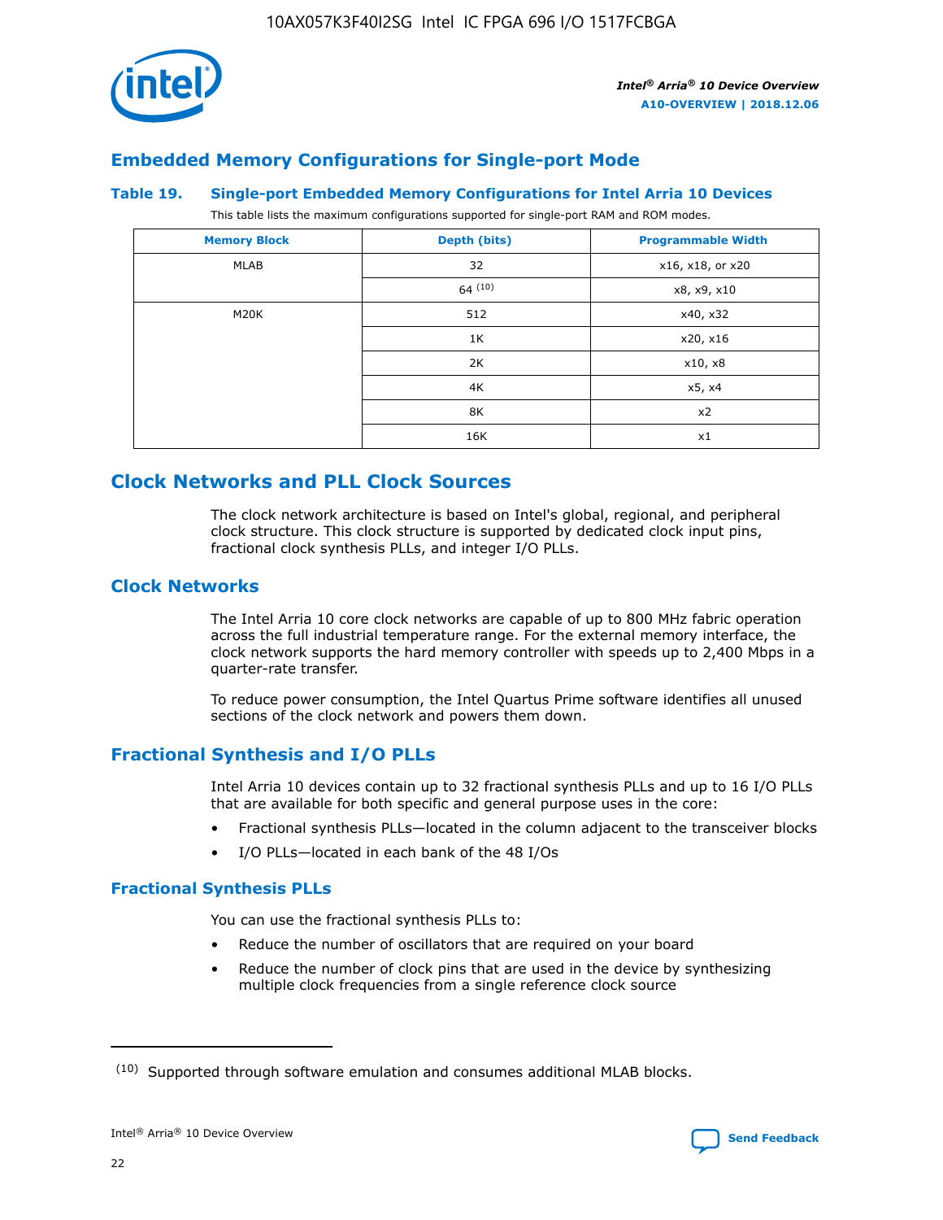## Embedded Memory Configurations for Single-port Mode

**Table 19. Single-port Embedded Memory Configurations for Intel Arria 10 Devices**

This table lists the maximum configurations supported for single-port RAM and ROM modes.

| Memory Block | Depth (bits) | Programmable Width |
|---|---|---|
| MLAB | 32 | x16, x18, or x20 |
| | 64 [10] | x8, x9, x10 |
| M20K | 512 | x40, x32 |
| | 1K | x20, x16 |
| | 2K | x10, x8 |
| | 4K | x5, x4 |
| | 8K | x2 |
| | 16K | x1 |

## Clock Networks and PLL Clock Sources

The clock network architecture is based on Intel's global, regional, and peripheral clock structure. This clock structure is supported by dedicated clock input pins, fractional clock synthesis PLLs, and integer I/O PLLs.

### Clock Networks

The Intel Arria 10 core clock networks are capable of up to 800 MHz fabric operation across the full industrial temperature range. For the external memory interface, the clock network supports the hard memory controller with speeds up to 2,400 Mbps in a quarter-rate transfer.

To reduce power consumption, the Intel Quartus Prime software identifies all unused sections of the clock network and powers them down.

### Fractional Synthesis and I/O PLLs

Intel Arria 10 devices contain up to 32 fractional synthesis PLLs and up to 16 I/O PLLs that are available for both specific and general purpose uses in the core:

- Fractional synthesis PLLs—located in the column adjacent to the transceiver blocks
- I/O PLLs—located in each bank of the 48 I/Os

#### Fractional Synthesis PLLs

You can use the fractional synthesis PLLs to:

- Reduce the number of oscillators that are required on your board
- Reduce the number of clock pins that are used in the device by synthesizing multiple clock frequencies from a single reference clock source

(10) Supported through software emulation and consumes additional MLAB blocks.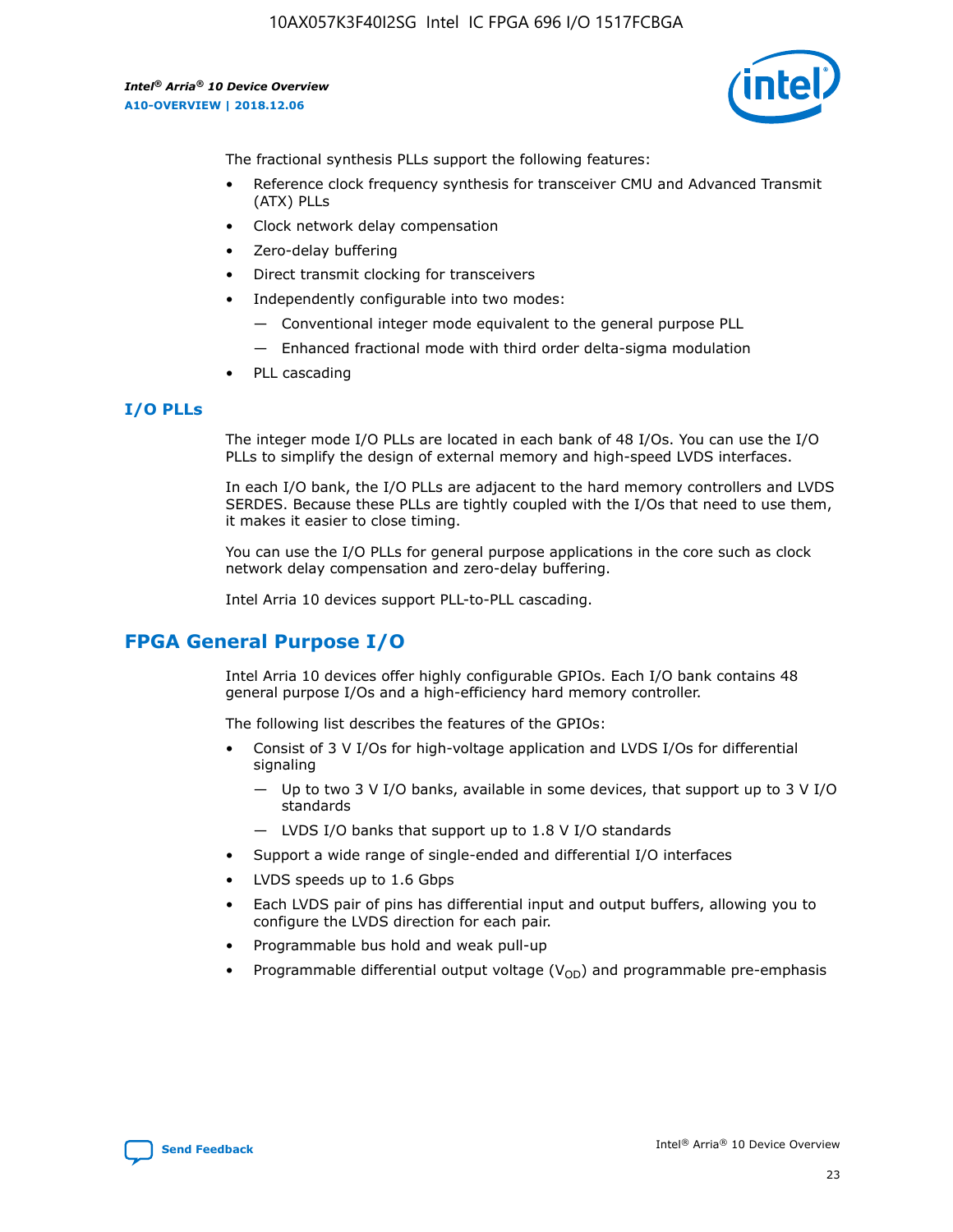The fractional synthesis PLLs support the following features:

- Reference clock frequency synthesis for transceiver CMU and Advanced Transmit (ATX) PLLs
- Clock network delay compensation
- Zero-delay buffering
- Direct transmit clocking for transceivers
- Independently configurable into two modes:
  - — Conventional integer mode equivalent to the general purpose PLL
  - — Enhanced fractional mode with third order delta-sigma modulation
- PLL cascading

### I/O PLLs

The integer mode I/O PLLs are located in each bank of 48 I/Os. You can use the I/O PLLs to simplify the design of external memory and high-speed LVDS interfaces.

In each I/O bank, the I/O PLLs are adjacent to the hard memory controllers and LVDS SERDES. Because these PLLs are tightly coupled with the I/Os that need to use them, it makes it easier to close timing.

You can use the I/O PLLs for general purpose applications in the core such as clock network delay compensation and zero-delay buffering.

Intel Arria 10 devices support PLL-to-PLL cascading.

## FPGA General Purpose I/O

Intel Arria 10 devices offer highly configurable GPIOs. Each I/O bank contains 48 general purpose I/Os and a high-efficiency hard memory controller.

The following list describes the features of the GPIOs:

- Consist of 3 V I/Os for high-voltage application and LVDS I/Os for differential signaling
  - — Up to two 3 V I/O banks, available in some devices, that support up to 3 V I/O standards
  - — LVDS I/O banks that support up to 1.8 V I/O standards
- Support a wide range of single-ended and differential I/O interfaces
- LVDS speeds up to 1.6 Gbps
- Each LVDS pair of pins has differential input and output buffers, allowing you to configure the LVDS direction for each pair.
- Programmable bus hold and weak pull-up
- Programmable differential output voltage ($V_{OD}$) and programmable pre-emphasis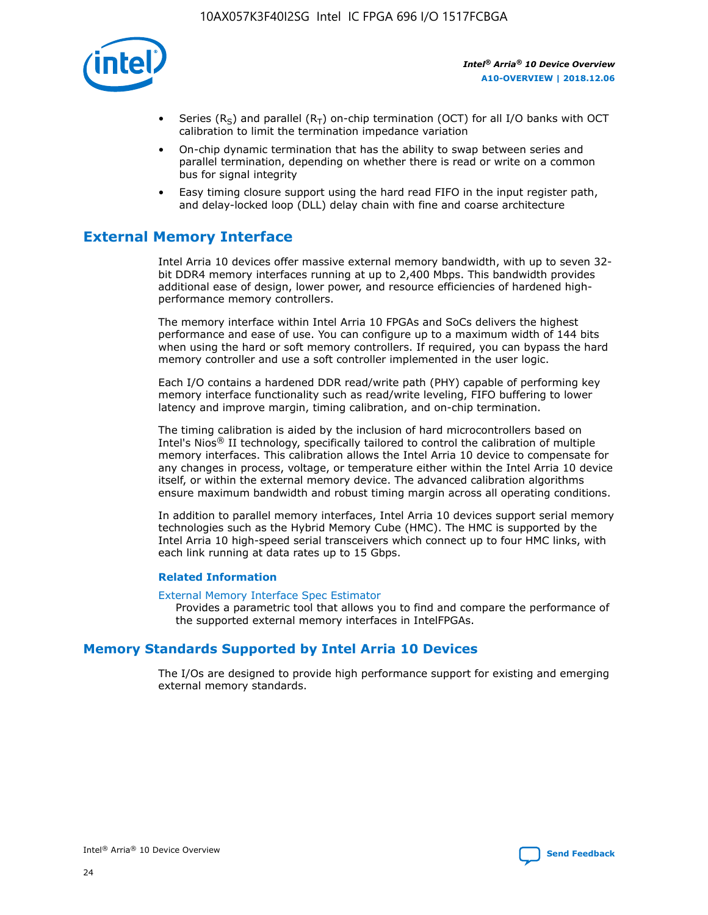- Series ($R_S$) and parallel ($R_T$) on-chip termination (OCT) for all I/O banks with OCT calibration to limit the termination impedance variation
- On-chip dynamic termination that has the ability to swap between series and parallel termination, depending on whether there is read or write on a common bus for signal integrity
- Easy timing closure support using the hard read FIFO in the input register path, and delay-locked loop (DLL) delay chain with fine and coarse architecture

## External Memory Interface

Intel Arria 10 devices offer massive external memory bandwidth, with up to seven 32-bit DDR4 memory interfaces running at up to 2,400 Mbps. This bandwidth provides additional ease of design, lower power, and resource efficiencies of hardened high-performance memory controllers.

The memory interface within Intel Arria 10 FPGAs and SoCs delivers the highest performance and ease of use. You can configure up to a maximum width of 144 bits when using the hard or soft memory controllers. If required, you can bypass the hard memory controller and use a soft controller implemented in the user logic.

Each I/O contains a hardened DDR read/write path (PHY) capable of performing key memory interface functionality such as read/write leveling, FIFO buffering to lower latency and improve margin, timing calibration, and on-chip termination.

The timing calibration is aided by the inclusion of hard microcontrollers based on Intel's Nios® II technology, specifically tailored to control the calibration of multiple memory interfaces. This calibration allows the Intel Arria 10 device to compensate for any changes in process, voltage, or temperature either within the Intel Arria 10 device itself, or within the external memory device. The advanced calibration algorithms ensure maximum bandwidth and robust timing margin across all operating conditions.

In addition to parallel memory interfaces, Intel Arria 10 devices support serial memory technologies such as the Hybrid Memory Cube (HMC). The HMC is supported by the Intel Arria 10 high-speed serial transceivers which connect up to four HMC links, with each link running at data rates up to 15 Gbps.

### Related Information

External Memory Interface Spec Estimator
: Provides a parametric tool that allows you to find and compare the performance of the supported external memory interfaces in IntelFPGAs.

## Memory Standards Supported by Intel Arria 10 Devices

The I/Os are designed to provide high performance support for existing and emerging external memory standards.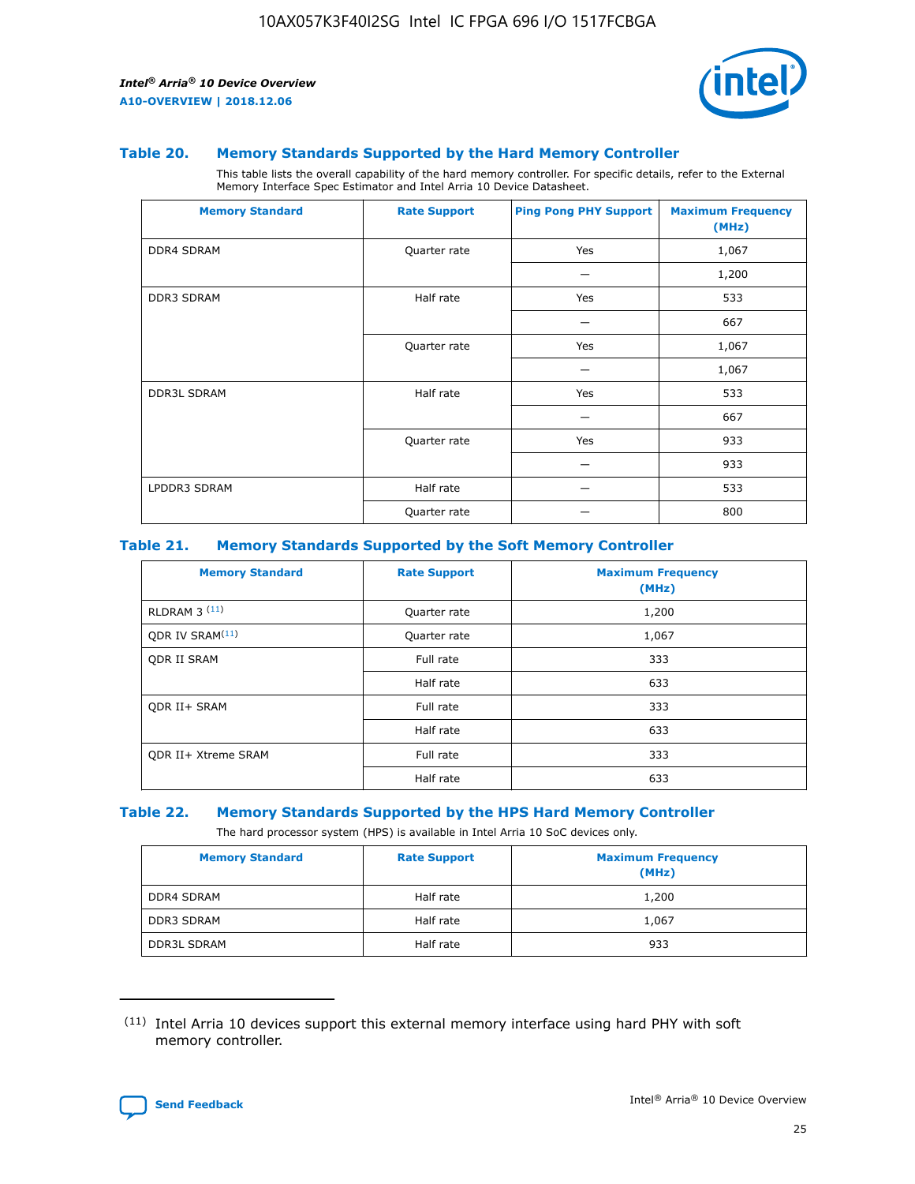### Table 20. Memory Standards Supported by the Hard Memory Controller

This table lists the overall capability of the hard memory controller. For specific details, refer to the External Memory Interface Spec Estimator and Intel Arria 10 Device Datasheet.

| Memory Standard | Rate Support | Ping Pong PHY Support | Maximum Frequency (MHz) |
|---|---|---|---|
| DDR4 SDRAM | Quarter rate | Yes | 1,067 |
| | | — | 1,200 |
| DDR3 SDRAM | Half rate | Yes | 533 |
| | | — | 667 |
| | Quarter rate | Yes | 1,067 |
| | | — | 1,067 |
| DDR3L SDRAM | Half rate | Yes | 533 |
| | | — | 667 |
| | Quarter rate | Yes | 933 |
| | | — | 933 |
| LPDDR3 SDRAM | Half rate | — | 533 |
| | Quarter rate | — | 800 |

### Table 21. Memory Standards Supported by the Soft Memory Controller

| Memory Standard | Rate Support | Maximum Frequency (MHz) |
|---|---|---|
| RLDRAM 3 [11] | Quarter rate | 1,200 |
| QDR IV SRAM[11] | Quarter rate | 1,067 |
| QDR II SRAM | Full rate | 333 |
| | Half rate | 633 |
| QDR II+ SRAM | Full rate | 333 |
| | Half rate | 633 |
| QDR II+ Xtreme SRAM | Full rate | 333 |
| | Half rate | 633 |

### Table 22. Memory Standards Supported by the HPS Hard Memory Controller

The hard processor system (HPS) is available in Intel Arria 10 SoC devices only.

| Memory Standard | Rate Support | Maximum Frequency (MHz) |
|---|---|---|
| DDR4 SDRAM | Half rate | 1,200 |
| DDR3 SDRAM | Half rate | 1,067 |
| DDR3L SDRAM | Half rate | 933 |

(11) Intel Arria 10 devices support this external memory interface using hard PHY with soft memory controller.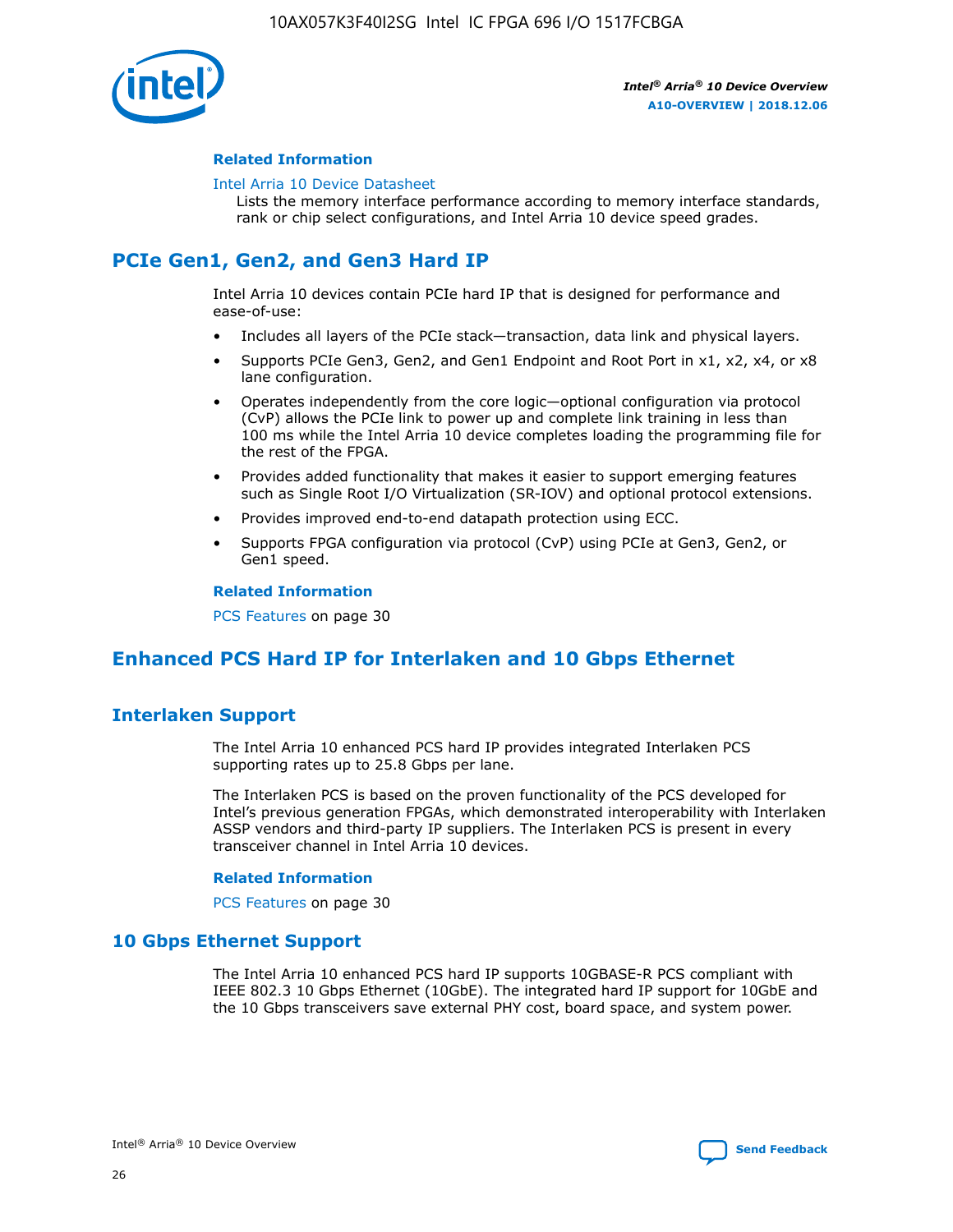#### Related Information

Intel Arria 10 Device Datasheet

Lists the memory interface performance according to memory interface standards, rank or chip select configurations, and Intel Arria 10 device speed grades.

## PCIe Gen1, Gen2, and Gen3 Hard IP

Intel Arria 10 devices contain PCIe hard IP that is designed for performance and ease-of-use:

- Includes all layers of the PCIe stack—transaction, data link and physical layers.
- Supports PCIe Gen3, Gen2, and Gen1 Endpoint and Root Port in x1, x2, x4, or x8 lane configuration.
- Operates independently from the core logic—optional configuration via protocol (CvP) allows the PCIe link to power up and complete link training in less than 100 ms while the Intel Arria 10 device completes loading the programming file for the rest of the FPGA.
- Provides added functionality that makes it easier to support emerging features such as Single Root I/O Virtualization (SR-IOV) and optional protocol extensions.
- Provides improved end-to-end datapath protection using ECC.
- Supports FPGA configuration via protocol (CvP) using PCIe at Gen3, Gen2, or Gen1 speed.

#### Related Information

PCS Features on page 30

## Enhanced PCS Hard IP for Interlaken and 10 Gbps Ethernet

### Interlaken Support

The Intel Arria 10 enhanced PCS hard IP provides integrated Interlaken PCS supporting rates up to 25.8 Gbps per lane.

The Interlaken PCS is based on the proven functionality of the PCS developed for Intel's previous generation FPGAs, which demonstrated interoperability with Interlaken ASSP vendors and third-party IP suppliers. The Interlaken PCS is present in every transceiver channel in Intel Arria 10 devices.

#### Related Information

PCS Features on page 30

### 10 Gbps Ethernet Support

The Intel Arria 10 enhanced PCS hard IP supports 10GBASE-R PCS compliant with IEEE 802.3 10 Gbps Ethernet (10GbE). The integrated hard IP support for 10GbE and the 10 Gbps transceivers save external PHY cost, board space, and system power.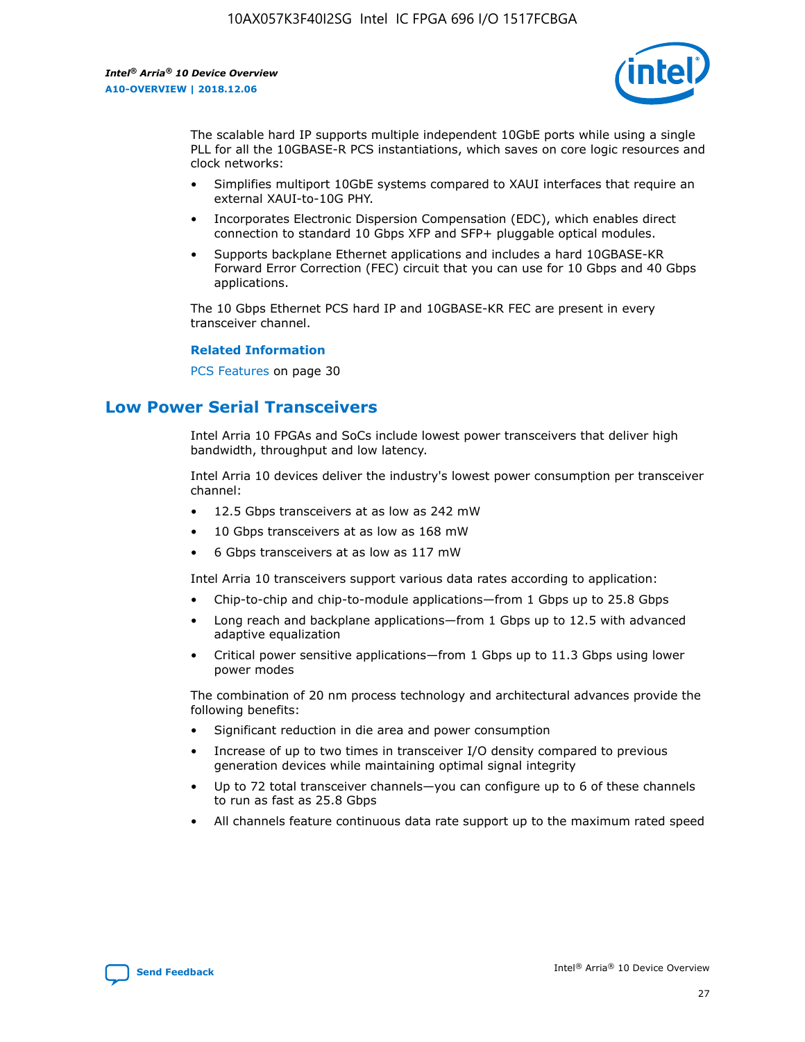The scalable hard IP supports multiple independent 10GbE ports while using a single PLL for all the 10GBASE-R PCS instantiations, which saves on core logic resources and clock networks:

- Simplifies multiport 10GbE systems compared to XAUI interfaces that require an external XAUI-to-10G PHY.
- Incorporates Electronic Dispersion Compensation (EDC), which enables direct connection to standard 10 Gbps XFP and SFP+ pluggable optical modules.
- Supports backplane Ethernet applications and includes a hard 10GBASE-KR Forward Error Correction (FEC) circuit that you can use for 10 Gbps and 40 Gbps applications.

The 10 Gbps Ethernet PCS hard IP and 10GBASE-KR FEC are present in every transceiver channel.

**Related Information**

PCS Features on page 30

## Low Power Serial Transceivers

Intel Arria 10 FPGAs and SoCs include lowest power transceivers that deliver high bandwidth, throughput and low latency.

Intel Arria 10 devices deliver the industry's lowest power consumption per transceiver channel:

- 12.5 Gbps transceivers at as low as 242 mW
- 10 Gbps transceivers at as low as 168 mW
- 6 Gbps transceivers at as low as 117 mW

Intel Arria 10 transceivers support various data rates according to application:

- Chip-to-chip and chip-to-module applications—from 1 Gbps up to 25.8 Gbps
- Long reach and backplane applications—from 1 Gbps up to 12.5 with advanced adaptive equalization
- Critical power sensitive applications—from 1 Gbps up to 11.3 Gbps using lower power modes

The combination of 20 nm process technology and architectural advances provide the following benefits:

- Significant reduction in die area and power consumption
- Increase of up to two times in transceiver I/O density compared to previous generation devices while maintaining optimal signal integrity
- Up to 72 total transceiver channels—you can configure up to 6 of these channels to run as fast as 25.8 Gbps
- All channels feature continuous data rate support up to the maximum rated speed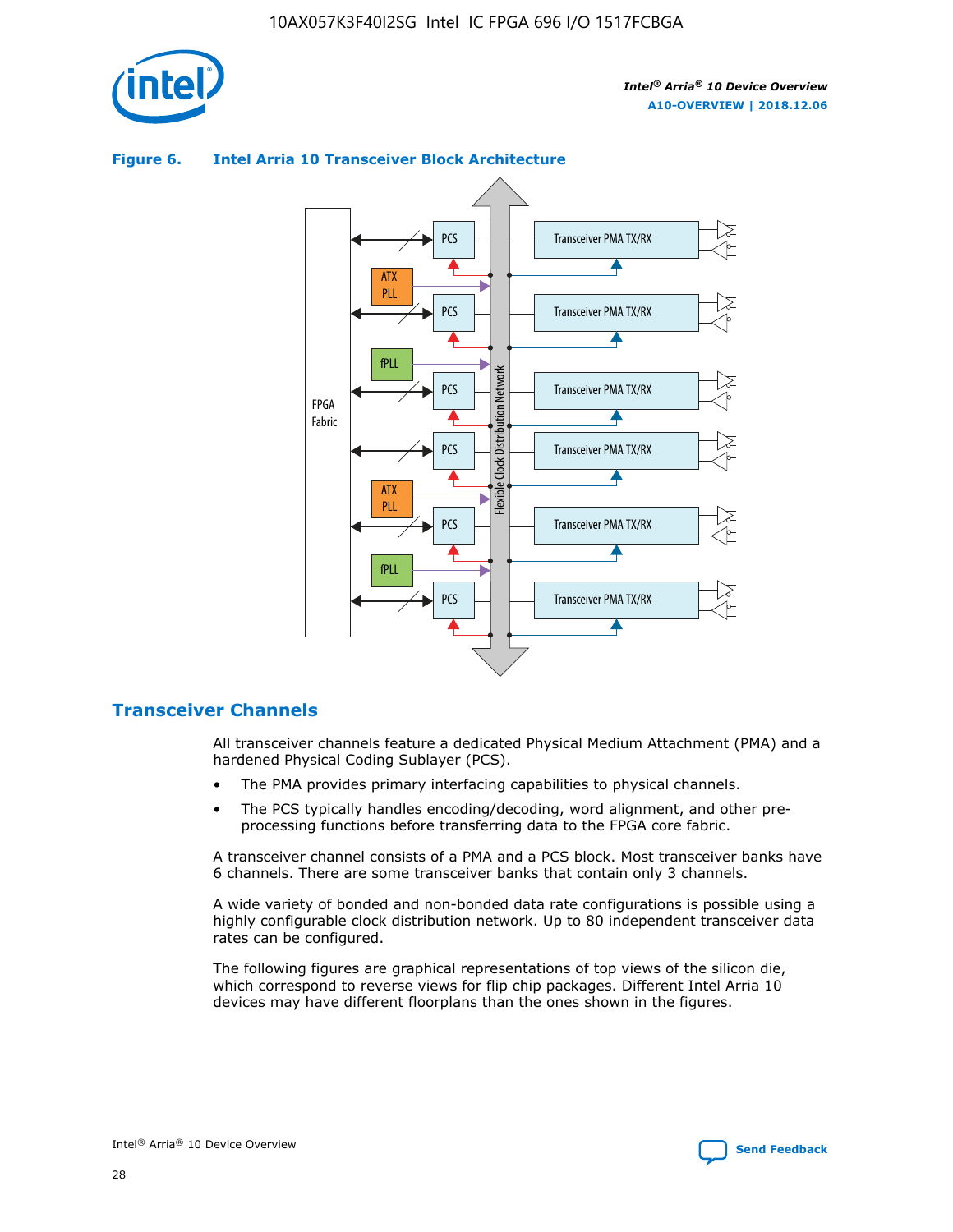**Figure 6. Intel Arria 10 Transceiver Block Architecture**

## Transceiver Channels

All transceiver channels feature a dedicated Physical Medium Attachment (PMA) and a hardened Physical Coding Sublayer (PCS).

- The PMA provides primary interfacing capabilities to physical channels.
- The PCS typically handles encoding/decoding, word alignment, and other pre-processing functions before transferring data to the FPGA core fabric.

A transceiver channel consists of a PMA and a PCS block. Most transceiver banks have 6 channels. There are some transceiver banks that contain only 3 channels.

A wide variety of bonded and non-bonded data rate configurations is possible using a highly configurable clock distribution network. Up to 80 independent transceiver data rates can be configured.

The following figures are graphical representations of top views of the silicon die, which correspond to reverse views for flip chip packages. Different Intel Arria 10 devices may have different floorplans than the ones shown in the figures.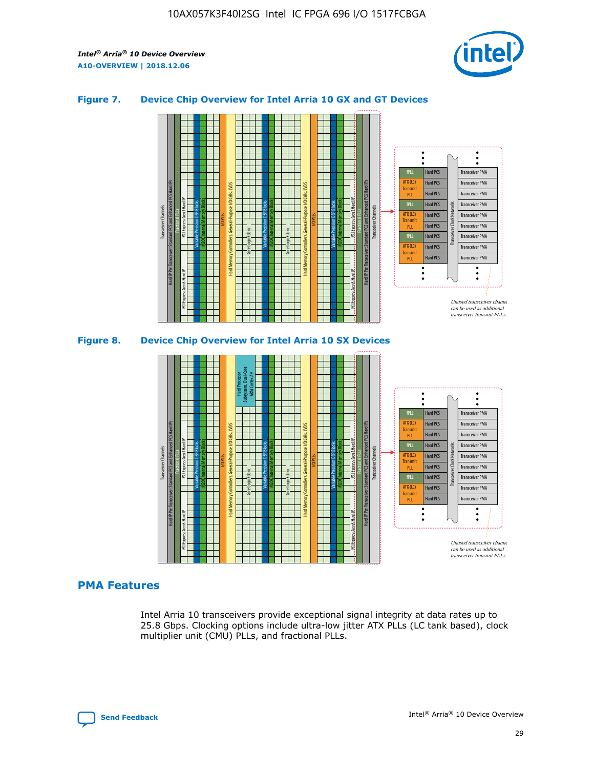## Figure 7. Device Chip Overview for Intel Arria 10 GX and GT Devices

## Figure 8. Device Chip Overview for Intel Arria 10 SX Devices

## PMA Features

Intel Arria 10 transceivers provide exceptional signal integrity at data rates up to 25.8 Gbps. Clocking options include ultra-low jitter ATX PLLs (LC tank based), clock multiplier unit (CMU) PLLs, and fractional PLLs.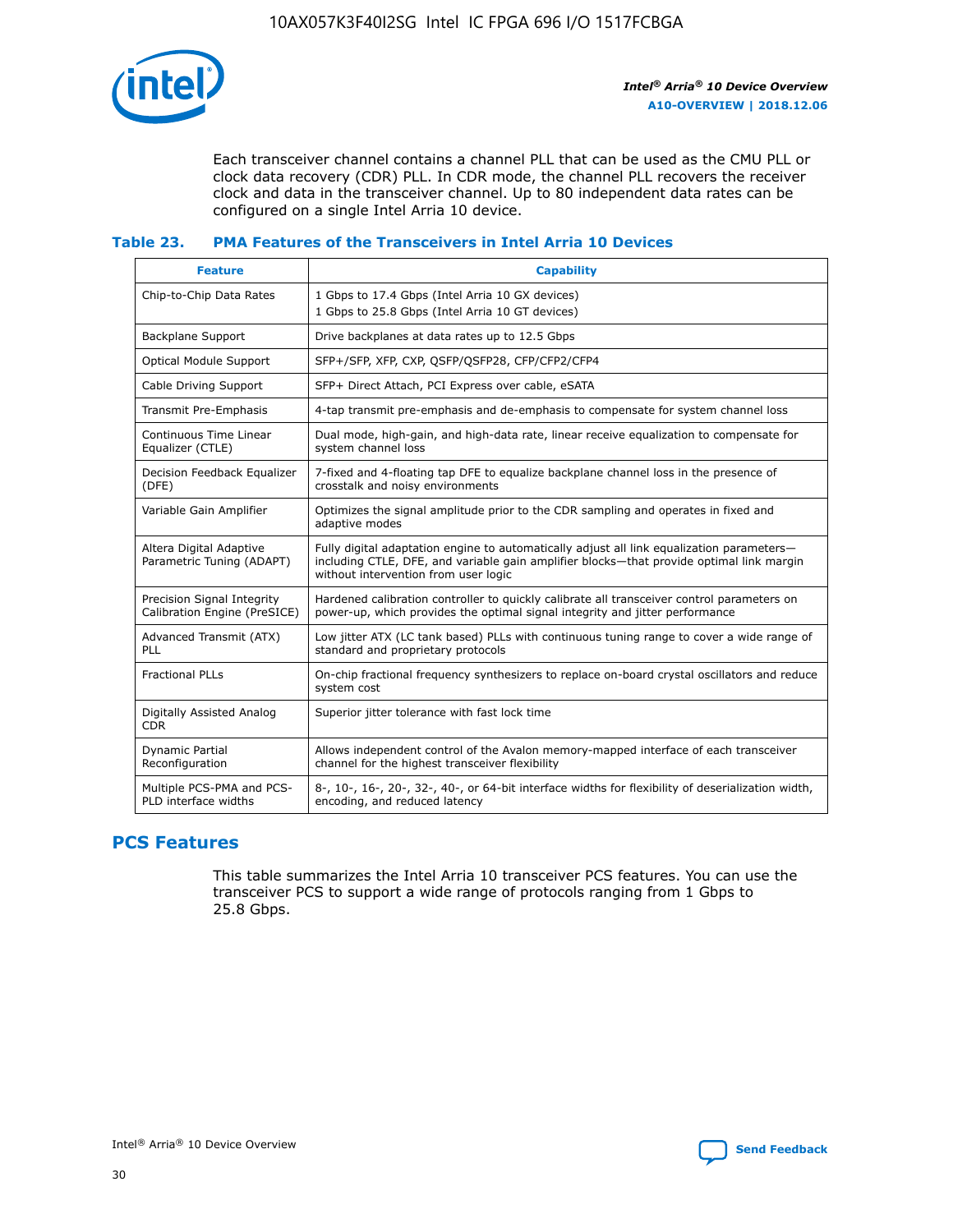Each transceiver channel contains a channel PLL that can be used as the CMU PLL or clock data recovery (CDR) PLL. In CDR mode, the channel PLL recovers the receiver clock and data in the transceiver channel. Up to 80 independent data rates can be configured on a single Intel Arria 10 device.

### Table 23. PMA Features of the Transceivers in Intel Arria 10 Devices

| Feature | Capability |
|---|---|
| Chip-to-Chip Data Rates | 1 Gbps to 17.4 Gbps (Intel Arria 10 GX devices)<br>1 Gbps to 25.8 Gbps (Intel Arria 10 GT devices) |
| Backplane Support | Drive backplanes at data rates up to 12.5 Gbps |
| Optical Module Support | SFP+/SFP, XFP, CXP, QSFP/QSFP28, CFP/CFP2/CFP4 |
| Cable Driving Support | SFP+ Direct Attach, PCI Express over cable, eSATA |
| Transmit Pre-Emphasis | 4-tap transmit pre-emphasis and de-emphasis to compensate for system channel loss |
| Continuous Time Linear Equalizer (CTLE) | Dual mode, high-gain, and high-data rate, linear receive equalization to compensate for system channel loss |
| Decision Feedback Equalizer (DFE) | 7-fixed and 4-floating tap DFE to equalize backplane channel loss in the presence of crosstalk and noisy environments |
| Variable Gain Amplifier | Optimizes the signal amplitude prior to the CDR sampling and operates in fixed and adaptive modes |
| Altera Digital Adaptive Parametric Tuning (ADAPT) | Fully digital adaptation engine to automatically adjust all link equalization parameters—including CTLE, DFE, and variable gain amplifier blocks—that provide optimal link margin without intervention from user logic |
| Precision Signal Integrity Calibration Engine (PreSICE) | Hardened calibration controller to quickly calibrate all transceiver control parameters on power-up, which provides the optimal signal integrity and jitter performance |
| Advanced Transmit (ATX) PLL | Low jitter ATX (LC tank based) PLLs with continuous tuning range to cover a wide range of standard and proprietary protocols |
| Fractional PLLs | On-chip fractional frequency synthesizers to replace on-board crystal oscillators and reduce system cost |
| Digitally Assisted Analog CDR | Superior jitter tolerance with fast lock time |
| Dynamic Partial Reconfiguration | Allows independent control of the Avalon memory-mapped interface of each transceiver channel for the highest transceiver flexibility |
| Multiple PCS-PMA and PCS-PLD interface widths | 8-, 10-, 16-, 20-, 32-, 40-, or 64-bit interface widths for flexibility of deserialization width, encoding, and reduced latency |

## PCS Features

This table summarizes the Intel Arria 10 transceiver PCS features. You can use the transceiver PCS to support a wide range of protocols ranging from 1 Gbps to 25.8 Gbps.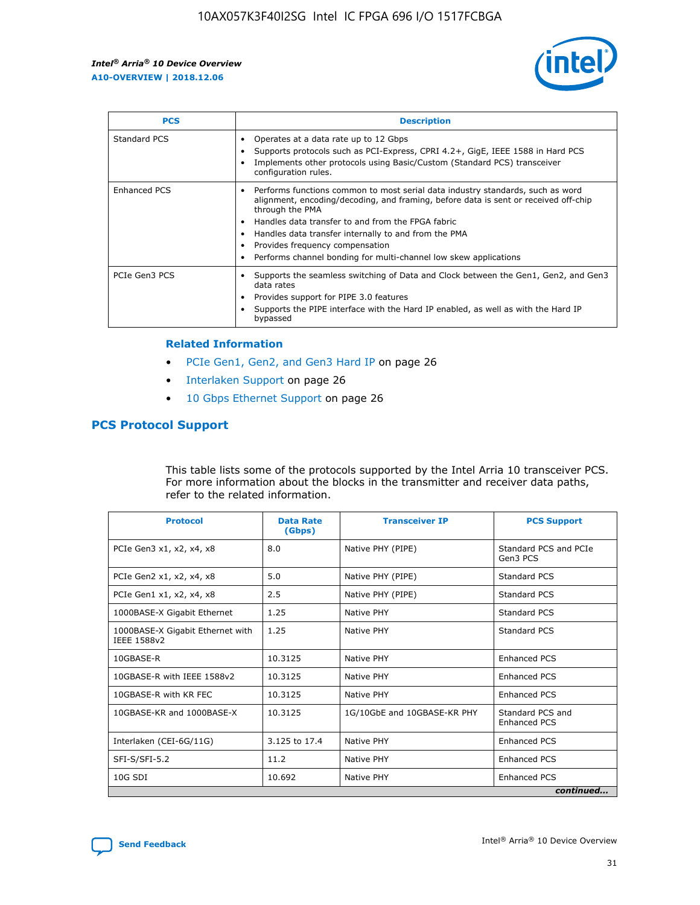| PCS | Description |
| --- | --- |
| Standard PCS | • Operates at a data rate up to 12 Gbps<br>• Supports protocols such as PCI-Express, CPRI 4.2+, GigE, IEEE 1588 in Hard PCS<br>• Implements other protocols using Basic/Custom (Standard PCS) transceiver configuration rules. |
| Enhanced PCS | • Performs functions common to most serial data industry standards, such as word alignment, encoding/decoding, and framing, before data is sent or received off-chip through the PMA<br>• Handles data transfer to and from the FPGA fabric<br>• Handles data transfer internally to and from the PMA<br>• Provides frequency compensation<br>• Performs channel bonding for multi-channel low skew applications |
| PCIe Gen3 PCS | • Supports the seamless switching of Data and Clock between the Gen1, Gen2, and Gen3 data rates<br>• Provides support for PIPE 3.0 features<br>• Supports the PIPE interface with the Hard IP enabled, as well as with the Hard IP bypassed |

### Related Information

- PCIe Gen1, Gen2, and Gen3 Hard IP on page 26
- Interlaken Support on page 26
- 10 Gbps Ethernet Support on page 26

## PCS Protocol Support

This table lists some of the protocols supported by the Intel Arria 10 transceiver PCS. For more information about the blocks in the transmitter and receiver data paths, refer to the related information.

| Protocol | Data Rate (Gbps) | Transceiver IP | PCS Support |
| --- | --- | --- | --- |
| PCIe Gen3 x1, x2, x4, x8 | 8.0 | Native PHY (PIPE) | Standard PCS and PCIe Gen3 PCS |
| PCIe Gen2 x1, x2, x4, x8 | 5.0 | Native PHY (PIPE) | Standard PCS |
| PCIe Gen1 x1, x2, x4, x8 | 2.5 | Native PHY (PIPE) | Standard PCS |
| 1000BASE-X Gigabit Ethernet | 1.25 | Native PHY | Standard PCS |
| 1000BASE-X Gigabit Ethernet with IEEE 1588v2 | 1.25 | Native PHY | Standard PCS |
| 10GBASE-R | 10.3125 | Native PHY | Enhanced PCS |
| 10GBASE-R with IEEE 1588v2 | 10.3125 | Native PHY | Enhanced PCS |
| 10GBASE-R with KR FEC | 10.3125 | Native PHY | Enhanced PCS |
| 10GBASE-KR and 1000BASE-X | 10.3125 | 1G/10GbE and 10GBASE-KR PHY | Standard PCS and Enhanced PCS |
| Interlaken (CEI-6G/11G) | 3.125 to 17.4 | Native PHY | Enhanced PCS |
| SFI-S/SFI-5.2 | 11.2 | Native PHY | Enhanced PCS |
| 10G SDI | 10.692 | Native PHY | Enhanced PCS |

*continued...*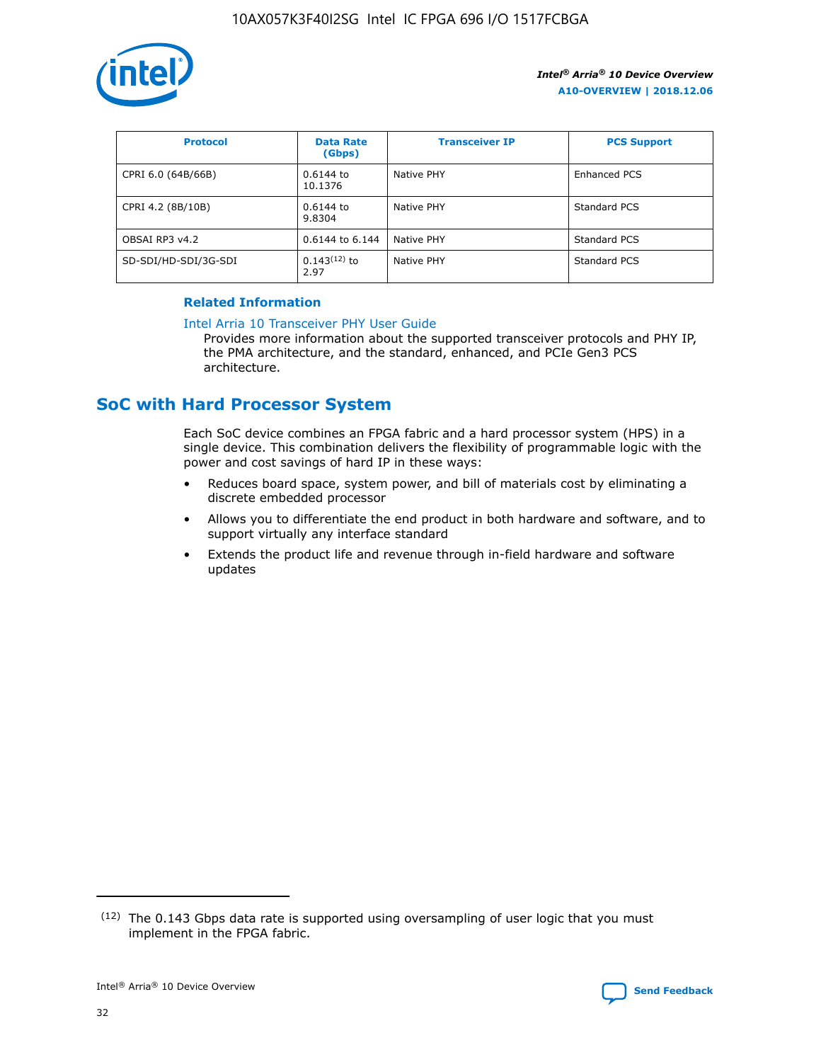| Protocol | Data Rate (Gbps) | Transceiver IP | PCS Support |
| --- | --- | --- | --- |
| CPRI 6.0 (64B/66B) | 0.6144 to 10.1376 | Native PHY | Enhanced PCS |
| CPRI 4.2 (8B/10B) | 0.6144 to 9.8304 | Native PHY | Standard PCS |
| OBSAI RP3 v4.2 | 0.6144 to 6.144 | Native PHY | Standard PCS |
| SD-SDI/HD-SDI/3G-SDI | 0.143[12] to 2.97 | Native PHY | Standard PCS |

**Related Information**

Intel Arria 10 Transceiver PHY User Guide

Provides more information about the supported transceiver protocols and PHY IP, the PMA architecture, and the standard, enhanced, and PCIe Gen3 PCS architecture.

## SoC with Hard Processor System

Each SoC device combines an FPGA fabric and a hard processor system (HPS) in a single device. This combination delivers the flexibility of programmable logic with the power and cost savings of hard IP in these ways:

- Reduces board space, system power, and bill of materials cost by eliminating a discrete embedded processor
- Allows you to differentiate the end product in both hardware and software, and to support virtually any interface standard
- Extends the product life and revenue through in-field hardware and software updates

[12] The 0.143 Gbps data rate is supported using oversampling of user logic that you must implement in the FPGA fabric.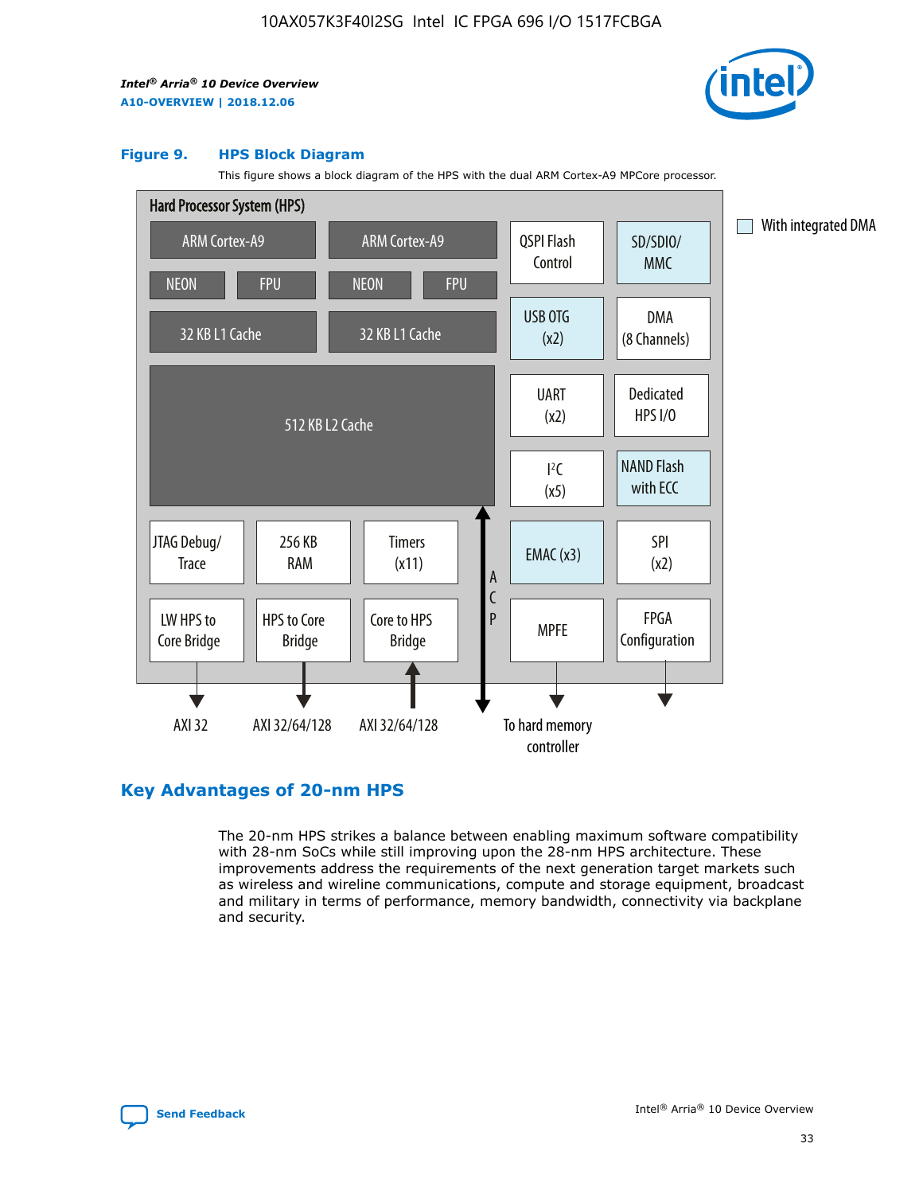### Figure 9. HPS Block Diagram

This figure shows a block diagram of the HPS with the dual ARM Cortex-A9 MPCore processor.

Hard Processor System (HPS)

ARM Cortex-A9 | ARM Cortex-A9 | QSPI Flash Control | SD/SDIO/MMC

NEON | FPU | NEON | FPU

32 KB L1 Cache | 32 KB L1 Cache | USB OTG (x2) | DMA (8 Channels)

512 KB L2 Cache | UART (x2) | Dedicated HPS I/O | I²C (x5) | NAND Flash with ECC

JTAG Debug/Trace | 256 KB RAM | Timers (x11) | EMAC (x3) | SPI (x2)

LW HPS to Core Bridge | HPS to Core Bridge | Core to HPS Bridge | ACP | MPFE | FPGA Configuration

AXI 32 | AXI 32/64/128 | AXI 32/64/128 | To hard memory controller

With integrated DMA

## Key Advantages of 20-nm HPS

The 20-nm HPS strikes a balance between enabling maximum software compatibility with 28-nm SoCs while still improving upon the 28-nm HPS architecture. These improvements address the requirements of the next generation target markets such as wireless and wireline communications, compute and storage equipment, broadcast and military in terms of performance, memory bandwidth, connectivity via backplane and security.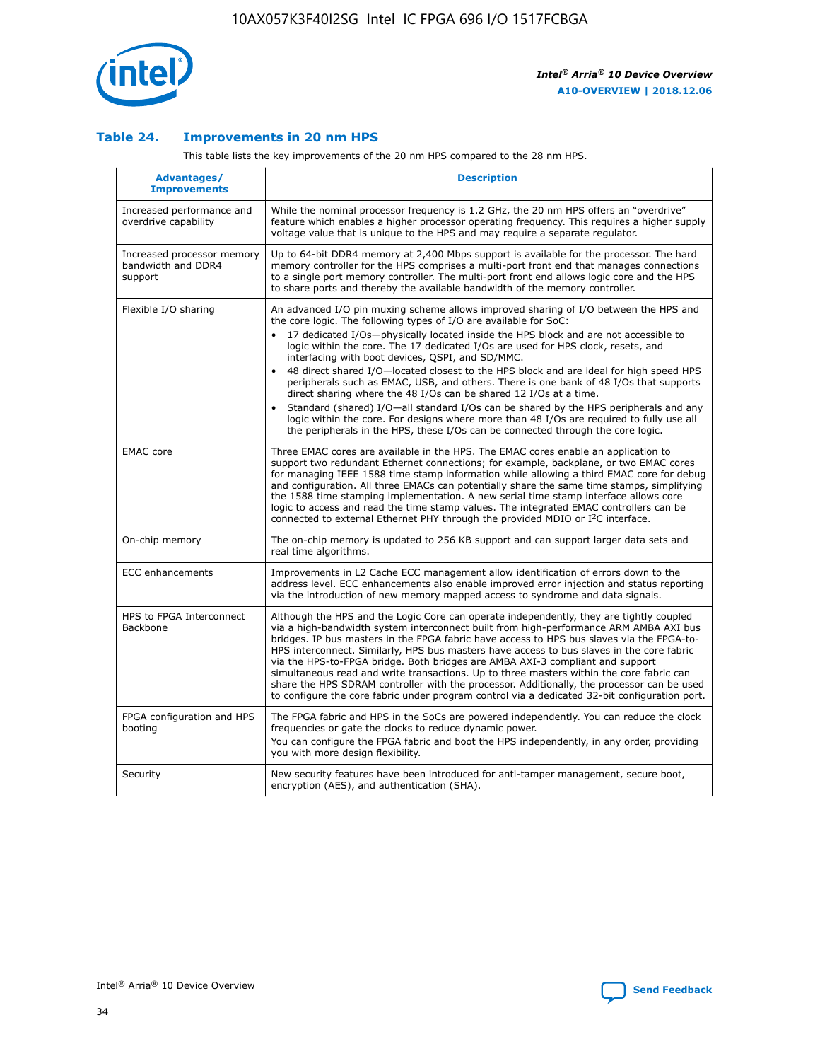### Table 24. Improvements in 20 nm HPS

This table lists the key improvements of the 20 nm HPS compared to the 28 nm HPS.

| Advantages/ Improvements | Description |
|---|---|
| Increased performance and overdrive capability | While the nominal processor frequency is 1.2 GHz, the 20 nm HPS offers an "overdrive" feature which enables a higher processor operating frequency. This requires a higher supply voltage value that is unique to the HPS and may require a separate regulator. |
| Increased processor memory bandwidth and DDR4 support | Up to 64-bit DDR4 memory at 2,400 Mbps support is available for the processor. The hard memory controller for the HPS comprises a multi-port front end that manages connections to a single port memory controller. The multi-port front end allows logic core and the HPS to share ports and thereby the available bandwidth of the memory controller. |
| Flexible I/O sharing | An advanced I/O pin muxing scheme allows improved sharing of I/O between the HPS and the core logic. The following types of I/O are available for SoC:<br>• 17 dedicated I/Os—physically located inside the HPS block and are not accessible to logic within the core. The 17 dedicated I/Os are used for HPS clock, resets, and interfacing with boot devices, QSPI, and SD/MMC.<br>• 48 direct shared I/O—located closest to the HPS block and are ideal for high speed HPS peripherals such as EMAC, USB, and others. There is one bank of 48 I/Os that supports direct sharing where the 48 I/Os can be shared 12 I/Os at a time.<br>• Standard (shared) I/O—all standard I/Os can be shared by the HPS peripherals and any logic within the core. For designs where more than 48 I/Os are required to fully use all the peripherals in the HPS, these I/Os can be connected through the core logic. |
| EMAC core | Three EMAC cores are available in the HPS. The EMAC cores enable an application to support two redundant Ethernet connections; for example, backplane, or two EMAC cores for managing IEEE 1588 time stamp information while allowing a third EMAC core for debug and configuration. All three EMACs can potentially share the same time stamps, simplifying the 1588 time stamping implementation. A new serial time stamp interface allows core logic to access and read the time stamp values. The integrated EMAC controllers can be connected to external Ethernet PHY through the provided MDIO or I²C interface. |
| On-chip memory | The on-chip memory is updated to 256 KB support and can support larger data sets and real time algorithms. |
| ECC enhancements | Improvements in L2 Cache ECC management allow identification of errors down to the address level. ECC enhancements also enable improved error injection and status reporting via the introduction of new memory mapped access to syndrome and data signals. |
| HPS to FPGA Interconnect Backbone | Although the HPS and the Logic Core can operate independently, they are tightly coupled via a high-bandwidth system interconnect built from high-performance ARM AMBA AXI bus bridges. IP bus masters in the FPGA fabric have access to HPS bus slaves via the FPGA-to-HPS interconnect. Similarly, HPS bus masters have access to bus slaves in the core fabric via the HPS-to-FPGA bridge. Both bridges are AMBA AXI-3 compliant and support simultaneous read and write transactions. Up to three masters within the core fabric can share the HPS SDRAM controller with the processor. Additionally, the processor can be used to configure the core fabric under program control via a dedicated 32-bit configuration port. |
| FPGA configuration and HPS booting | The FPGA fabric and HPS in the SoCs are powered independently. You can reduce the clock frequencies or gate the clocks to reduce dynamic power.<br>You can configure the FPGA fabric and boot the HPS independently, in any order, providing you with more design flexibility. |
| Security | New security features have been introduced for anti-tamper management, secure boot, encryption (AES), and authentication (SHA). |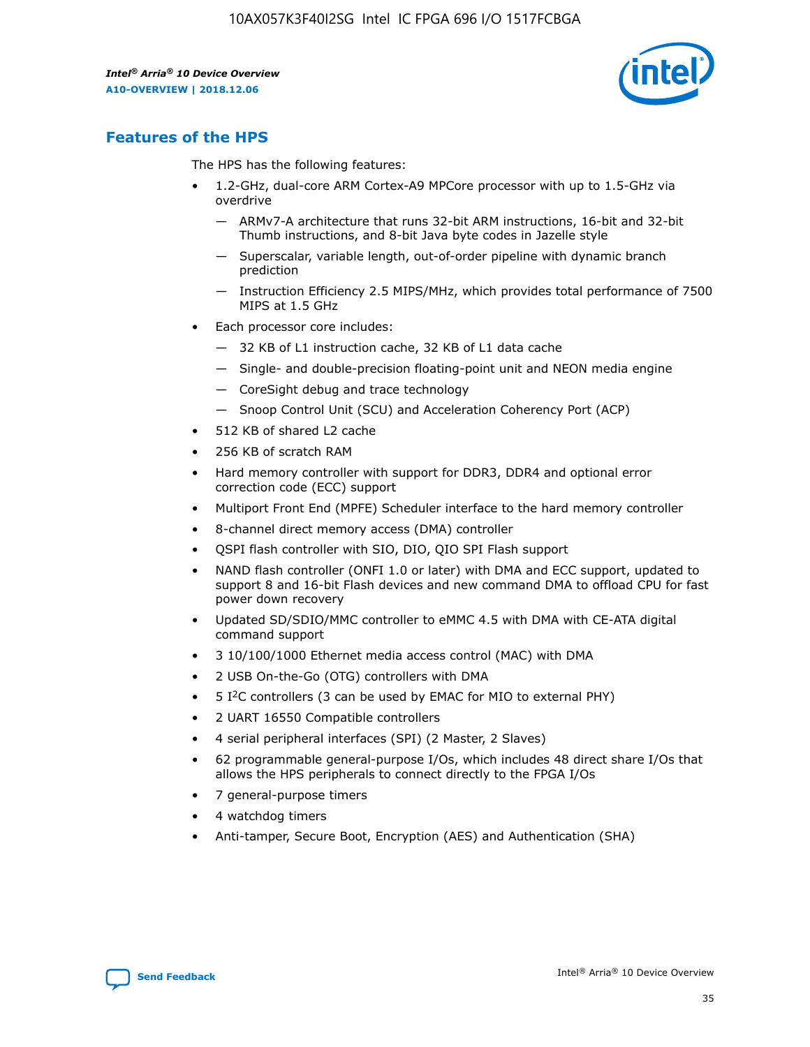## Features of the HPS

The HPS has the following features:

- 1.2-GHz, dual-core ARM Cortex-A9 MPCore processor with up to 1.5-GHz via overdrive
  - — ARMv7-A architecture that runs 32-bit ARM instructions, 16-bit and 32-bit Thumb instructions, and 8-bit Java byte codes in Jazelle style
  - — Superscalar, variable length, out-of-order pipeline with dynamic branch prediction
  - — Instruction Efficiency 2.5 MIPS/MHz, which provides total performance of 7500 MIPS at 1.5 GHz
- Each processor core includes:
  - — 32 KB of L1 instruction cache, 32 KB of L1 data cache
  - — Single- and double-precision floating-point unit and NEON media engine
  - — CoreSight debug and trace technology
  - — Snoop Control Unit (SCU) and Acceleration Coherency Port (ACP)
- 512 KB of shared L2 cache
- 256 KB of scratch RAM
- Hard memory controller with support for DDR3, DDR4 and optional error correction code (ECC) support
- Multiport Front End (MPFE) Scheduler interface to the hard memory controller
- 8-channel direct memory access (DMA) controller
- QSPI flash controller with SIO, DIO, QIO SPI Flash support
- NAND flash controller (ONFI 1.0 or later) with DMA and ECC support, updated to support 8 and 16-bit Flash devices and new command DMA to offload CPU for fast power down recovery
- Updated SD/SDIO/MMC controller to eMMC 4.5 with DMA with CE-ATA digital command support
- 3 10/100/1000 Ethernet media access control (MAC) with DMA
- 2 USB On-the-Go (OTG) controllers with DMA
- 5 I²C controllers (3 can be used by EMAC for MIO to external PHY)
- 2 UART 16550 Compatible controllers
- 4 serial peripheral interfaces (SPI) (2 Master, 2 Slaves)
- 62 programmable general-purpose I/Os, which includes 48 direct share I/Os that allows the HPS peripherals to connect directly to the FPGA I/Os
- 7 general-purpose timers
- 4 watchdog timers
- Anti-tamper, Secure Boot, Encryption (AES) and Authentication (SHA)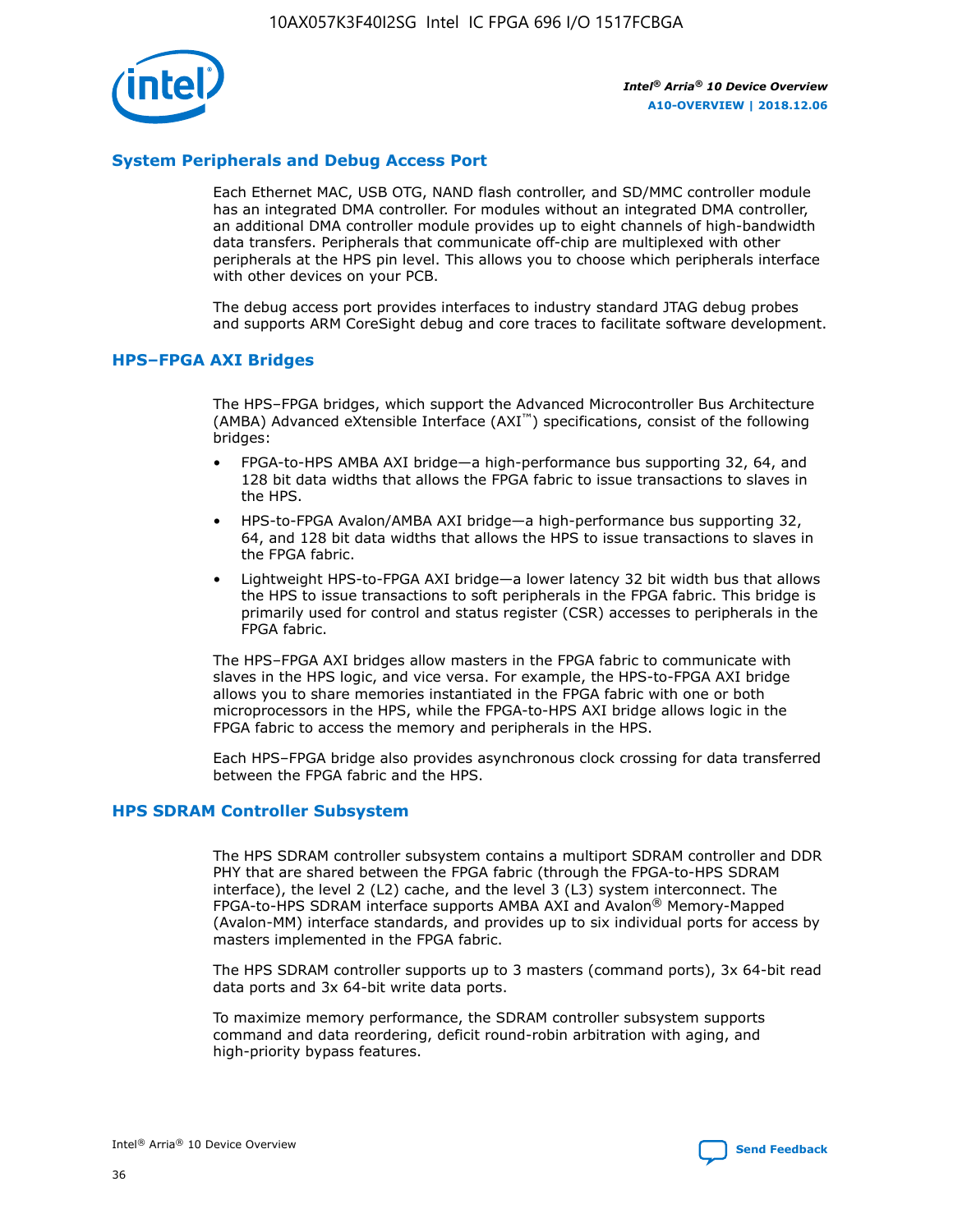## System Peripherals and Debug Access Port

Each Ethernet MAC, USB OTG, NAND flash controller, and SD/MMC controller module has an integrated DMA controller. For modules without an integrated DMA controller, an additional DMA controller module provides up to eight channels of high-bandwidth data transfers. Peripherals that communicate off-chip are multiplexed with other peripherals at the HPS pin level. This allows you to choose which peripherals interface with other devices on your PCB.

The debug access port provides interfaces to industry standard JTAG debug probes and supports ARM CoreSight debug and core traces to facilitate software development.

## HPS–FPGA AXI Bridges

The HPS–FPGA bridges, which support the Advanced Microcontroller Bus Architecture (AMBA) Advanced eXtensible Interface (AXI™) specifications, consist of the following bridges:

- FPGA-to-HPS AMBA AXI bridge—a high-performance bus supporting 32, 64, and 128 bit data widths that allows the FPGA fabric to issue transactions to slaves in the HPS.
- HPS-to-FPGA Avalon/AMBA AXI bridge—a high-performance bus supporting 32, 64, and 128 bit data widths that allows the HPS to issue transactions to slaves in the FPGA fabric.
- Lightweight HPS-to-FPGA AXI bridge—a lower latency 32 bit width bus that allows the HPS to issue transactions to soft peripherals in the FPGA fabric. This bridge is primarily used for control and status register (CSR) accesses to peripherals in the FPGA fabric.

The HPS–FPGA AXI bridges allow masters in the FPGA fabric to communicate with slaves in the HPS logic, and vice versa. For example, the HPS-to-FPGA AXI bridge allows you to share memories instantiated in the FPGA fabric with one or both microprocessors in the HPS, while the FPGA-to-HPS AXI bridge allows logic in the FPGA fabric to access the memory and peripherals in the HPS.

Each HPS–FPGA bridge also provides asynchronous clock crossing for data transferred between the FPGA fabric and the HPS.

## HPS SDRAM Controller Subsystem

The HPS SDRAM controller subsystem contains a multiport SDRAM controller and DDR PHY that are shared between the FPGA fabric (through the FPGA-to-HPS SDRAM interface), the level 2 (L2) cache, and the level 3 (L3) system interconnect. The FPGA-to-HPS SDRAM interface supports AMBA AXI and Avalon® Memory-Mapped (Avalon-MM) interface standards, and provides up to six individual ports for access by masters implemented in the FPGA fabric.

The HPS SDRAM controller supports up to 3 masters (command ports), 3x 64-bit read data ports and 3x 64-bit write data ports.

To maximize memory performance, the SDRAM controller subsystem supports command and data reordering, deficit round-robin arbitration with aging, and high-priority bypass features.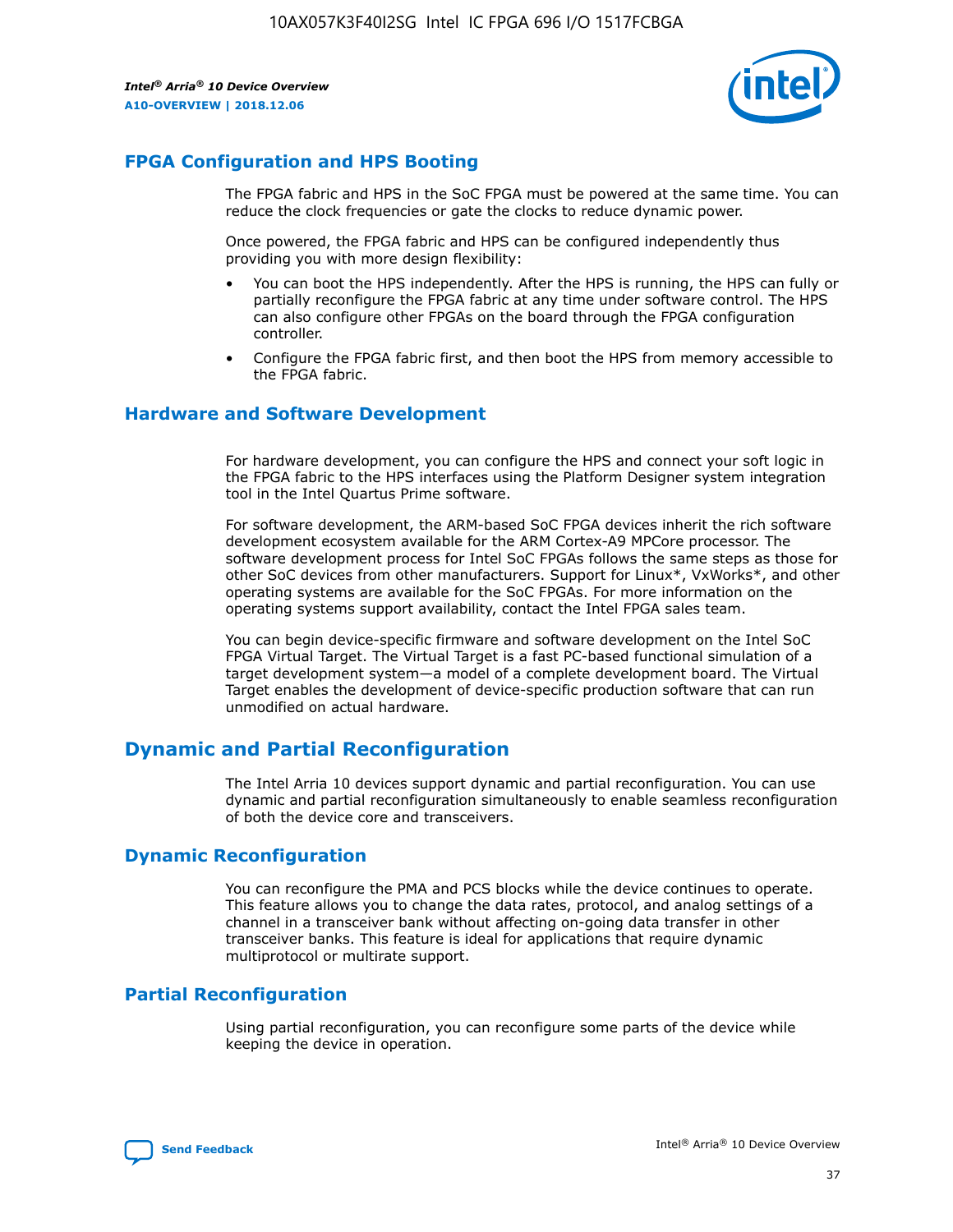## FPGA Configuration and HPS Booting

The FPGA fabric and HPS in the SoC FPGA must be powered at the same time. You can reduce the clock frequencies or gate the clocks to reduce dynamic power.

Once powered, the FPGA fabric and HPS can be configured independently thus providing you with more design flexibility:

- You can boot the HPS independently. After the HPS is running, the HPS can fully or partially reconfigure the FPGA fabric at any time under software control. The HPS can also configure other FPGAs on the board through the FPGA configuration controller.
- Configure the FPGA fabric first, and then boot the HPS from memory accessible to the FPGA fabric.

## Hardware and Software Development

For hardware development, you can configure the HPS and connect your soft logic in the FPGA fabric to the HPS interfaces using the Platform Designer system integration tool in the Intel Quartus Prime software.

For software development, the ARM-based SoC FPGA devices inherit the rich software development ecosystem available for the ARM Cortex-A9 MPCore processor. The software development process for Intel SoC FPGAs follows the same steps as those for other SoC devices from other manufacturers. Support for Linux*, VxWorks*, and other operating systems are available for the SoC FPGAs. For more information on the operating systems support availability, contact the Intel FPGA sales team.

You can begin device-specific firmware and software development on the Intel SoC FPGA Virtual Target. The Virtual Target is a fast PC-based functional simulation of a target development system—a model of a complete development board. The Virtual Target enables the development of device-specific production software that can run unmodified on actual hardware.

# Dynamic and Partial Reconfiguration

The Intel Arria 10 devices support dynamic and partial reconfiguration. You can use dynamic and partial reconfiguration simultaneously to enable seamless reconfiguration of both the device core and transceivers.

## Dynamic Reconfiguration

You can reconfigure the PMA and PCS blocks while the device continues to operate. This feature allows you to change the data rates, protocol, and analog settings of a channel in a transceiver bank without affecting on-going data transfer in other transceiver banks. This feature is ideal for applications that require dynamic multiprotocol or multirate support.

## Partial Reconfiguration

Using partial reconfiguration, you can reconfigure some parts of the device while keeping the device in operation.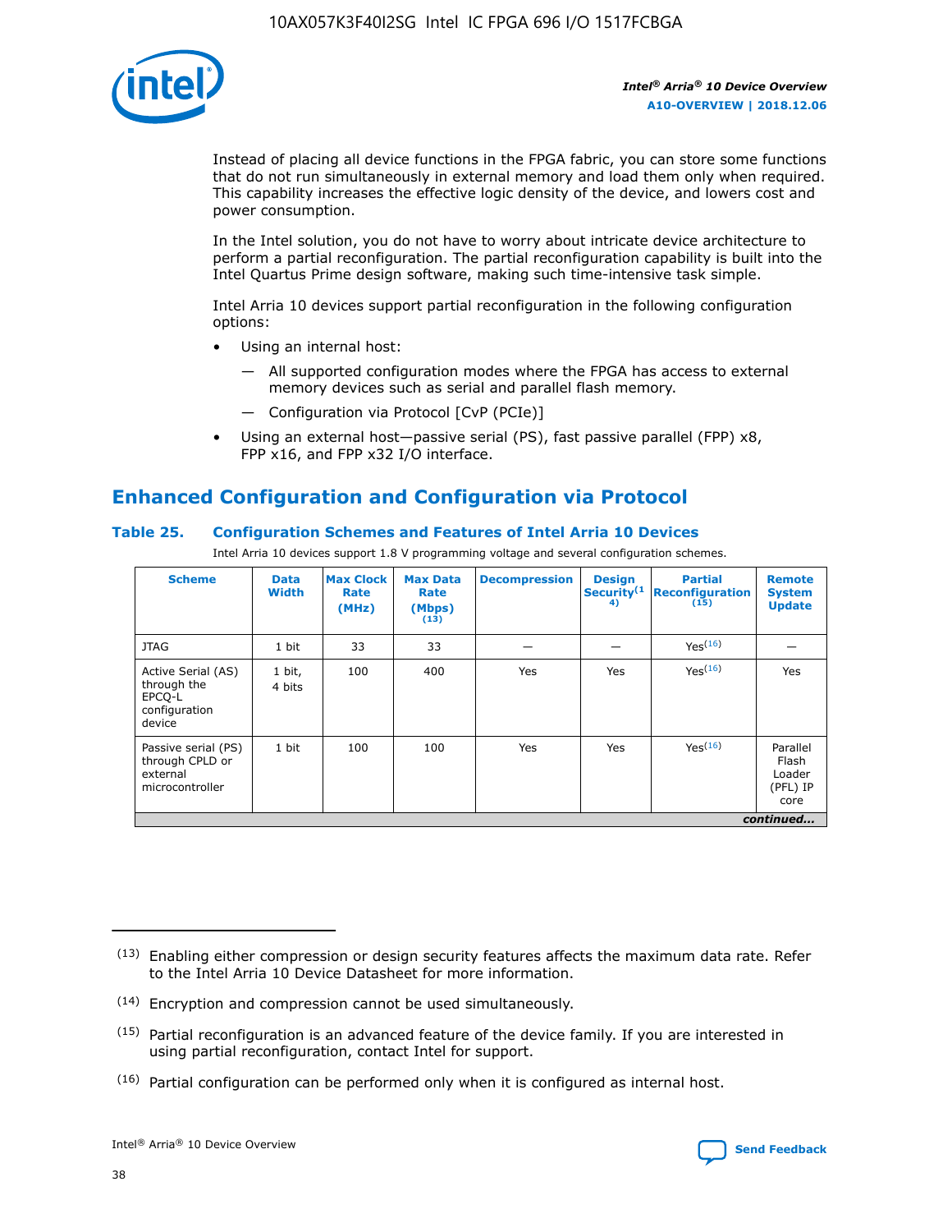Instead of placing all device functions in the FPGA fabric, you can store some functions that do not run simultaneously in external memory and load them only when required. This capability increases the effective logic density of the device, and lowers cost and power consumption.

In the Intel solution, you do not have to worry about intricate device architecture to perform a partial reconfiguration. The partial reconfiguration capability is built into the Intel Quartus Prime design software, making such time-intensive task simple.

Intel Arria 10 devices support partial reconfiguration in the following configuration options:

- Using an internal host:
  - All supported configuration modes where the FPGA has access to external memory devices such as serial and parallel flash memory.
  - Configuration via Protocol [CvP (PCIe)]
- Using an external host—passive serial (PS), fast passive parallel (FPP) x8, FPP x16, and FPP x32 I/O interface.

## Enhanced Configuration and Configuration via Protocol

### Table 25. Configuration Schemes and Features of Intel Arria 10 Devices

Intel Arria 10 devices support 1.8 V programming voltage and several configuration schemes.

| Scheme | Data Width | Max Clock Rate (MHz) | Max Data Rate (Mbps) (13) | Decompression | Design Security (14) | Partial Reconfiguration (15) | Remote System Update |
|---|---|---|---|---|---|---|---|
| JTAG | 1 bit | 33 | 33 | — | — | Yes(16) | — |
| Active Serial (AS) through the EPCQ-L configuration device | 1 bit, 4 bits | 100 | 400 | Yes | Yes | Yes(16) | Yes |
| Passive serial (PS) through CPLD or external microcontroller | 1 bit | 100 | 100 | Yes | Yes | Yes(16) | Parallel Flash Loader (PFL) IP core |

*continued...*

(13) Enabling either compression or design security features affects the maximum data rate. Refer to the Intel Arria 10 Device Datasheet for more information.

(14) Encryption and compression cannot be used simultaneously.

(15) Partial reconfiguration is an advanced feature of the device family. If you are interested in using partial reconfiguration, contact Intel for support.

(16) Partial configuration can be performed only when it is configured as internal host.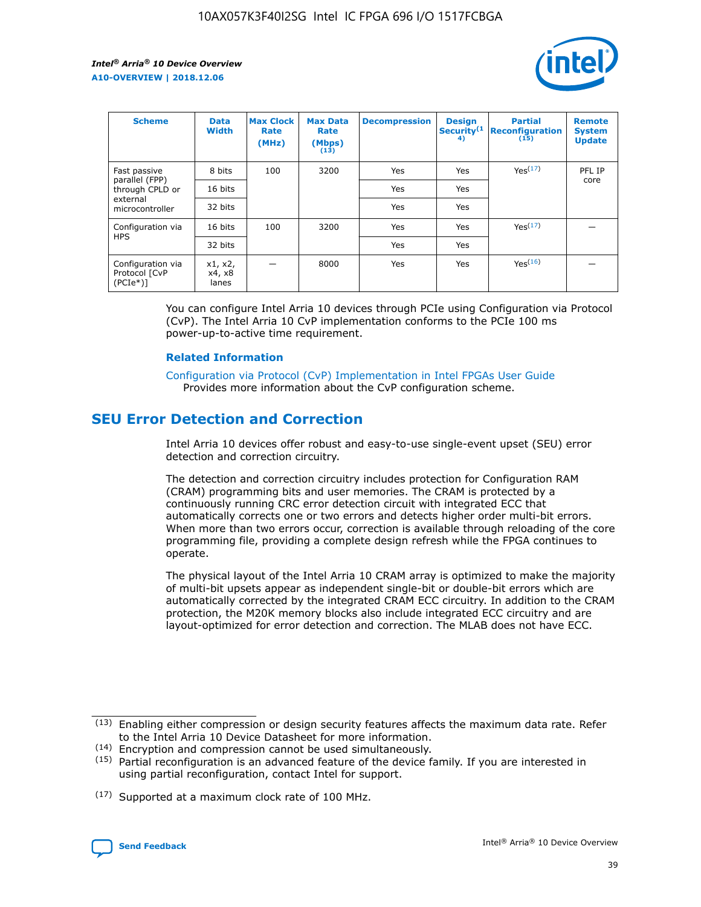| Scheme | Data Width | Max Clock Rate (MHz) | Max Data Rate (Mbps) [13] | Decompression | Design Security[14] | Partial Reconfiguration [15] | Remote System Update |
|---|---|---|---|---|---|---|---|
| Fast passive parallel (FPP) through CPLD or external microcontroller | 8 bits | 100 | 3200 | Yes | Yes | Yes[17] | PFL IP core |
| | 16 bits | | | Yes | Yes | | |
| | 32 bits | | | Yes | Yes | | |
| Configuration via HPS | 16 bits | 100 | 3200 | Yes | Yes | Yes[17] | — |
| | 32 bits | | | Yes | Yes | | |
| Configuration via Protocol [CvP (PCIe*)] | x1, x2, x4, x8 lanes | — | 8000 | Yes | Yes | Yes[16] | — |

You can configure Intel Arria 10 devices through PCIe using Configuration via Protocol (CvP). The Intel Arria 10 CvP implementation conforms to the PCIe 100 ms power-up-to-active time requirement.

**Related Information**

Configuration via Protocol (CvP) Implementation in Intel FPGAs User Guide
Provides more information about the CvP configuration scheme.

## SEU Error Detection and Correction

Intel Arria 10 devices offer robust and easy-to-use single-event upset (SEU) error detection and correction circuitry.

The detection and correction circuitry includes protection for Configuration RAM (CRAM) programming bits and user memories. The CRAM is protected by a continuously running CRC error detection circuit with integrated ECC that automatically corrects one or two errors and detects higher order multi-bit errors. When more than two errors occur, correction is available through reloading of the core programming file, providing a complete design refresh while the FPGA continues to operate.

The physical layout of the Intel Arria 10 CRAM array is optimized to make the majority of multi-bit upsets appear as independent single-bit or double-bit errors which are automatically corrected by the integrated CRAM ECC circuitry. In addition to the CRAM protection, the M20K memory blocks also include integrated ECC circuitry and are layout-optimized for error detection and correction. The MLAB does not have ECC.

(13) Enabling either compression or design security features affects the maximum data rate. Refer to the Intel Arria 10 Device Datasheet for more information.

(14) Encryption and compression cannot be used simultaneously.

(15) Partial reconfiguration is an advanced feature of the device family. If you are interested in using partial reconfiguration, contact Intel for support.

(17) Supported at a maximum clock rate of 100 MHz.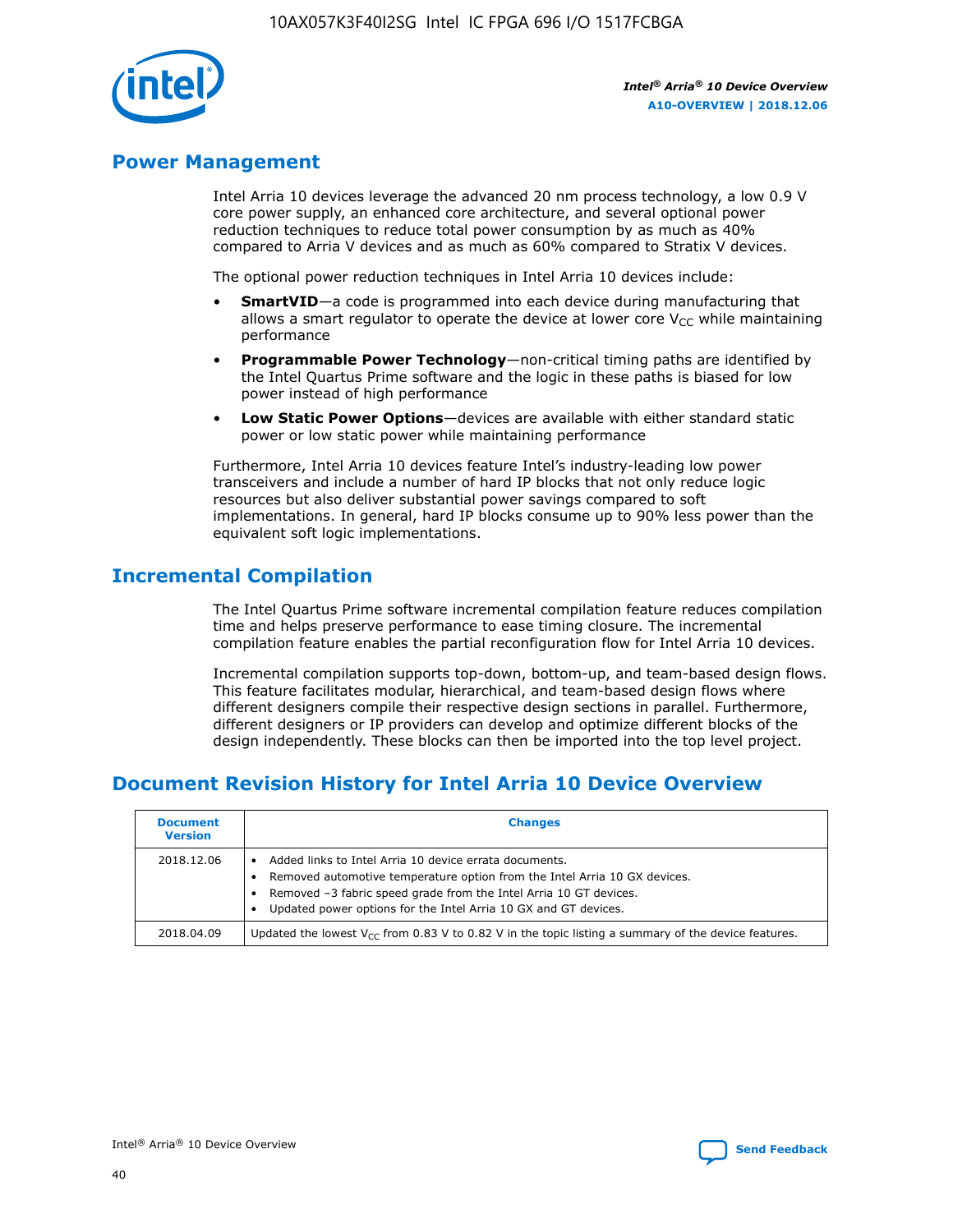## Power Management

Intel Arria 10 devices leverage the advanced 20 nm process technology, a low 0.9 V core power supply, an enhanced core architecture, and several optional power reduction techniques to reduce total power consumption by as much as 40% compared to Arria V devices and as much as 60% compared to Stratix V devices.

The optional power reduction techniques in Intel Arria 10 devices include:

- **SmartVID**—a code is programmed into each device during manufacturing that allows a smart regulator to operate the device at lower core $V_{CC}$ while maintaining performance
- **Programmable Power Technology**—non-critical timing paths are identified by the Intel Quartus Prime software and the logic in these paths is biased for low power instead of high performance
- **Low Static Power Options**—devices are available with either standard static power or low static power while maintaining performance

Furthermore, Intel Arria 10 devices feature Intel's industry-leading low power transceivers and include a number of hard IP blocks that not only reduce logic resources but also deliver substantial power savings compared to soft implementations. In general, hard IP blocks consume up to 90% less power than the equivalent soft logic implementations.

## Incremental Compilation

The Intel Quartus Prime software incremental compilation feature reduces compilation time and helps preserve performance to ease timing closure. The incremental compilation feature enables the partial reconfiguration flow for Intel Arria 10 devices.

Incremental compilation supports top-down, bottom-up, and team-based design flows. This feature facilitates modular, hierarchical, and team-based design flows where different designers compile their respective design sections in parallel. Furthermore, different designers or IP providers can develop and optimize different blocks of the design independently. These blocks can then be imported into the top level project.

## Document Revision History for Intel Arria 10 Device Overview

| Document Version | Changes |
|---|---|
| 2018.12.06 | • Added links to Intel Arria 10 device errata documents.<br>• Removed automotive temperature option from the Intel Arria 10 GX devices.<br>• Removed –3 fabric speed grade from the Intel Arria 10 GT devices.<br>• Updated power options for the Intel Arria 10 GX and GT devices. |
| 2018.04.09 | Updated the lowest $V_{CC}$ from 0.83 V to 0.82 V in the topic listing a summary of the device features. |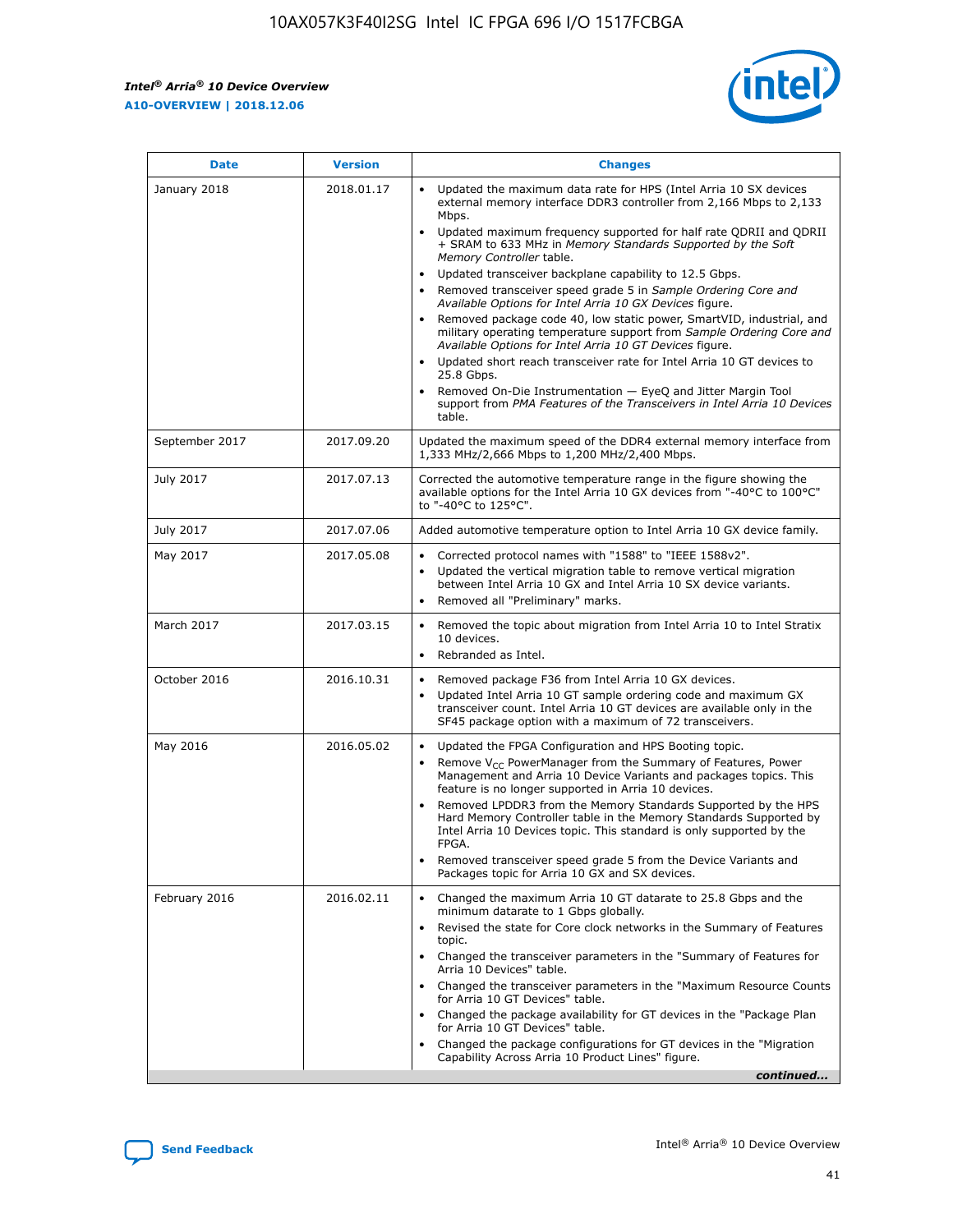| Date | Version | Changes |
| --- | --- | --- |
| January 2018 | 2018.01.17 | • Updated the maximum data rate for HPS (Intel Arria 10 SX devices external memory interface DDR3 controller from 2,166 Mbps to 2,133 Mbps.<br>• Updated maximum frequency supported for half rate QDRII and QDRII + SRAM to 633 MHz in *Memory Standards Supported by the Soft Memory Controller* table.<br>• Updated transceiver backplane capability to 12.5 Gbps.<br>• Removed transceiver speed grade 5 in *Sample Ordering Core and Available Options for Intel Arria 10 GX Devices* figure.<br>• Removed package code 40, low static power, SmartVID, industrial, and military operating temperature support from *Sample Ordering Core and Available Options for Intel Arria 10 GT Devices* figure.<br>• Updated short reach transceiver rate for Intel Arria 10 GT devices to 25.8 Gbps.<br>• Removed On-Die Instrumentation — EyeQ and Jitter Margin Tool support from *PMA Features of the Transceivers in Intel Arria 10 Devices* table. |
| September 2017 | 2017.09.20 | Updated the maximum speed of the DDR4 external memory interface from 1,333 MHz/2,666 Mbps to 1,200 MHz/2,400 Mbps. |
| July 2017 | 2017.07.13 | Corrected the automotive temperature range in the figure showing the available options for the Intel Arria 10 GX devices from "-40°C to 100°C" to "-40°C to 125°C". |
| July 2017 | 2017.07.06 | Added automotive temperature option to Intel Arria 10 GX device family. |
| May 2017 | 2017.05.08 | • Corrected protocol names with "1588" to "IEEE 1588v2".<br>• Updated the vertical migration table to remove vertical migration between Intel Arria 10 GX and Intel Arria 10 SX device variants.<br>• Removed all "Preliminary" marks. |
| March 2017 | 2017.03.15 | • Removed the topic about migration from Intel Arria 10 to Intel Stratix 10 devices.<br>• Rebranded as Intel. |
| October 2016 | 2016.10.31 | • Removed package F36 from Intel Arria 10 GX devices.<br>• Updated Intel Arria 10 GT sample ordering code and maximum GX transceiver count. Intel Arria 10 GT devices are available only in the SF45 package option with a maximum of 72 transceivers. |
| May 2016 | 2016.05.02 | • Updated the FPGA Configuration and HPS Booting topic.<br>• Remove $V_{CC}$ PowerManager from the Summary of Features, Power Management and Arria 10 Device Variants and packages topics. This feature is no longer supported in Arria 10 devices.<br>• Removed LPDDR3 from the Memory Standards Supported by the HPS Hard Memory Controller table in the Memory Standards Supported by Intel Arria 10 Devices topic. This standard is only supported by the FPGA.<br>• Removed transceiver speed grade 5 from the Device Variants and Packages topic for Arria 10 GX and SX devices. |
| February 2016 | 2016.02.11 | • Changed the maximum Arria 10 GT datarate to 25.8 Gbps and the minimum datarate to 1 Gbps globally.<br>• Revised the state for Core clock networks in the Summary of Features topic.<br>• Changed the transceiver parameters in the "Summary of Features for Arria 10 Devices" table.<br>• Changed the transceiver parameters in the "Maximum Resource Counts for Arria 10 GT Devices" table.<br>• Changed the package availability for GT devices in the "Package Plan for Arria 10 GT Devices" table.<br>• Changed the package configurations for GT devices in the "Migration Capability Across Arria 10 Product Lines" figure. |

*continued...*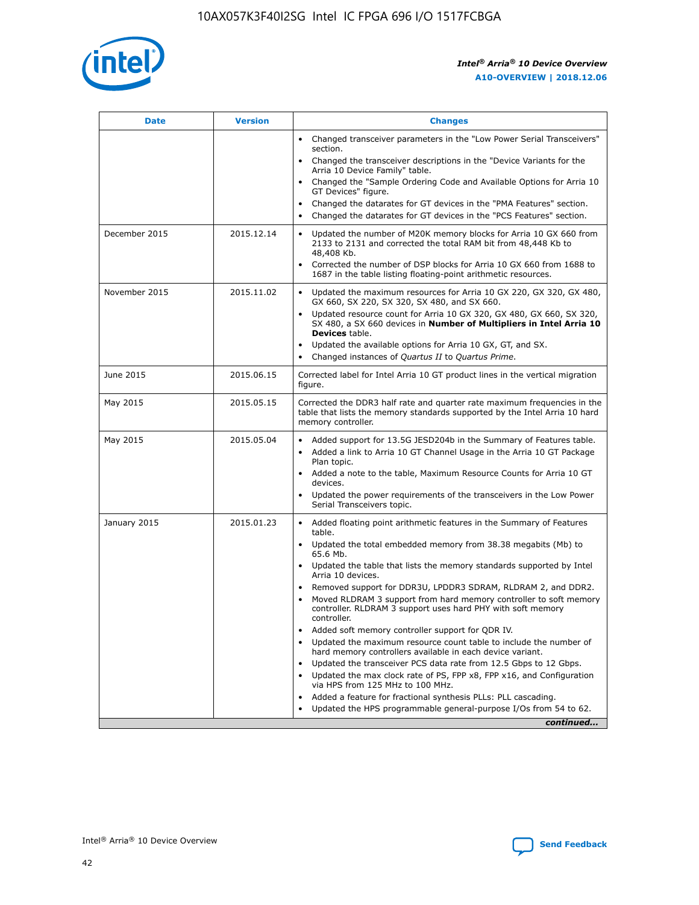| Date | Version | Changes |
| --- | --- | --- |
|  |  | • Changed transceiver parameters in the "Low Power Serial Transceivers" section.<br>• Changed the transceiver descriptions in the "Device Variants for the Arria 10 Device Family" table.<br>• Changed the "Sample Ordering Code and Available Options for Arria 10 GT Devices" figure.<br>• Changed the datarates for GT devices in the "PMA Features" section.<br>• Changed the datarates for GT devices in the "PCS Features" section. |
| December 2015 | 2015.12.14 | • Updated the number of M20K memory blocks for Arria 10 GX 660 from 2133 to 2131 and corrected the total RAM bit from 48,448 Kb to 48,408 Kb.<br>• Corrected the number of DSP blocks for Arria 10 GX 660 from 1688 to 1687 in the table listing floating-point arithmetic resources. |
| November 2015 | 2015.11.02 | • Updated the maximum resources for Arria 10 GX 220, GX 320, GX 480, GX 660, SX 220, SX 320, SX 480, and SX 660.<br>• Updated resource count for Arria 10 GX 320, GX 480, GX 660, SX 320, SX 480, a SX 660 devices in **Number of Multipliers in Intel Arria 10 Devices** table.<br>• Updated the available options for Arria 10 GX, GT, and SX.<br>• Changed instances of *Quartus II* to *Quartus Prime*. |
| June 2015 | 2015.06.15 | Corrected label for Intel Arria 10 GT product lines in the vertical migration figure. |
| May 2015 | 2015.05.15 | Corrected the DDR3 half rate and quarter rate maximum frequencies in the table that lists the memory standards supported by the Intel Arria 10 hard memory controller. |
| May 2015 | 2015.05.04 | • Added support for 13.5G JESD204b in the Summary of Features table.<br>• Added a link to Arria 10 GT Channel Usage in the Arria 10 GT Package Plan topic.<br>• Added a note to the table, Maximum Resource Counts for Arria 10 GT devices.<br>• Updated the power requirements of the transceivers in the Low Power Serial Transceivers topic. |
| January 2015 | 2015.01.23 | • Added floating point arithmetic features in the Summary of Features table.<br>• Updated the total embedded memory from 38.38 megabits (Mb) to 65.6 Mb.<br>• Updated the table that lists the memory standards supported by Intel Arria 10 devices.<br>• Removed support for DDR3U, LPDDR3 SDRAM, RLDRAM 2, and DDR2.<br>• Moved RLDRAM 3 support from hard memory controller to soft memory controller. RLDRAM 3 support uses hard PHY with soft memory controller.<br>• Added soft memory controller support for QDR IV.<br>• Updated the maximum resource count table to include the number of hard memory controllers available in each device variant.<br>• Updated the transceiver PCS data rate from 12.5 Gbps to 12 Gbps.<br>• Updated the max clock rate of PS, FPP x8, FPP x16, and Configuration via HPS from 125 MHz to 100 MHz.<br>• Added a feature for fractional synthesis PLLs: PLL cascading.<br>• Updated the HPS programmable general-purpose I/Os from 54 to 62. |

*continued...*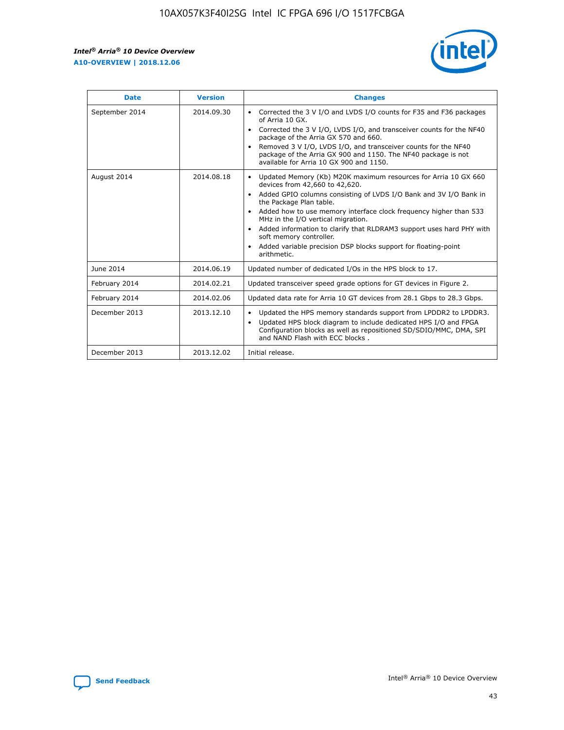| Date | Version | Changes |
| --- | --- | --- |
| September 2014 | 2014.09.30 | • Corrected the 3 V I/O and LVDS I/O counts for F35 and F36 packages of Arria 10 GX.<br>• Corrected the 3 V I/O, LVDS I/O, and transceiver counts for the NF40 package of the Arria GX 570 and 660.<br>• Removed 3 V I/O, LVDS I/O, and transceiver counts for the NF40 package of the Arria GX 900 and 1150. The NF40 package is not available for Arria 10 GX 900 and 1150. |
| August 2014 | 2014.08.18 | • Updated Memory (Kb) M20K maximum resources for Arria 10 GX 660 devices from 42,660 to 42,620.<br>• Added GPIO columns consisting of LVDS I/O Bank and 3V I/O Bank in the Package Plan table.<br>• Added how to use memory interface clock frequency higher than 533 MHz in the I/O vertical migration.<br>• Added information to clarify that RLDRAM3 support uses hard PHY with soft memory controller.<br>• Added variable precision DSP blocks support for floating-point arithmetic. |
| June 2014 | 2014.06.19 | Updated number of dedicated I/Os in the HPS block to 17. |
| February 2014 | 2014.02.21 | Updated transceiver speed grade options for GT devices in Figure 2. |
| February 2014 | 2014.02.06 | Updated data rate for Arria 10 GT devices from 28.1 Gbps to 28.3 Gbps. |
| December 2013 | 2013.12.10 | • Updated the HPS memory standards support from LPDDR2 to LPDDR3.<br>• Updated HPS block diagram to include dedicated HPS I/O and FPGA Configuration blocks as well as repositioned SD/SDIO/MMC, DMA, SPI and NAND Flash with ECC blocks . |
| December 2013 | 2013.12.02 | Initial release. |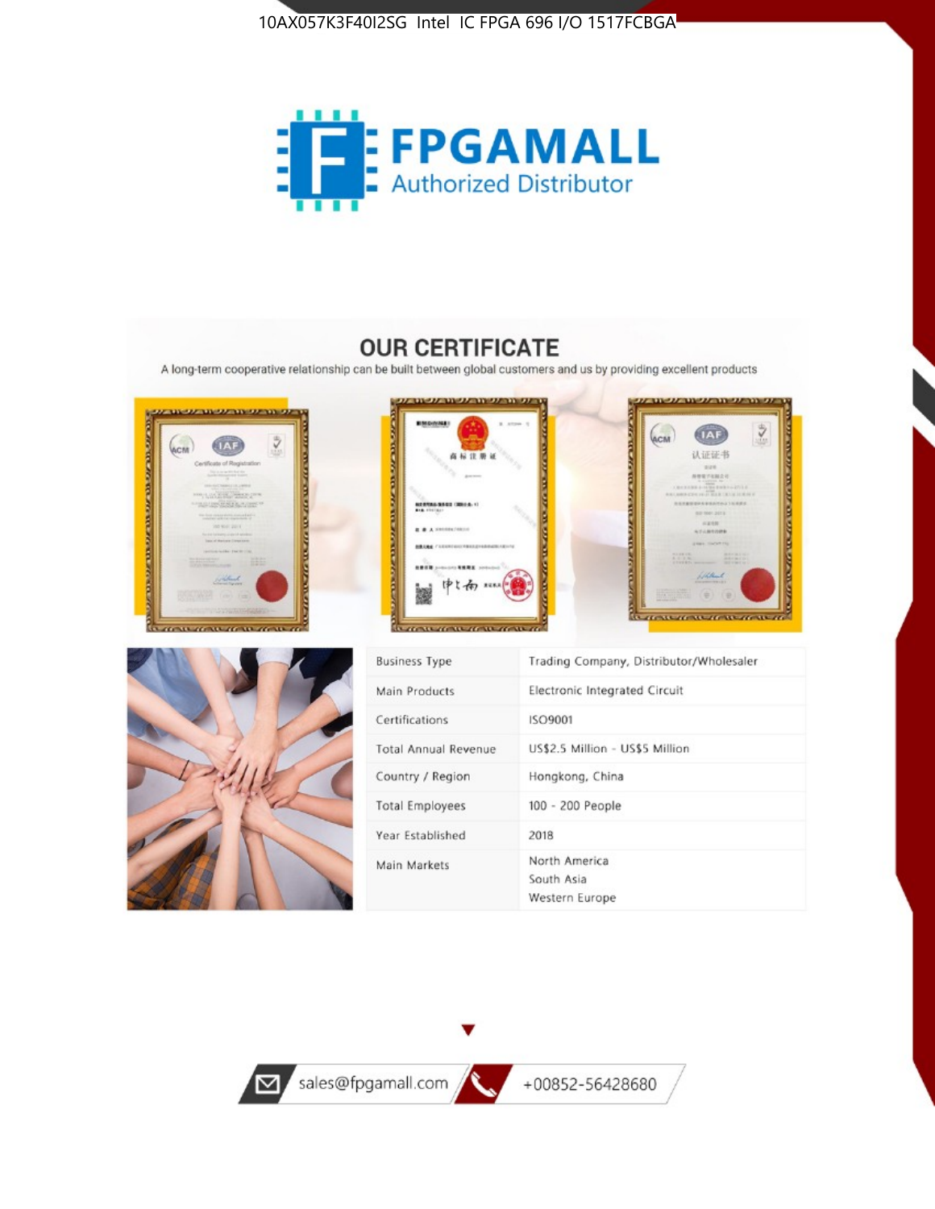# FPGAMALL

Authorized Distributor

## OUR CERTIFICATE

A long-term cooperative relationship can be built between global customers and us by providing excellent products

| | |
|---|---|
| Business Type | Trading Company, Distributor/Wholesaler |
| Main Products | Electronic Integrated Circuit |
| Certifications | ISO9001 |
| Total Annual Revenue | US$2.5 Million - US$5 Million |
| Country / Region | Hongkong, China |
| Total Employees | 100 - 200 People |
| Year Established | 2018 |
| Main Markets | North America<br>South Asia<br>Western Europe |

sales@fpgamall.com

+00852-56428680